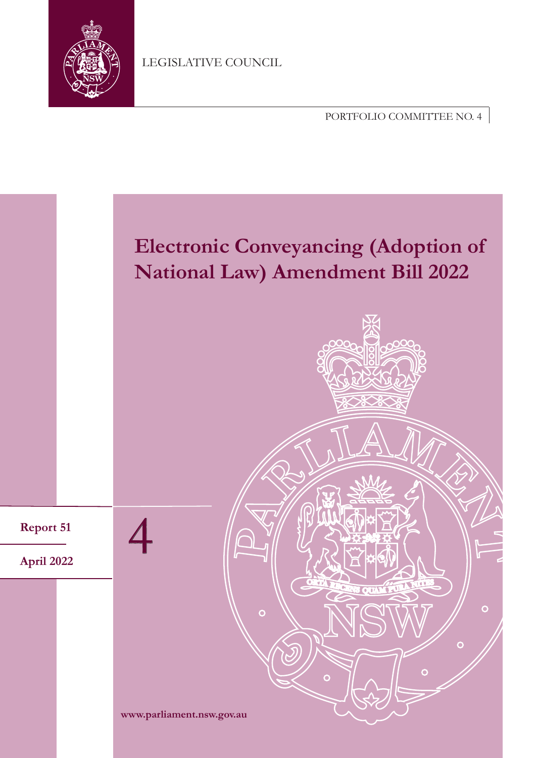LEGISLATIVE COUNCIL

PORTFOLIO COMMITTEE NO. 4

# Electronic Conveyancing (Adoption of National Law) Amendment Bill 2022

4

**Report 51**

**April 2022**

**www.parliament.nsw.gov.au**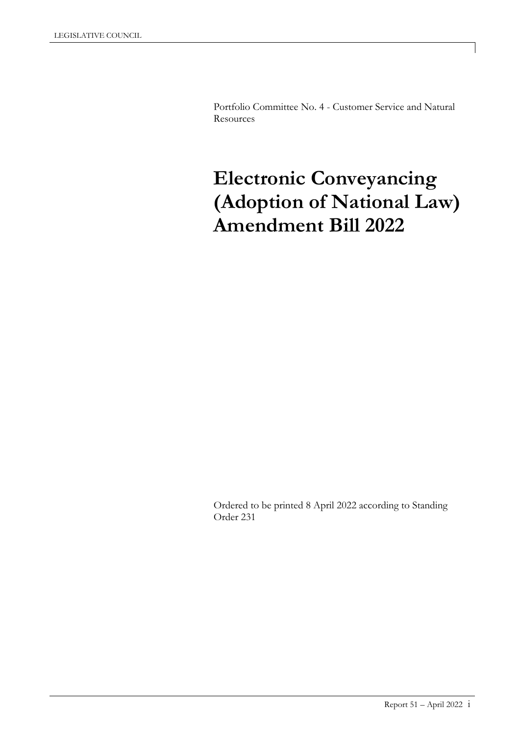Portfolio Committee No. 4 - Customer Service and Natural Resources

# Electronic Conveyancing (Adoption of National Law) Amendment Bill 2022

Ordered to be printed 8 April 2022 according to Standing Order 231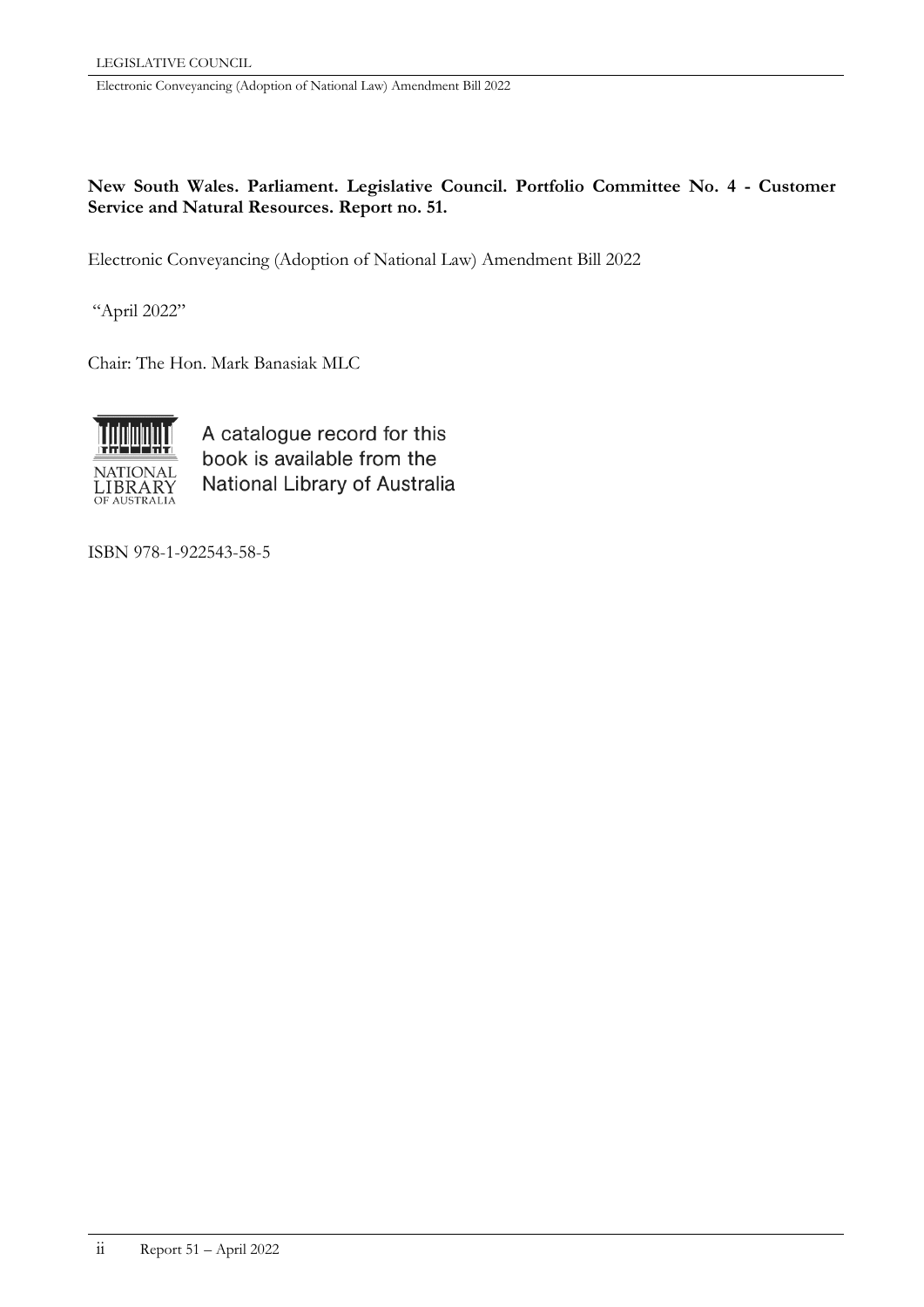**New South Wales. Parliament. Legislative Council. Portfolio Committee No. 4 - Customer Service and Natural Resources. Report no. 51.**

Electronic Conveyancing (Adoption of National Law) Amendment Bill 2022

"April 2022"

Chair: The Hon. Mark Banasiak MLC

A catalogue record for this book is available from the National Library of Australia

ISBN 978-1-922543-58-5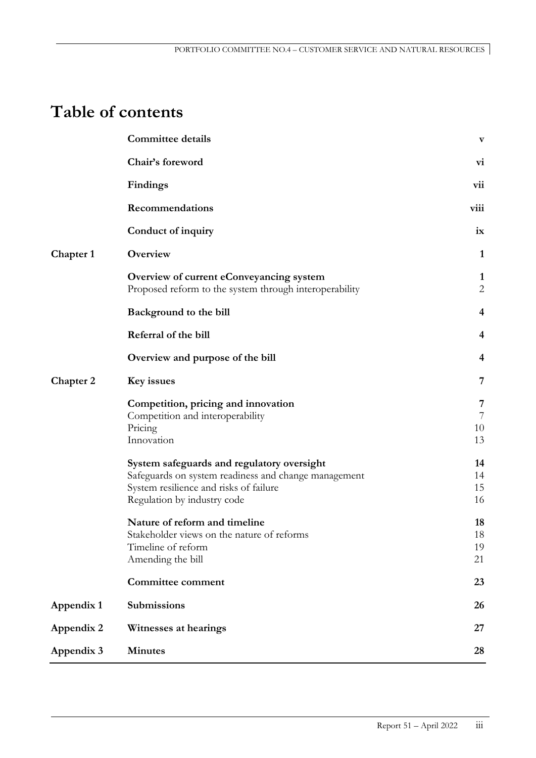# Table of contents

| | | |
|---|---|---|
| | **Committee details** | **v** |
| | **Chair's foreword** | **vi** |
| | **Findings** | **vii** |
| | **Recommendations** | **viii** |
| | **Conduct of inquiry** | **ix** |
| **Chapter 1** | **Overview** | **1** |
| | **Overview of current eConveyancing system** | **1** |
| | Proposed reform to the system through interoperability | 2 |
| | **Background to the bill** | **4** |
| | **Referral of the bill** | **4** |
| | **Overview and purpose of the bill** | **4** |
| **Chapter 2** | **Key issues** | **7** |
| | **Competition, pricing and innovation** | **7** |
| | Competition and interoperability | 7 |
| | Pricing | 10 |
| | Innovation | 13 |
| | **System safeguards and regulatory oversight** | **14** |
| | Safeguards on system readiness and change management | 14 |
| | System resilience and risks of failure | 15 |
| | Regulation by industry code | 16 |
| | **Nature of reform and timeline** | **18** |
| | Stakeholder views on the nature of reforms | 18 |
| | Timeline of reform | 19 |
| | Amending the bill | 21 |
| | **Committee comment** | **23** |
| **Appendix 1** | **Submissions** | **26** |
| **Appendix 2** | **Witnesses at hearings** | **27** |
| **Appendix 3** | **Minutes** | **28** |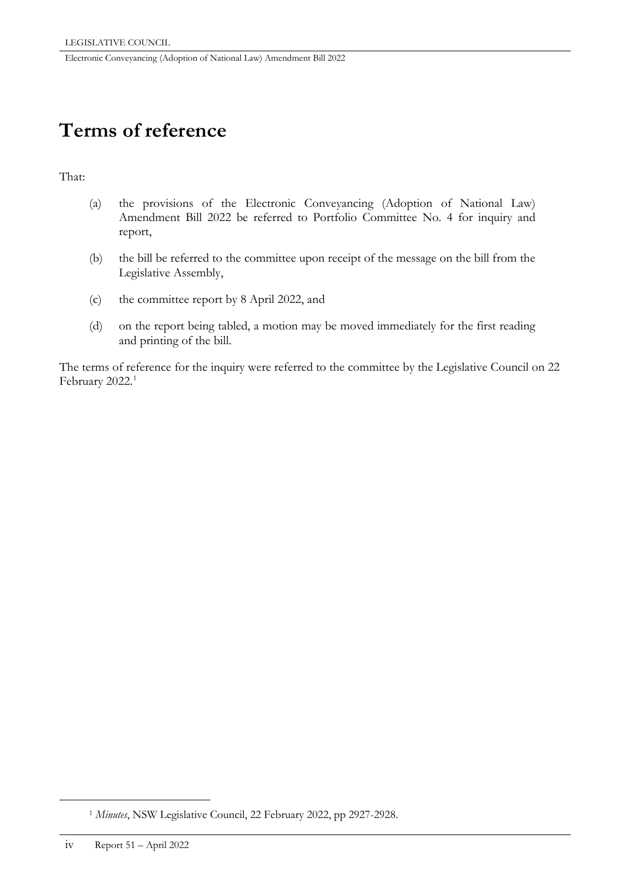# Terms of reference

That:

(a) the provisions of the Electronic Conveyancing (Adoption of National Law) Amendment Bill 2022 be referred to Portfolio Committee No. 4 for inquiry and report,

(b) the bill be referred to the committee upon receipt of the message on the bill from the Legislative Assembly,

(c) the committee report by 8 April 2022, and

(d) on the report being tabled, a motion may be moved immediately for the first reading and printing of the bill.

The terms of reference for the inquiry were referred to the committee by the Legislative Council on 22 February 2022.[1]

[1] *Minutes*, NSW Legislative Council, 22 February 2022, pp 2927-2928.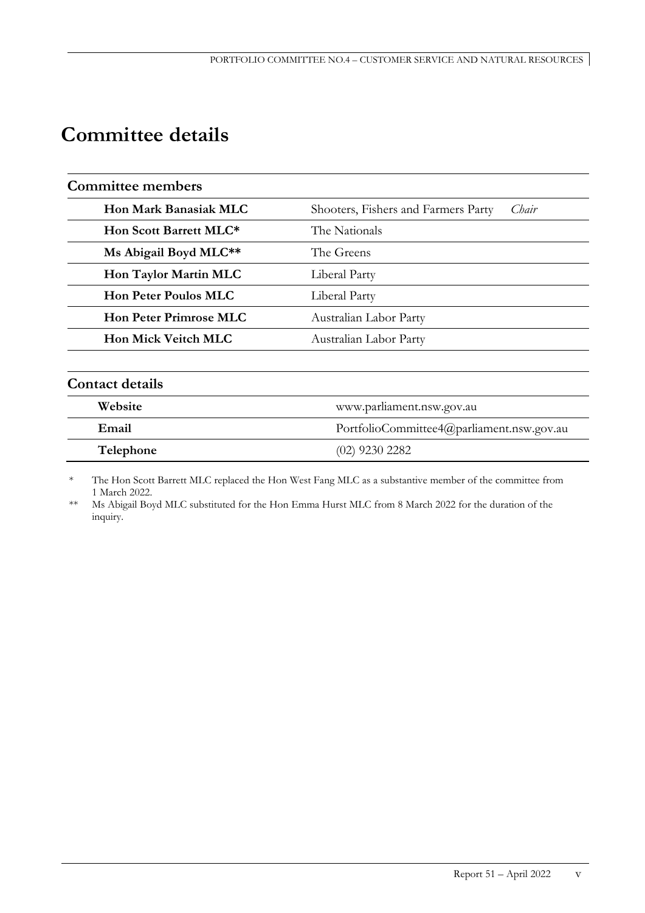# Committee details

| Committee members | | |
|---|---|---|
| **Hon Mark Banasiak MLC** | Shooters, Fishers and Farmers Party | *Chair* |
| **Hon Scott Barrett MLC*** | The Nationals | |
| **Ms Abigail Boyd MLC**** | The Greens | |
| **Hon Taylor Martin MLC** | Liberal Party | |
| **Hon Peter Poulos MLC** | Liberal Party | |
| **Hon Peter Primrose MLC** | Australian Labor Party | |
| **Hon Mick Veitch MLC** | Australian Labor Party | |

| Contact details | |
|---|---|
| **Website** | www.parliament.nsw.gov.au |
| **Email** | PortfolioCommittee4@parliament.nsw.gov.au |
| **Telephone** | (02) 9230 2282 |

\* The Hon Scott Barrett MLC replaced the Hon Wes Fang MLC as a substantive member of the committee from 1 March 2022.

\*\* Ms Abigail Boyd MLC substituted for the Hon Emma Hurst MLC from 8 March 2022 for the duration of the inquiry.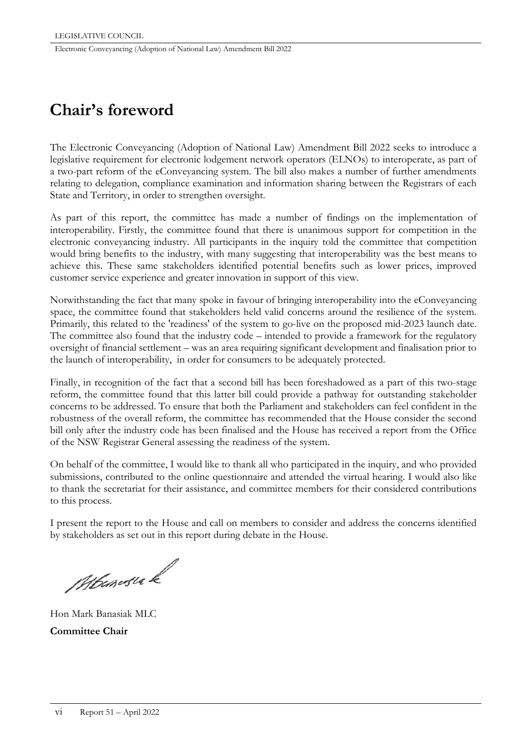# Chair's foreword

The Electronic Conveyancing (Adoption of National Law) Amendment Bill 2022 seeks to introduce a legislative requirement for electronic lodgement network operators (ELNOs) to interoperate, as part of a two-part reform of the eConveyancing system. The bill also makes a number of further amendments relating to delegation, compliance examination and information sharing between the Registrars of each State and Territory, in order to strengthen oversight.

As part of this report, the committee has made a number of findings on the implementation of interoperability. Firstly, the committee found that there is unanimous support for competition in the electronic conveyancing industry. All participants in the inquiry told the committee that competition would bring benefits to the industry, with many suggesting that interoperability was the best means to achieve this. These same stakeholders identified potential benefits such as lower prices, improved customer service experience and greater innovation in support of this view.

Notwithstanding the fact that many spoke in favour of bringing interoperability into the eConveyancing space, the committee found that stakeholders held valid concerns around the resilience of the system. Primarily, this related to the 'readiness' of the system to go-live on the proposed mid-2023 launch date. The committee also found that the industry code – intended to provide a framework for the regulatory oversight of financial settlement – was an area requiring significant development and finalisation prior to the launch of interoperability, in order for consumers to be adequately protected.

Finally, in recognition of the fact that a second bill has been foreshadowed as a part of this two-stage reform, the committee found that this latter bill could provide a pathway for outstanding stakeholder concerns to be addressed. To ensure that both the Parliament and stakeholders can feel confident in the robustness of the overall reform, the committee has recommended that the House consider the second bill only after the industry code has been finalised and the House has received a report from the Office of the NSW Registrar General assessing the readiness of the system.

On behalf of the committee, I would like to thank all who participated in the inquiry, and who provided submissions, contributed to the online questionnaire and attended the virtual hearing. I would also like to thank the secretariat for their assistance, and committee members for their considered contributions to this process.

I present the report to the House and call on members to consider and address the concerns identified by stakeholders as set out in this report during debate in the House.

Hon Mark Banasiak MLC

**Committee Chair**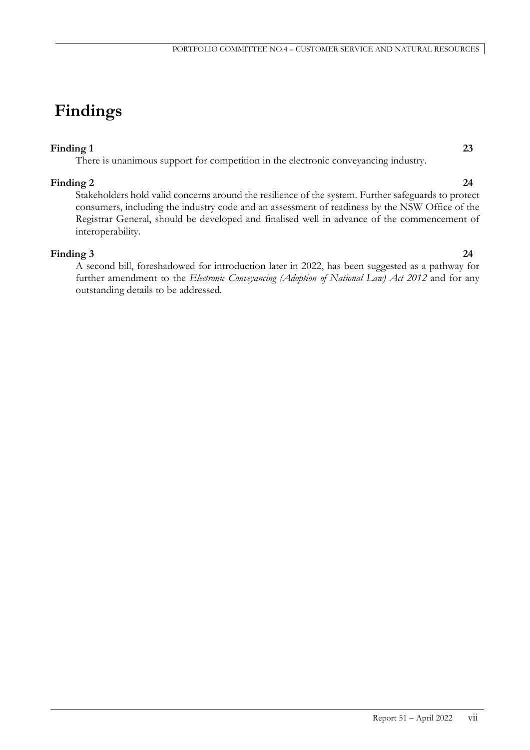# Findings

**Finding 1** **23**

There is unanimous support for competition in the electronic conveyancing industry.

**Finding 2** **24**

Stakeholders hold valid concerns around the resilience of the system. Further safeguards to protect consumers, including the industry code and an assessment of readiness by the NSW Office of the Registrar General, should be developed and finalised well in advance of the commencement of interoperability.

**Finding 3** **24**

A second bill, foreshadowed for introduction later in 2022, has been suggested as a pathway for further amendment to the *Electronic Conveyancing (Adoption of National Law) Act 2012* and for any outstanding details to be addressed.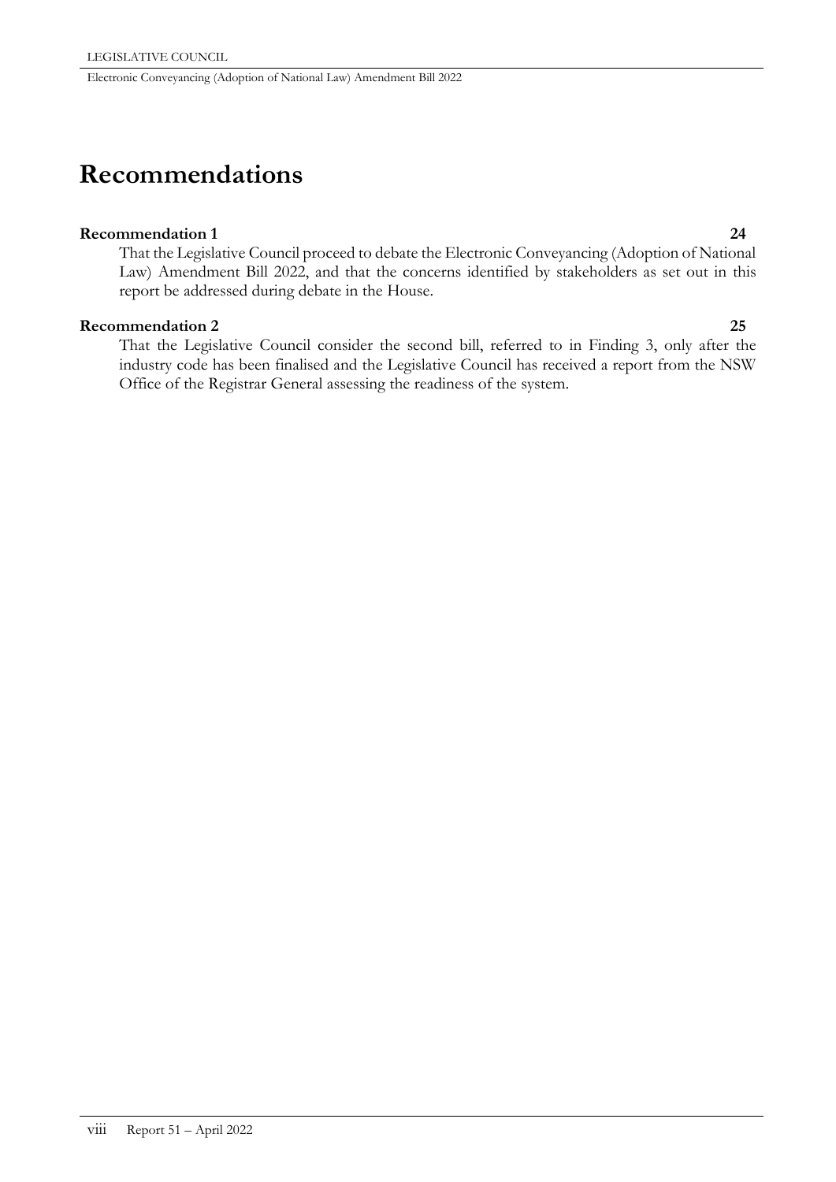# Recommendations

**Recommendation 1** **24**

That the Legislative Council proceed to debate the Electronic Conveyancing (Adoption of National Law) Amendment Bill 2022, and that the concerns identified by stakeholders as set out in this report be addressed during debate in the House.

**Recommendation 2** **25**

That the Legislative Council consider the second bill, referred to in Finding 3, only after the industry code has been finalised and the Legislative Council has received a report from the NSW Office of the Registrar General assessing the readiness of the system.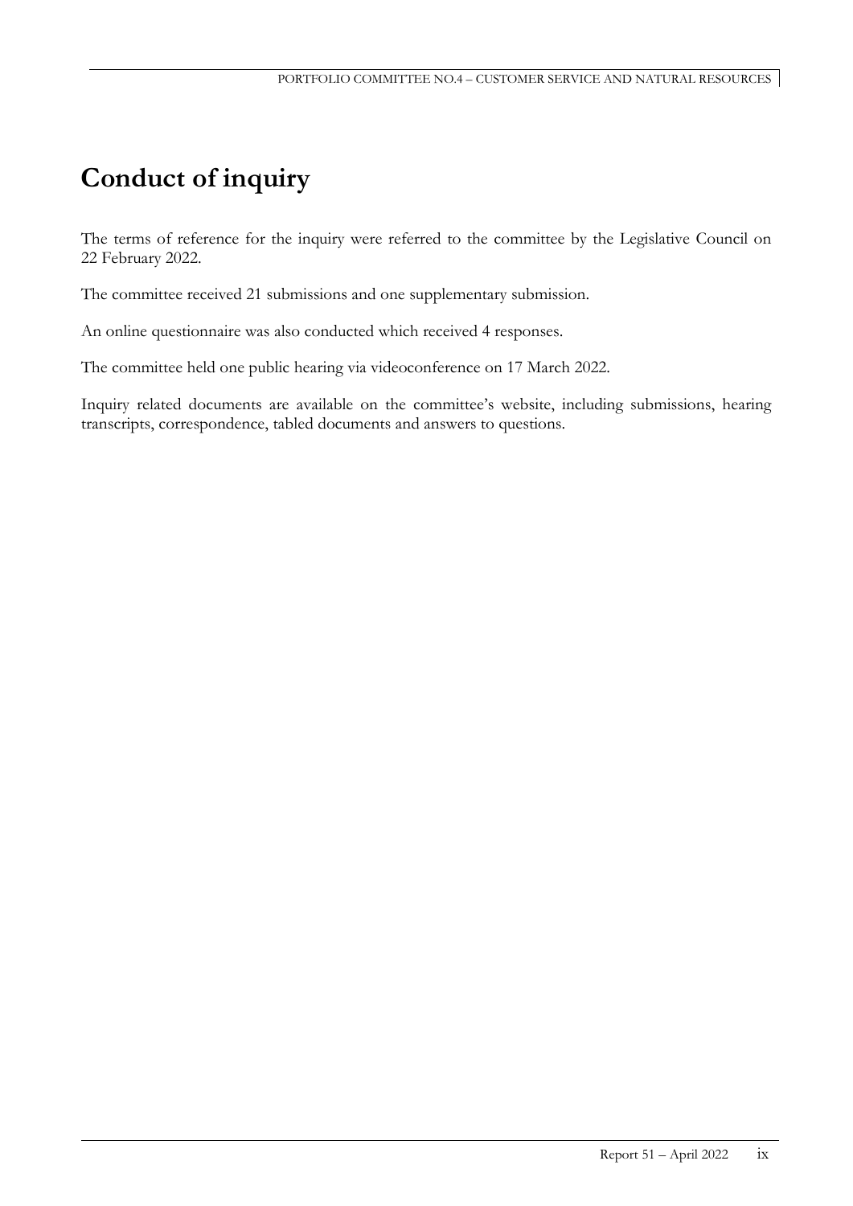# Conduct of inquiry

The terms of reference for the inquiry were referred to the committee by the Legislative Council on 22 February 2022.

The committee received 21 submissions and one supplementary submission.

An online questionnaire was also conducted which received 4 responses.

The committee held one public hearing via videoconference on 17 March 2022.

Inquiry related documents are available on the committee's website, including submissions, hearing transcripts, correspondence, tabled documents and answers to questions.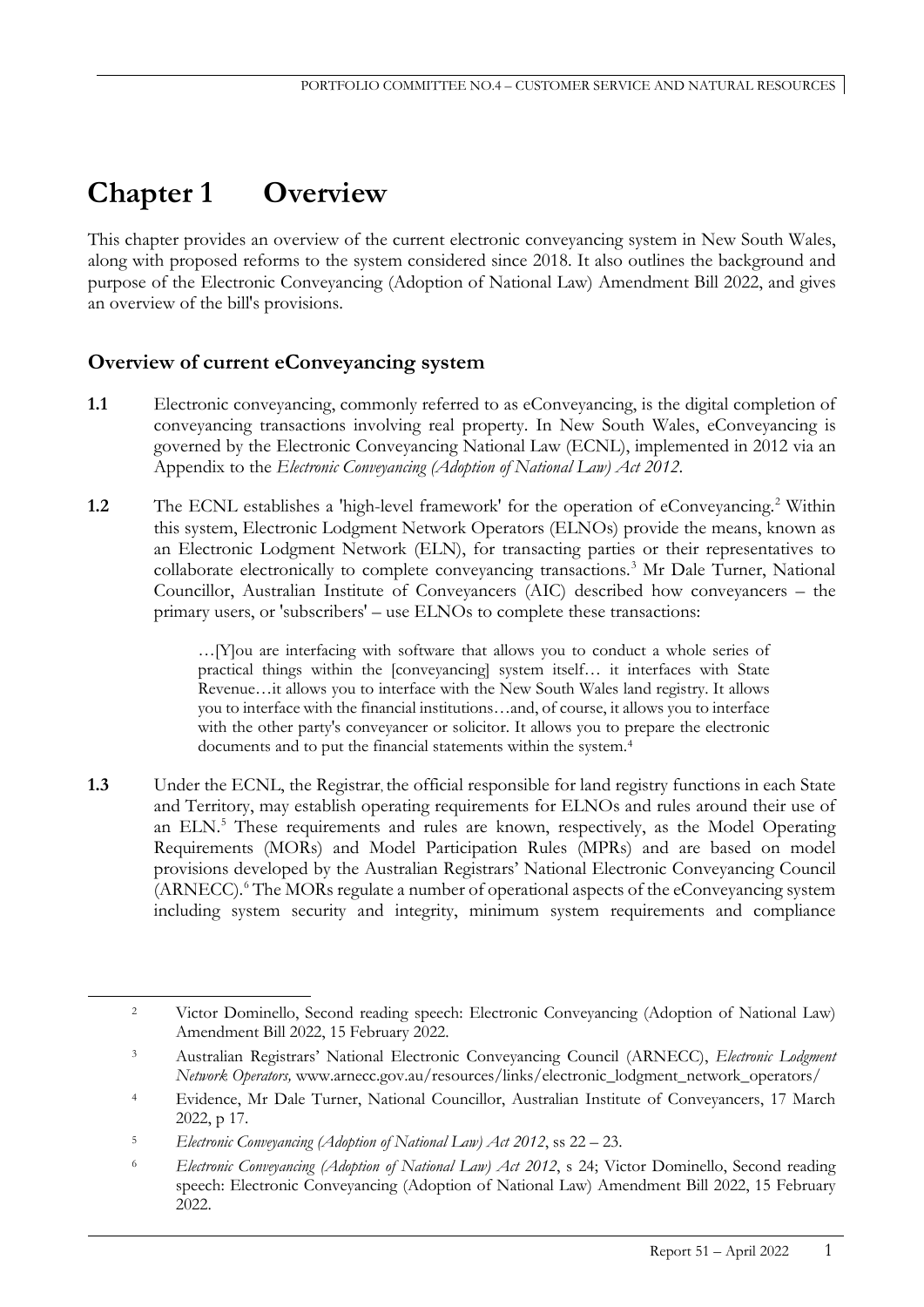# Chapter 1 Overview

This chapter provides an overview of the current electronic conveyancing system in New South Wales, along with proposed reforms to the system considered since 2018. It also outlines the background and purpose of the Electronic Conveyancing (Adoption of National Law) Amendment Bill 2022, and gives an overview of the bill's provisions.

## Overview of current eConveyancing system

**1.1** Electronic conveyancing, commonly referred to as eConveyancing, is the digital completion of conveyancing transactions involving real property. In New South Wales, eConveyancing is governed by the Electronic Conveyancing National Law (ECNL), implemented in 2012 via an Appendix to the *Electronic Conveyancing (Adoption of National Law) Act 2012*.

**1.2** The ECNL establishes a 'high-level framework' for the operation of eConveyancing.[2] Within this system, Electronic Lodgment Network Operators (ELNOs) provide the means, known as an Electronic Lodgment Network (ELN), for transacting parties or their representatives to collaborate electronically to complete conveyancing transactions.[3] Mr Dale Turner, National Councillor, Australian Institute of Conveyancers (AIC) described how conveyancers – the primary users, or 'subscribers' – use ELNOs to complete these transactions:

> …[Y]ou are interfacing with software that allows you to conduct a whole series of practical things within the [conveyancing] system itself… it interfaces with State Revenue…it allows you to interface with the New South Wales land registry. It allows you to interface with the financial institutions…and, of course, it allows you to interface with the other party's conveyancer or solicitor. It allows you to prepare the electronic documents and to put the financial statements within the system.[4]

**1.3** Under the ECNL, the Registrar, the official responsible for land registry functions in each State and Territory, may establish operating requirements for ELNOs and rules around their use of an ELN.[5] These requirements and rules are known, respectively, as the Model Operating Requirements (MORs) and Model Participation Rules (MPRs) and are based on model provisions developed by the Australian Registrars' National Electronic Conveyancing Council (ARNECC).[6] The MORs regulate a number of operational aspects of the eConveyancing system including system security and integrity, minimum system requirements and compliance

---

[2] Victor Dominello, Second reading speech: Electronic Conveyancing (Adoption of National Law) Amendment Bill 2022, 15 February 2022.

[3] Australian Registrars' National Electronic Conveyancing Council (ARNECC), *Electronic Lodgment Network Operators,* www.arnecc.gov.au/resources/links/electronic_lodgment_network_operators/

[4] Evidence, Mr Dale Turner, National Councillor, Australian Institute of Conveyancers, 17 March 2022, p 17.

[5] *Electronic Conveyancing (Adoption of National Law) Act 2012*, ss 22 – 23.

[6] *Electronic Conveyancing (Adoption of National Law) Act 2012*, s 24; Victor Dominello, Second reading speech: Electronic Conveyancing (Adoption of National Law) Amendment Bill 2022, 15 February 2022.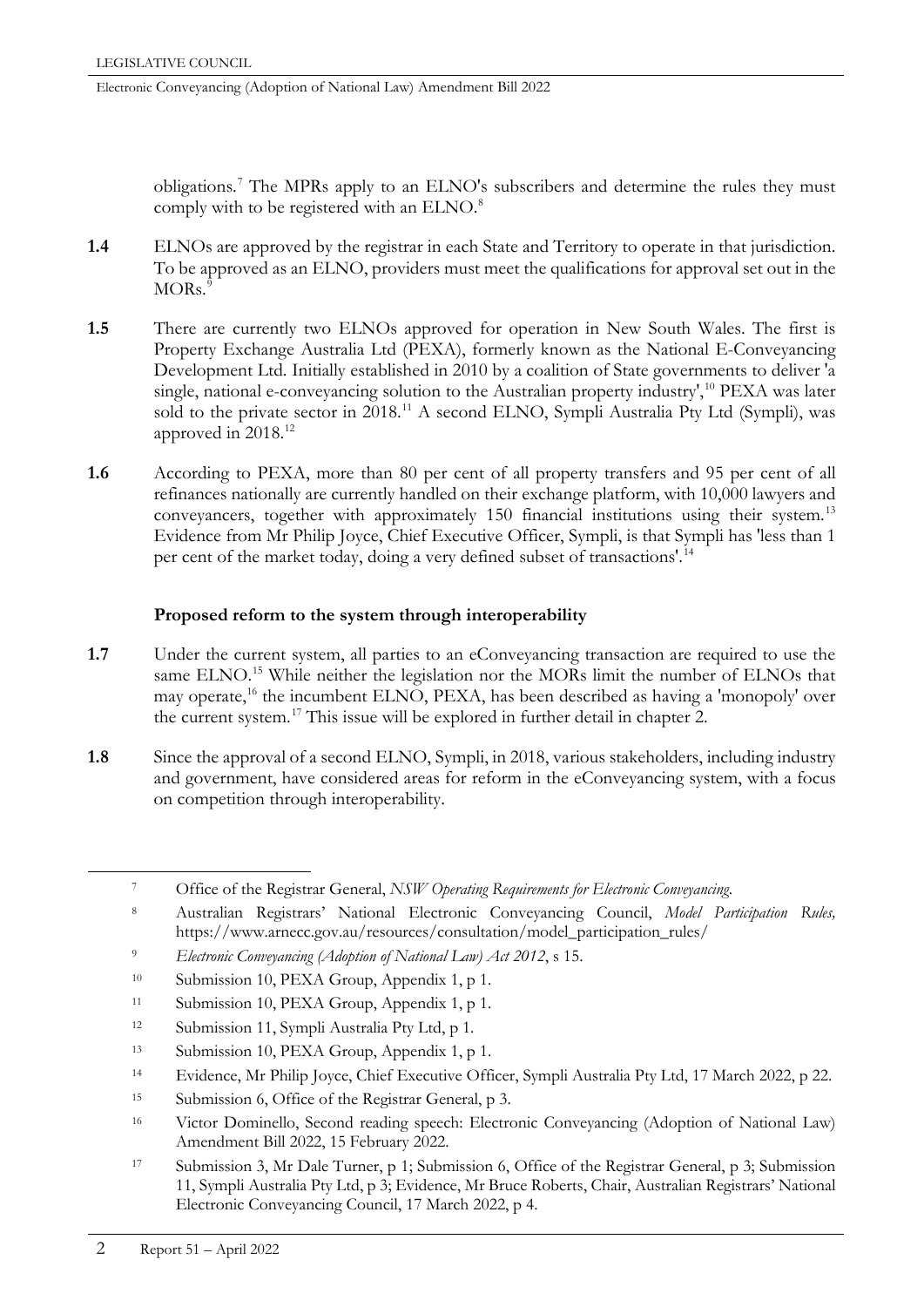obligations.[7] The MPRs apply to an ELNO's subscribers and determine the rules they must comply with to be registered with an ELNO.[8]

**1.4** ELNOs are approved by the registrar in each State and Territory to operate in that jurisdiction. To be approved as an ELNO, providers must meet the qualifications for approval set out in the MORs.[9]

**1.5** There are currently two ELNOs approved for operation in New South Wales. The first is Property Exchange Australia Ltd (PEXA), formerly known as the National E-Conveyancing Development Ltd. Initially established in 2010 by a coalition of State governments to deliver 'a single, national e-conveyancing solution to the Australian property industry',[10] PEXA was later sold to the private sector in 2018.[11] A second ELNO, Sympli Australia Pty Ltd (Sympli), was approved in 2018.[12]

**1.6** According to PEXA, more than 80 per cent of all property transfers and 95 per cent of all refinances nationally are currently handled on their exchange platform, with 10,000 lawyers and conveyancers, together with approximately 150 financial institutions using their system.[13] Evidence from Mr Philip Joyce, Chief Executive Officer, Sympli, is that Sympli has 'less than 1 per cent of the market today, doing a very defined subset of transactions'.[14]

### Proposed reform to the system through interoperability

**1.7** Under the current system, all parties to an eConveyancing transaction are required to use the same ELNO.[15] While neither the legislation nor the MORs limit the number of ELNOs that may operate,[16] the incumbent ELNO, PEXA, has been described as having a 'monopoly' over the current system.[17] This issue will be explored in further detail in chapter 2.

**1.8** Since the approval of a second ELNO, Sympli, in 2018, various stakeholders, including industry and government, have considered areas for reform in the eConveyancing system, with a focus on competition through interoperability.

---

[7] Office of the Registrar General, *NSW Operating Requirements for Electronic Conveyancing*.

[8] Australian Registrars' National Electronic Conveyancing Council, *Model Participation Rules,* https://www.arnecc.gov.au/resources/consultation/model_participation_rules/

[9] *Electronic Conveyancing (Adoption of National Law) Act 2012*, s 15.

[10] Submission 10, PEXA Group, Appendix 1, p 1.

[11] Submission 10, PEXA Group, Appendix 1, p 1.

[12] Submission 11, Sympli Australia Pty Ltd, p 1.

[13] Submission 10, PEXA Group, Appendix 1, p 1.

[14] Evidence, Mr Philip Joyce, Chief Executive Officer, Sympli Australia Pty Ltd, 17 March 2022, p 22.

[15] Submission 6, Office of the Registrar General, p 3.

[16] Victor Dominello, Second reading speech: Electronic Conveyancing (Adoption of National Law) Amendment Bill 2022, 15 February 2022.

[17] Submission 3, Mr Dale Turner, p 1; Submission 6, Office of the Registrar General, p 3; Submission 11, Sympli Australia Pty Ltd, p 3; Evidence, Mr Bruce Roberts, Chair, Australian Registrars' National Electronic Conveyancing Council, 17 March 2022, p 4.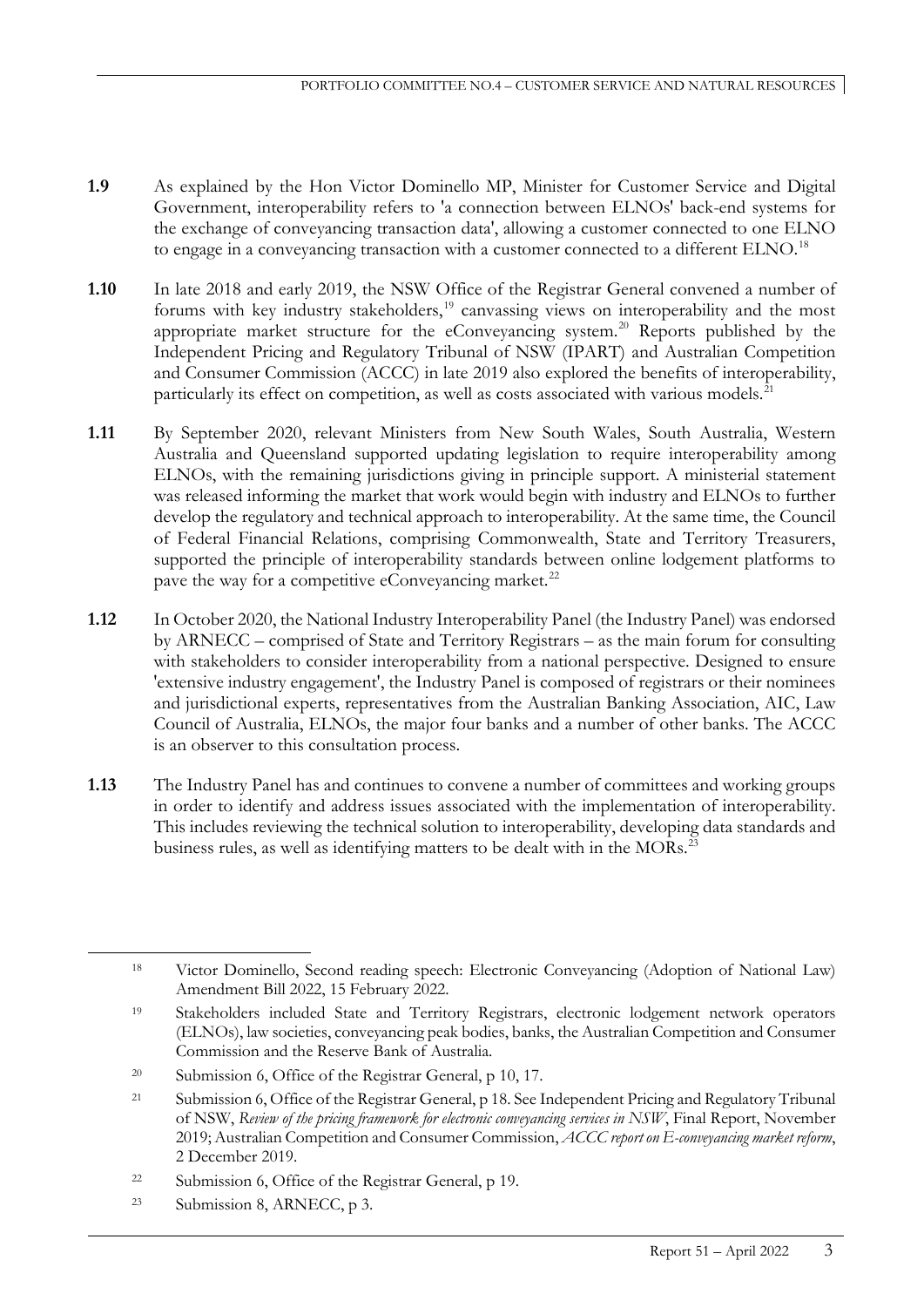**1.9** As explained by the Hon Victor Dominello MP, Minister for Customer Service and Digital Government, interoperability refers to 'a connection between ELNOs' back-end systems for the exchange of conveyancing transaction data', allowing a customer connected to one ELNO to engage in a conveyancing transaction with a customer connected to a different ELNO.[18]

**1.10** In late 2018 and early 2019, the NSW Office of the Registrar General convened a number of forums with key industry stakeholders,[19] canvassing views on interoperability and the most appropriate market structure for the eConveyancing system.[20] Reports published by the Independent Pricing and Regulatory Tribunal of NSW (IPART) and Australian Competition and Consumer Commission (ACCC) in late 2019 also explored the benefits of interoperability, particularly its effect on competition, as well as costs associated with various models.[21]

**1.11** By September 2020, relevant Ministers from New South Wales, South Australia, Western Australia and Queensland supported updating legislation to require interoperability among ELNOs, with the remaining jurisdictions giving in principle support. A ministerial statement was released informing the market that work would begin with industry and ELNOs to further develop the regulatory and technical approach to interoperability. At the same time, the Council of Federal Financial Relations, comprising Commonwealth, State and Territory Treasurers, supported the principle of interoperability standards between online lodgement platforms to pave the way for a competitive eConveyancing market.[22]

**1.12** In October 2020, the National Industry Interoperability Panel (the Industry Panel) was endorsed by ARNECC – comprised of State and Territory Registrars – as the main forum for consulting with stakeholders to consider interoperability from a national perspective. Designed to ensure 'extensive industry engagement', the Industry Panel is composed of registrars or their nominees and jurisdictional experts, representatives from the Australian Banking Association, AIC, Law Council of Australia, ELNOs, the major four banks and a number of other banks. The ACCC is an observer to this consultation process.

**1.13** The Industry Panel has and continues to convene a number of committees and working groups in order to identify and address issues associated with the implementation of interoperability. This includes reviewing the technical solution to interoperability, developing data standards and business rules, as well as identifying matters to be dealt with in the MORs.[23]

---

[18] Victor Dominello, Second reading speech: Electronic Conveyancing (Adoption of National Law) Amendment Bill 2022, 15 February 2022.

[19] Stakeholders included State and Territory Registrars, electronic lodgement network operators (ELNOs), law societies, conveyancing peak bodies, banks, the Australian Competition and Consumer Commission and the Reserve Bank of Australia.

[20] Submission 6, Office of the Registrar General, p 10, 17.

[21] Submission 6, Office of the Registrar General, p 18. See Independent Pricing and Regulatory Tribunal of NSW, *Review of the pricing framework for electronic conveyancing services in NSW*, Final Report, November 2019; Australian Competition and Consumer Commission, *ACCC report on E-conveyancing market reform*, 2 December 2019.

[22] Submission 6, Office of the Registrar General, p 19.

[23] Submission 8, ARNECC, p 3.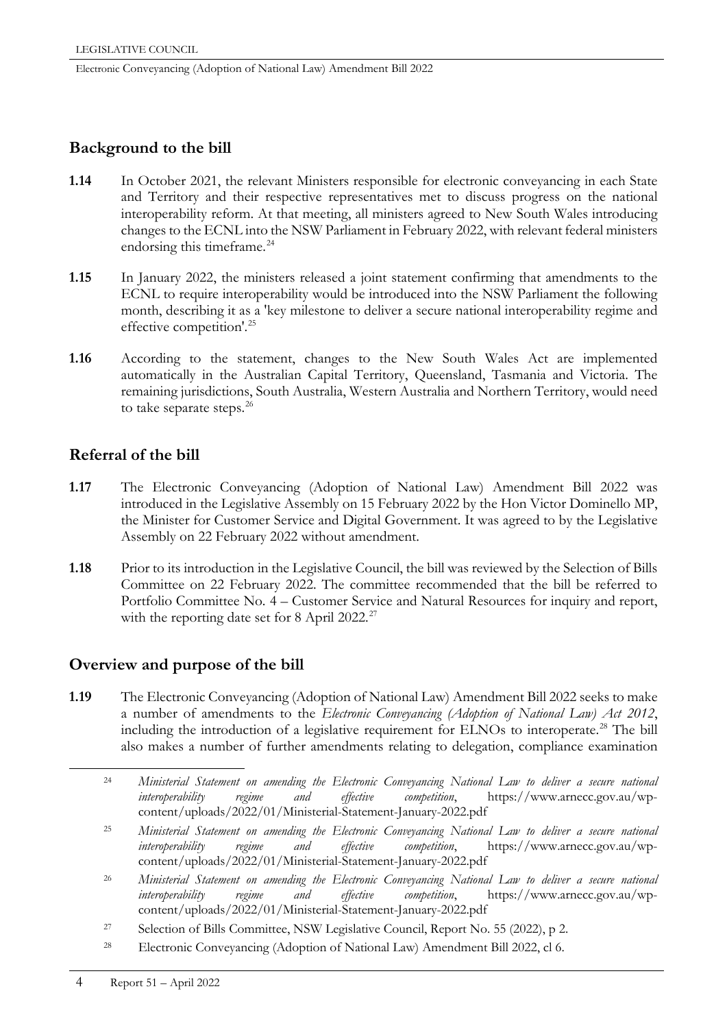## Background to the bill

**1.14** In October 2021, the relevant Ministers responsible for electronic conveyancing in each State and Territory and their respective representatives met to discuss progress on the national interoperability reform. At that meeting, all ministers agreed to New South Wales introducing changes to the ECNL into the NSW Parliament in February 2022, with relevant federal ministers endorsing this timeframe.[24]

**1.15** In January 2022, the ministers released a joint statement confirming that amendments to the ECNL to require interoperability would be introduced into the NSW Parliament the following month, describing it as a 'key milestone to deliver a secure national interoperability regime and effective competition'.[25]

**1.16** According to the statement, changes to the New South Wales Act are implemented automatically in the Australian Capital Territory, Queensland, Tasmania and Victoria. The remaining jurisdictions, South Australia, Western Australia and Northern Territory, would need to take separate steps.[26]

## Referral of the bill

**1.17** The Electronic Conveyancing (Adoption of National Law) Amendment Bill 2022 was introduced in the Legislative Assembly on 15 February 2022 by the Hon Victor Dominello MP, the Minister for Customer Service and Digital Government. It was agreed to by the Legislative Assembly on 22 February 2022 without amendment.

**1.18** Prior to its introduction in the Legislative Council, the bill was reviewed by the Selection of Bills Committee on 22 February 2022. The committee recommended that the bill be referred to Portfolio Committee No. 4 – Customer Service and Natural Resources for inquiry and report, with the reporting date set for 8 April 2022.[27]

## Overview and purpose of the bill

**1.19** The Electronic Conveyancing (Adoption of National Law) Amendment Bill 2022 seeks to make a number of amendments to the *Electronic Conveyancing (Adoption of National Law) Act 2012*, including the introduction of a legislative requirement for ELNOs to interoperate.[28] The bill also makes a number of further amendments relating to delegation, compliance examination

---

[24] *Ministerial Statement on amending the Electronic Conveyancing National Law to deliver a secure national interoperability regime and effective competition*, https://www.arnecc.gov.au/wp-content/uploads/2022/01/Ministerial-Statement-January-2022.pdf

[25] *Ministerial Statement on amending the Electronic Conveyancing National Law to deliver a secure national interoperability regime and effective competition*, https://www.arnecc.gov.au/wp-content/uploads/2022/01/Ministerial-Statement-January-2022.pdf

[26] *Ministerial Statement on amending the Electronic Conveyancing National Law to deliver a secure national interoperability regime and effective competition*, https://www.arnecc.gov.au/wp-content/uploads/2022/01/Ministerial-Statement-January-2022.pdf

[27] Selection of Bills Committee, NSW Legislative Council, Report No. 55 (2022), p 2.

[28] Electronic Conveyancing (Adoption of National Law) Amendment Bill 2022, cl 6.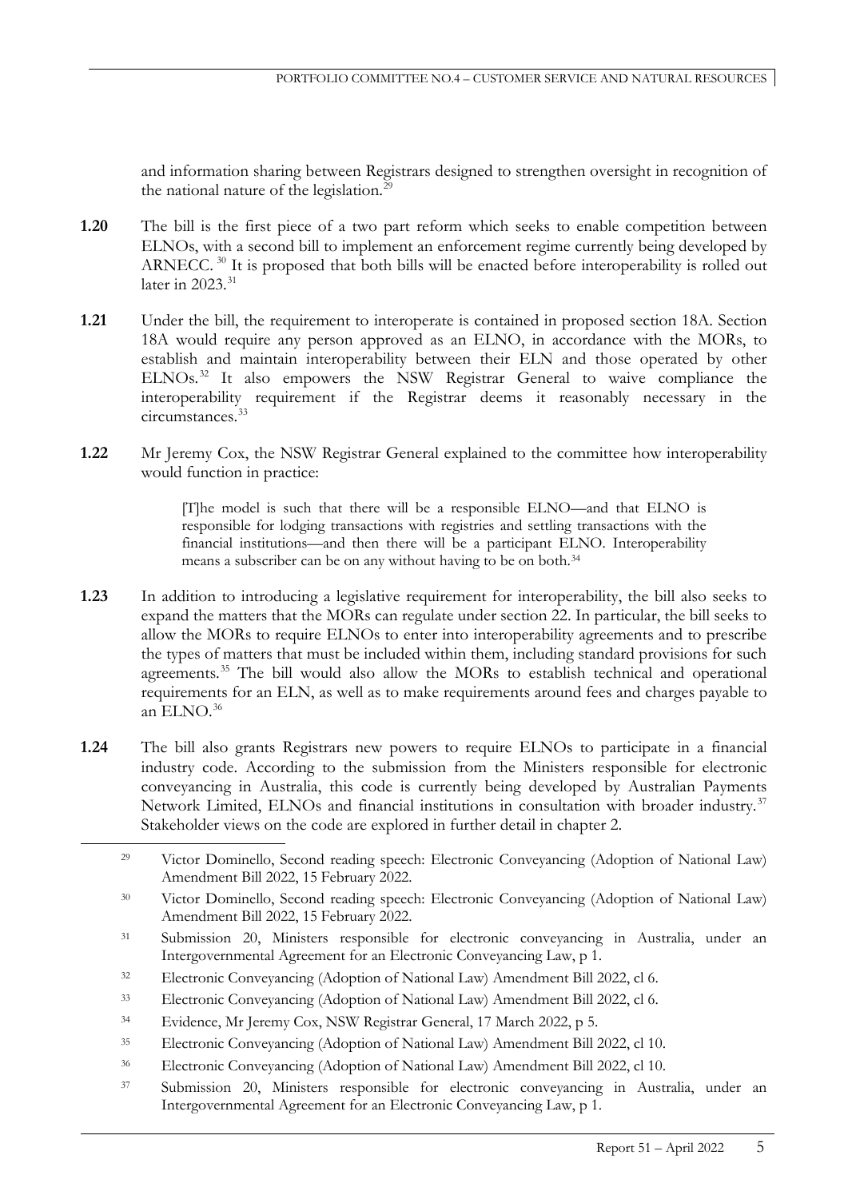and information sharing between Registrars designed to strengthen oversight in recognition of the national nature of the legislation.[29]

**1.20** The bill is the first piece of a two part reform which seeks to enable competition between ELNOs, with a second bill to implement an enforcement regime currently being developed by ARNECC.[30] It is proposed that both bills will be enacted before interoperability is rolled out later in 2023.[31]

**1.21** Under the bill, the requirement to interoperate is contained in proposed section 18A. Section 18A would require any person approved as an ELNO, in accordance with the MORs, to establish and maintain interoperability between their ELN and those operated by other ELNOs.[32] It also empowers the NSW Registrar General to waive compliance the interoperability requirement if the Registrar deems it reasonably necessary in the circumstances.[33]

**1.22** Mr Jeremy Cox, the NSW Registrar General explained to the committee how interoperability would function in practice:

> [T]he model is such that there will be a responsible ELNO—and that ELNO is responsible for lodging transactions with registries and settling transactions with the financial institutions—and then there will be a participant ELNO. Interoperability means a subscriber can be on any without having to be on both.[34]

**1.23** In addition to introducing a legislative requirement for interoperability, the bill also seeks to expand the matters that the MORs can regulate under section 22. In particular, the bill seeks to allow the MORs to require ELNOs to enter into interoperability agreements and to prescribe the types of matters that must be included within them, including standard provisions for such agreements.[35] The bill would also allow the MORs to establish technical and operational requirements for an ELN, as well as to make requirements around fees and charges payable to an ELNO.[36]

**1.24** The bill also grants Registrars new powers to require ELNOs to participate in a financial industry code. According to the submission from the Ministers responsible for electronic conveyancing in Australia, this code is currently being developed by Australian Payments Network Limited, ELNOs and financial institutions in consultation with broader industry.[37] Stakeholder views on the code are explored in further detail in chapter 2.

---

[29] Victor Dominello, Second reading speech: Electronic Conveyancing (Adoption of National Law) Amendment Bill 2022, 15 February 2022.

[30] Victor Dominello, Second reading speech: Electronic Conveyancing (Adoption of National Law) Amendment Bill 2022, 15 February 2022.

[31] Submission 20, Ministers responsible for electronic conveyancing in Australia, under an Intergovernmental Agreement for an Electronic Conveyancing Law, p 1.

[32] Electronic Conveyancing (Adoption of National Law) Amendment Bill 2022, cl 6.

[33] Electronic Conveyancing (Adoption of National Law) Amendment Bill 2022, cl 6.

[34] Evidence, Mr Jeremy Cox, NSW Registrar General, 17 March 2022, p 5.

[35] Electronic Conveyancing (Adoption of National Law) Amendment Bill 2022, cl 10.

[36] Electronic Conveyancing (Adoption of National Law) Amendment Bill 2022, cl 10.

[37] Submission 20, Ministers responsible for electronic conveyancing in Australia, under an Intergovernmental Agreement for an Electronic Conveyancing Law, p 1.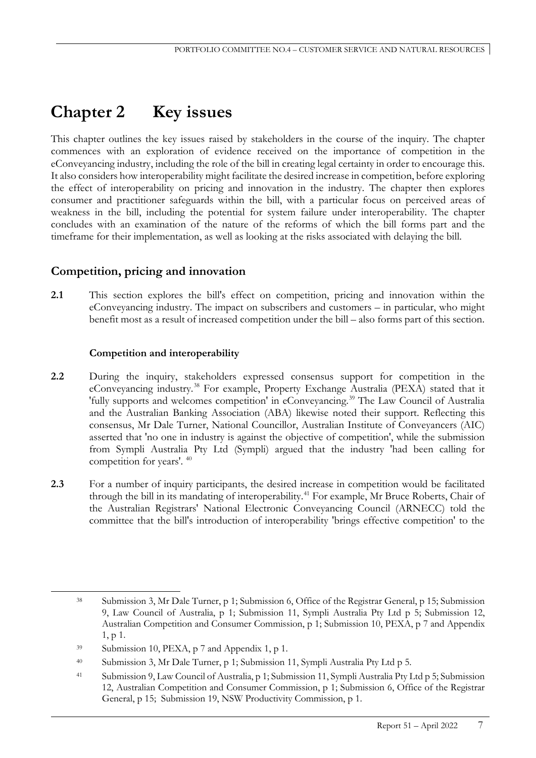# Chapter 2 Key issues

This chapter outlines the key issues raised by stakeholders in the course of the inquiry. The chapter commences with an exploration of evidence received on the importance of competition in the eConveyancing industry, including the role of the bill in creating legal certainty in order to encourage this. It also considers how interoperability might facilitate the desired increase in competition, before exploring the effect of interoperability on pricing and innovation in the industry. The chapter then explores consumer and practitioner safeguards within the bill, with a particular focus on perceived areas of weakness in the bill, including the potential for system failure under interoperability. The chapter concludes with an examination of the nature of the reforms of which the bill forms part and the timeframe for their implementation, as well as looking at the risks associated with delaying the bill.

## Competition, pricing and innovation

**2.1** This section explores the bill's effect on competition, pricing and innovation within the eConveyancing industry. The impact on subscribers and customers – in particular, who might benefit most as a result of increased competition under the bill – also forms part of this section.

### Competition and interoperability

**2.2** During the inquiry, stakeholders expressed consensus support for competition in the eConveyancing industry.[38] For example, Property Exchange Australia (PEXA) stated that it 'fully supports and welcomes competition' in eConveyancing.[39] The Law Council of Australia and the Australian Banking Association (ABA) likewise noted their support. Reflecting this consensus, Mr Dale Turner, National Councillor, Australian Institute of Conveyancers (AIC) asserted that 'no one in industry is against the objective of competition', while the submission from Sympli Australia Pty Ltd (Sympli) argued that the industry 'had been calling for competition for years'. [40]

**2.3** For a number of inquiry participants, the desired increase in competition would be facilitated through the bill in its mandating of interoperability.[41] For example, Mr Bruce Roberts, Chair of the Australian Registrars' National Electronic Conveyancing Council (ARNECC) told the committee that the bill's introduction of interoperability 'brings effective competition' to the

---

[38] Submission 3, Mr Dale Turner, p 1; Submission 6, Office of the Registrar General, p 15; Submission 9, Law Council of Australia, p 1; Submission 11, Sympli Australia Pty Ltd p 5; Submission 12, Australian Competition and Consumer Commission, p 1; Submission 10, PEXA, p 7 and Appendix 1, p 1.

[39] Submission 10, PEXA, p 7 and Appendix 1, p 1.

[40] Submission 3, Mr Dale Turner, p 1; Submission 11, Sympli Australia Pty Ltd p 5.

[41] Submission 9, Law Council of Australia, p 1; Submission 11, Sympli Australia Pty Ltd p 5; Submission 12, Australian Competition and Consumer Commission, p 1; Submission 6, Office of the Registrar General, p 15; Submission 19, NSW Productivity Commission, p 1.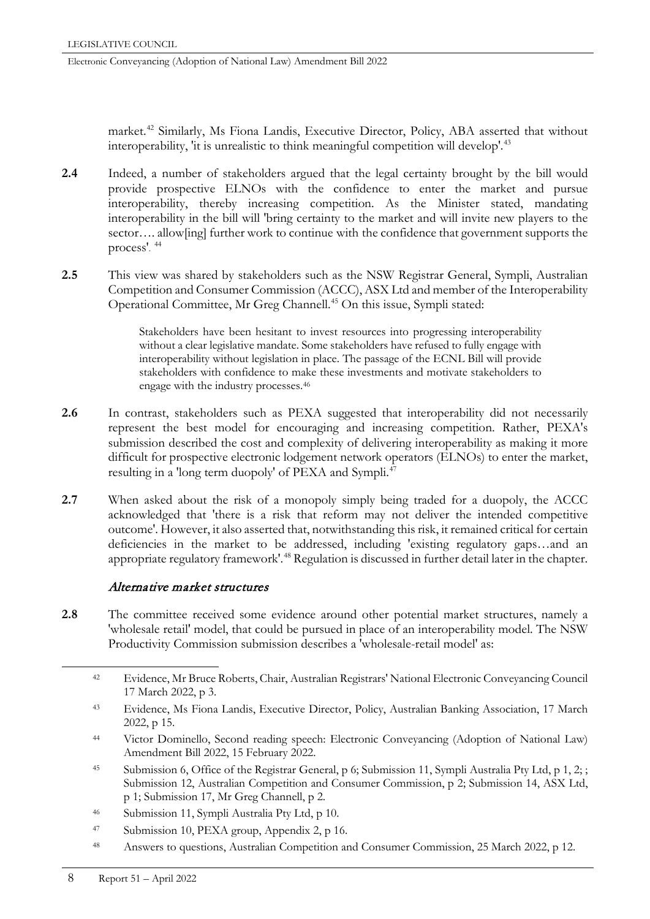market.[42] Similarly, Ms Fiona Landis, Executive Director, Policy, ABA asserted that without interoperability, 'it is unrealistic to think meaningful competition will develop'.[43]

**2.4** Indeed, a number of stakeholders argued that the legal certainty brought by the bill would provide prospective ELNOs with the confidence to enter the market and pursue interoperability, thereby increasing competition. As the Minister stated, mandating interoperability in the bill will 'bring certainty to the market and will invite new players to the sector…. allow[ing] further work to continue with the confidence that government supports the process'. [44]

**2.5** This view was shared by stakeholders such as the NSW Registrar General, Sympli, Australian Competition and Consumer Commission (ACCC), ASX Ltd and member of the Interoperability Operational Committee, Mr Greg Channell.[45] On this issue, Sympli stated:

> Stakeholders have been hesitant to invest resources into progressing interoperability without a clear legislative mandate. Some stakeholders have refused to fully engage with interoperability without legislation in place. The passage of the ECNL Bill will provide stakeholders with confidence to make these investments and motivate stakeholders to engage with the industry processes.[46]

**2.6** In contrast, stakeholders such as PEXA suggested that interoperability did not necessarily represent the best model for encouraging and increasing competition. Rather, PEXA's submission described the cost and complexity of delivering interoperability as making it more difficult for prospective electronic lodgement network operators (ELNOs) to enter the market, resulting in a 'long term duopoly' of PEXA and Sympli.[47]

**2.7** When asked about the risk of a monopoly simply being traded for a duopoly, the ACCC acknowledged that 'there is a risk that reform may not deliver the intended competitive outcome'. However, it also asserted that, notwithstanding this risk, it remained critical for certain deficiencies in the market to be addressed, including 'existing regulatory gaps…and an appropriate regulatory framework'.[48] Regulation is discussed in further detail later in the chapter.

### *Alternative market structures*

**2.8** The committee received some evidence around other potential market structures, namely a 'wholesale retail' model, that could be pursued in place of an interoperability model. The NSW Productivity Commission submission describes a 'wholesale-retail model' as:

---

[42] Evidence, Mr Bruce Roberts, Chair, Australian Registrars' National Electronic Conveyancing Council 17 March 2022, p 3.

[43] Evidence, Ms Fiona Landis, Executive Director, Policy, Australian Banking Association, 17 March 2022, p 15.

[44] Victor Dominello, Second reading speech: Electronic Conveyancing (Adoption of National Law) Amendment Bill 2022, 15 February 2022.

[45] Submission 6, Office of the Registrar General, p 6; Submission 11, Sympli Australia Pty Ltd, p 1, 2; ; Submission 12, Australian Competition and Consumer Commission, p 2; Submission 14, ASX Ltd, p 1; Submission 17, Mr Greg Channell, p 2.

[46] Submission 11, Sympli Australia Pty Ltd, p 10.

[47] Submission 10, PEXA group, Appendix 2, p 16.

[48] Answers to questions, Australian Competition and Consumer Commission, 25 March 2022, p 12.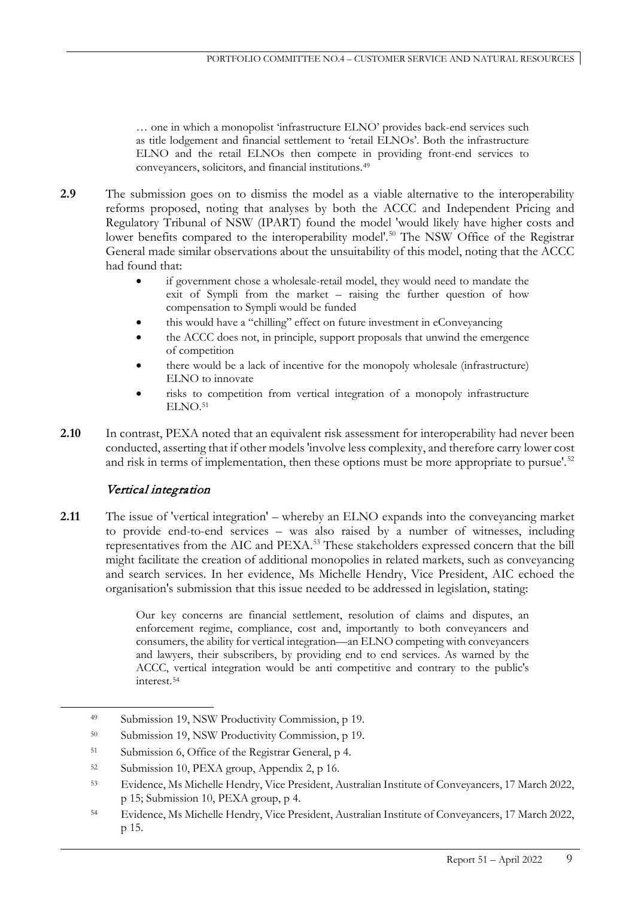> … one in which a monopolist 'infrastructure ELNO' provides back-end services such as title lodgement and financial settlement to 'retail ELNOs'. Both the infrastructure ELNO and the retail ELNOs then compete in providing front-end services to conveyancers, solicitors, and financial institutions.[49]

**2.9** The submission goes on to dismiss the model as a viable alternative to the interoperability reforms proposed, noting that analyses by both the ACCC and Independent Pricing and Regulatory Tribunal of NSW (IPART) found the model 'would likely have higher costs and lower benefits compared to the interoperability model'.[50] The NSW Office of the Registrar General made similar observations about the unsuitability of this model, noting that the ACCC had found that:

- if government chose a wholesale-retail model, they would need to mandate the exit of Sympli from the market – raising the further question of how compensation to Sympli would be funded
- this would have a "chilling" effect on future investment in eConveyancing
- the ACCC does not, in principle, support proposals that unwind the emergence of competition
- there would be a lack of incentive for the monopoly wholesale (infrastructure) ELNO to innovate
- risks to competition from vertical integration of a monopoly infrastructure ELNO.[51]

**2.10** In contrast, PEXA noted that an equivalent risk assessment for interoperability had never been conducted, asserting that if other models 'involve less complexity, and therefore carry lower cost and risk in terms of implementation, then these options must be more appropriate to pursue'.[52]

### *Vertical integration*

**2.11** The issue of 'vertical integration' – whereby an ELNO expands into the conveyancing market to provide end-to-end services – was also raised by a number of witnesses, including representatives from the AIC and PEXA.[53] These stakeholders expressed concern that the bill might facilitate the creation of additional monopolies in related markets, such as conveyancing and search services. In her evidence, Ms Michelle Hendry, Vice President, AIC echoed the organisation's submission that this issue needed to be addressed in legislation, stating:

> Our key concerns are financial settlement, resolution of claims and disputes, an enforcement regime, compliance, cost and, importantly to both conveyancers and consumers, the ability for vertical integration—an ELNO competing with conveyancers and lawyers, their subscribers, by providing end to end services. As warned by the ACCC, vertical integration would be anti competitive and contrary to the public's interest.[54]

---

[49] Submission 19, NSW Productivity Commission, p 19.

[50] Submission 19, NSW Productivity Commission, p 19.

[51] Submission 6, Office of the Registrar General, p 4.

[52] Submission 10, PEXA group, Appendix 2, p 16.

[53] Evidence, Ms Michelle Hendry, Vice President, Australian Institute of Conveyancers, 17 March 2022, p 15; Submission 10, PEXA group, p 4.

[54] Evidence, Ms Michelle Hendry, Vice President, Australian Institute of Conveyancers, 17 March 2022, p 15.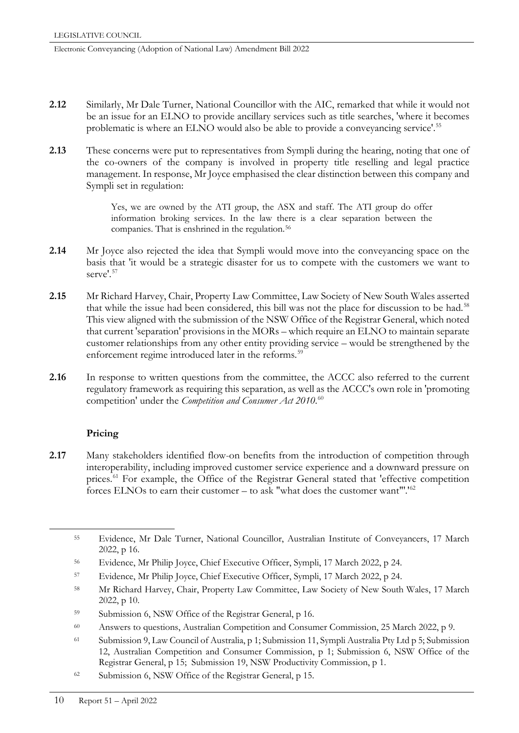**2.12** Similarly, Mr Dale Turner, National Councillor with the AIC, remarked that while it would not be an issue for an ELNO to provide ancillary services such as title searches, 'where it becomes problematic is where an ELNO would also be able to provide a conveyancing service'.[55]

**2.13** These concerns were put to representatives from Sympli during the hearing, noting that one of the co-owners of the company is involved in property title reselling and legal practice management. In response, Mr Joyce emphasised the clear distinction between this company and Sympli set in regulation:

> Yes, we are owned by the ATI group, the ASX and staff. The ATI group do offer information broking services. In the law there is a clear separation between the companies. That is enshrined in the regulation.[56]

**2.14** Mr Joyce also rejected the idea that Sympli would move into the conveyancing space on the basis that 'it would be a strategic disaster for us to compete with the customers we want to serve'.[57]

**2.15** Mr Richard Harvey, Chair, Property Law Committee, Law Society of New South Wales asserted that while the issue had been considered, this bill was not the place for discussion to be had.[58] This view aligned with the submission of the NSW Office of the Registrar General, which noted that current 'separation' provisions in the MORs – which require an ELNO to maintain separate customer relationships from any other entity providing service – would be strengthened by the enforcement regime introduced later in the reforms.[59]

**2.16** In response to written questions from the committee, the ACCC also referred to the current regulatory framework as requiring this separation, as well as the ACCC's own role in 'promoting competition' under the *Competition and Consumer Act 2010*.[60]

### Pricing

**2.17** Many stakeholders identified flow-on benefits from the introduction of competition through interoperability, including improved customer service experience and a downward pressure on prices.[61] For example, the Office of the Registrar General stated that 'effective competition forces ELNOs to earn their customer – to ask "what does the customer want"'.[62]

---

[55] Evidence, Mr Dale Turner, National Councillor, Australian Institute of Conveyancers, 17 March 2022, p 16.

[56] Evidence, Mr Philip Joyce, Chief Executive Officer, Sympli, 17 March 2022, p 24.

[57] Evidence, Mr Philip Joyce, Chief Executive Officer, Sympli, 17 March 2022, p 24.

[58] Mr Richard Harvey, Chair, Property Law Committee, Law Society of New South Wales, 17 March 2022, p 10.

[59] Submission 6, NSW Office of the Registrar General, p 16.

[60] Answers to questions, Australian Competition and Consumer Commission, 25 March 2022, p 9.

[61] Submission 9, Law Council of Australia, p 1; Submission 11, Sympli Australia Pty Ltd p 5; Submission 12, Australian Competition and Consumer Commission, p 1; Submission 6, NSW Office of the Registrar General, p 15; Submission 19, NSW Productivity Commission, p 1.

[62] Submission 6, NSW Office of the Registrar General, p 15.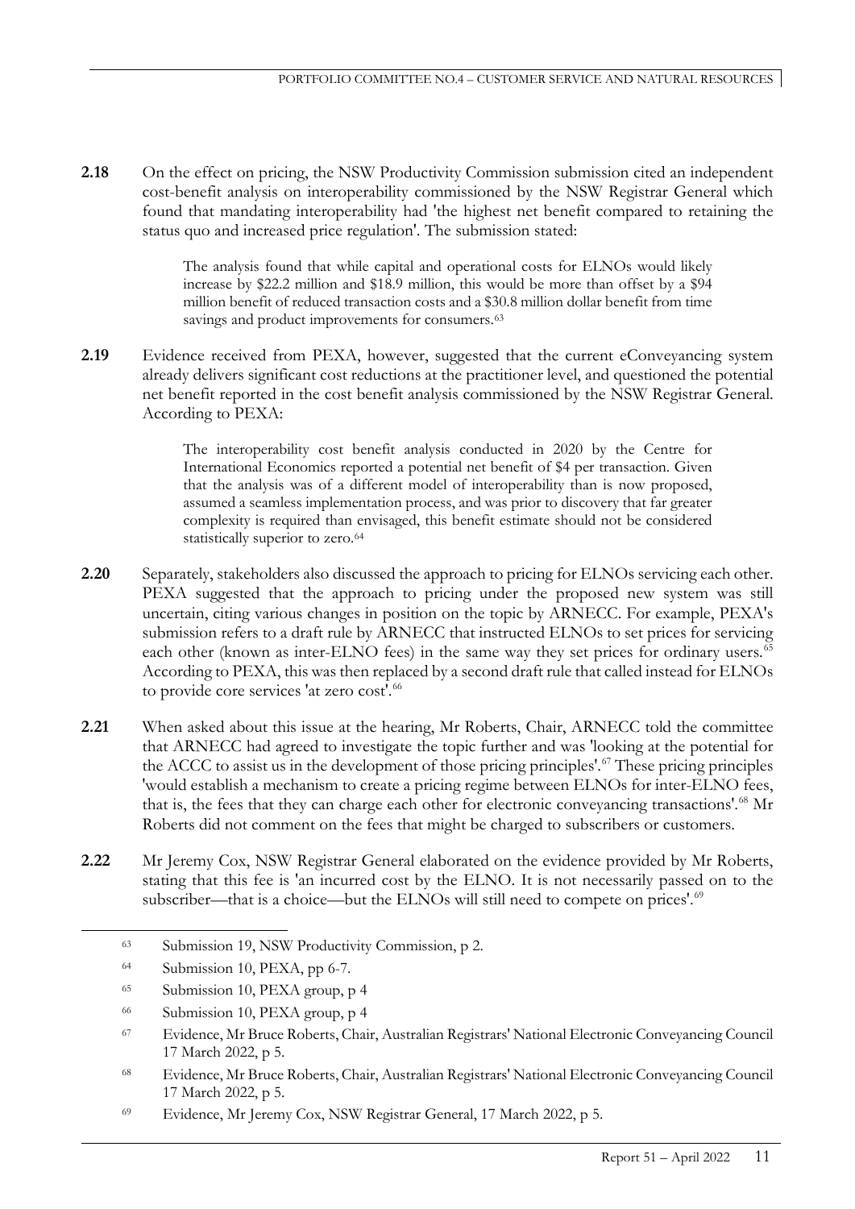**2.18** On the effect on pricing, the NSW Productivity Commission submission cited an independent cost-benefit analysis on interoperability commissioned by the NSW Registrar General which found that mandating interoperability had 'the highest net benefit compared to retaining the status quo and increased price regulation'. The submission stated:

> The analysis found that while capital and operational costs for ELNOs would likely increase by $22.2 million and $18.9 million, this would be more than offset by a $94 million benefit of reduced transaction costs and a $30.8 million dollar benefit from time savings and product improvements for consumers.[63]

**2.19** Evidence received from PEXA, however, suggested that the current eConveyancing system already delivers significant cost reductions at the practitioner level, and questioned the potential net benefit reported in the cost benefit analysis commissioned by the NSW Registrar General. According to PEXA:

> The interoperability cost benefit analysis conducted in 2020 by the Centre for International Economics reported a potential net benefit of $4 per transaction. Given that the analysis was of a different model of interoperability than is now proposed, assumed a seamless implementation process, and was prior to discovery that far greater complexity is required than envisaged, this benefit estimate should not be considered statistically superior to zero.[64]

**2.20** Separately, stakeholders also discussed the approach to pricing for ELNOs servicing each other. PEXA suggested that the approach to pricing under the proposed new system was still uncertain, citing various changes in position on the topic by ARNECC. For example, PEXA's submission refers to a draft rule by ARNECC that instructed ELNOs to set prices for servicing each other (known as inter-ELNO fees) in the same way they set prices for ordinary users.[65] According to PEXA, this was then replaced by a second draft rule that called instead for ELNOs to provide core services 'at zero cost'.[66]

**2.21** When asked about this issue at the hearing, Mr Roberts, Chair, ARNECC told the committee that ARNECC had agreed to investigate the topic further and was 'looking at the potential for the ACCC to assist us in the development of those pricing principles'.[67] These pricing principles 'would establish a mechanism to create a pricing regime between ELNOs for inter-ELNO fees, that is, the fees that they can charge each other for electronic conveyancing transactions'.[68] Mr Roberts did not comment on the fees that might be charged to subscribers or customers.

**2.22** Mr Jeremy Cox, NSW Registrar General elaborated on the evidence provided by Mr Roberts, stating that this fee is 'an incurred cost by the ELNO. It is not necessarily passed on to the subscriber—that is a choice—but the ELNOs will still need to compete on prices'.[69]

---

[63] Submission 19, NSW Productivity Commission, p 2.

[64] Submission 10, PEXA, pp 6-7.

[65] Submission 10, PEXA group, p 4

[66] Submission 10, PEXA group, p 4

[67] Evidence, Mr Bruce Roberts, Chair, Australian Registrars' National Electronic Conveyancing Council 17 March 2022, p 5.

[68] Evidence, Mr Bruce Roberts, Chair, Australian Registrars' National Electronic Conveyancing Council 17 March 2022, p 5.

[69] Evidence, Mr Jeremy Cox, NSW Registrar General, 17 March 2022, p 5.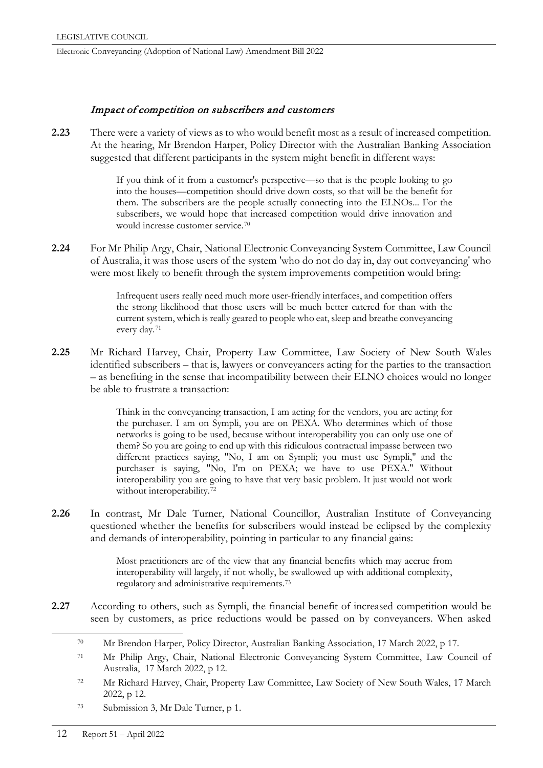### *Impact of competition on subscribers and customers*

**2.23** There were a variety of views as to who would benefit most as a result of increased competition. At the hearing, Mr Brendon Harper, Policy Director with the Australian Banking Association suggested that different participants in the system might benefit in different ways:

> If you think of it from a customer's perspective—so that is the people looking to go into the houses—competition should drive down costs, so that will be the benefit for them. The subscribers are the people actually connecting into the ELNOs... For the subscribers, we would hope that increased competition would drive innovation and would increase customer service.[70]

**2.24** For Mr Philip Argy, Chair, National Electronic Conveyancing System Committee, Law Council of Australia, it was those users of the system 'who do not do day in, day out conveyancing' who were most likely to benefit through the system improvements competition would bring:

> Infrequent users really need much more user-friendly interfaces, and competition offers the strong likelihood that those users will be much better catered for than with the current system, which is really geared to people who eat, sleep and breathe conveyancing every day.[71]

**2.25** Mr Richard Harvey, Chair, Property Law Committee, Law Society of New South Wales identified subscribers – that is, lawyers or conveyancers acting for the parties to the transaction – as benefiting in the sense that incompatibility between their ELNO choices would no longer be able to frustrate a transaction:

> Think in the conveyancing transaction, I am acting for the vendors, you are acting for the purchaser. I am on Sympli, you are on PEXA. Who determines which of those networks is going to be used, because without interoperability you can only use one of them? So you are going to end up with this ridiculous contractual impasse between two different practices saying, "No, I am on Sympli; you must use Sympli," and the purchaser is saying, "No, I'm on PEXA; we have to use PEXA." Without interoperability you are going to have that very basic problem. It just would not work without interoperability.[72]

**2.26** In contrast, Mr Dale Turner, National Councillor, Australian Institute of Conveyancing questioned whether the benefits for subscribers would instead be eclipsed by the complexity and demands of interoperability, pointing in particular to any financial gains:

> Most practitioners are of the view that any financial benefits which may accrue from interoperability will largely, if not wholly, be swallowed up with additional complexity, regulatory and administrative requirements.[73]

**2.27** According to others, such as Sympli, the financial benefit of increased competition would be seen by customers, as price reductions would be passed on by conveyancers. When asked

---

[70] Mr Brendon Harper, Policy Director, Australian Banking Association, 17 March 2022, p 17.

[71] Mr Philip Argy, Chair, National Electronic Conveyancing System Committee, Law Council of Australia, 17 March 2022, p 12.

[72] Mr Richard Harvey, Chair, Property Law Committee, Law Society of New South Wales, 17 March 2022, p 12.

[73] Submission 3, Mr Dale Turner, p 1.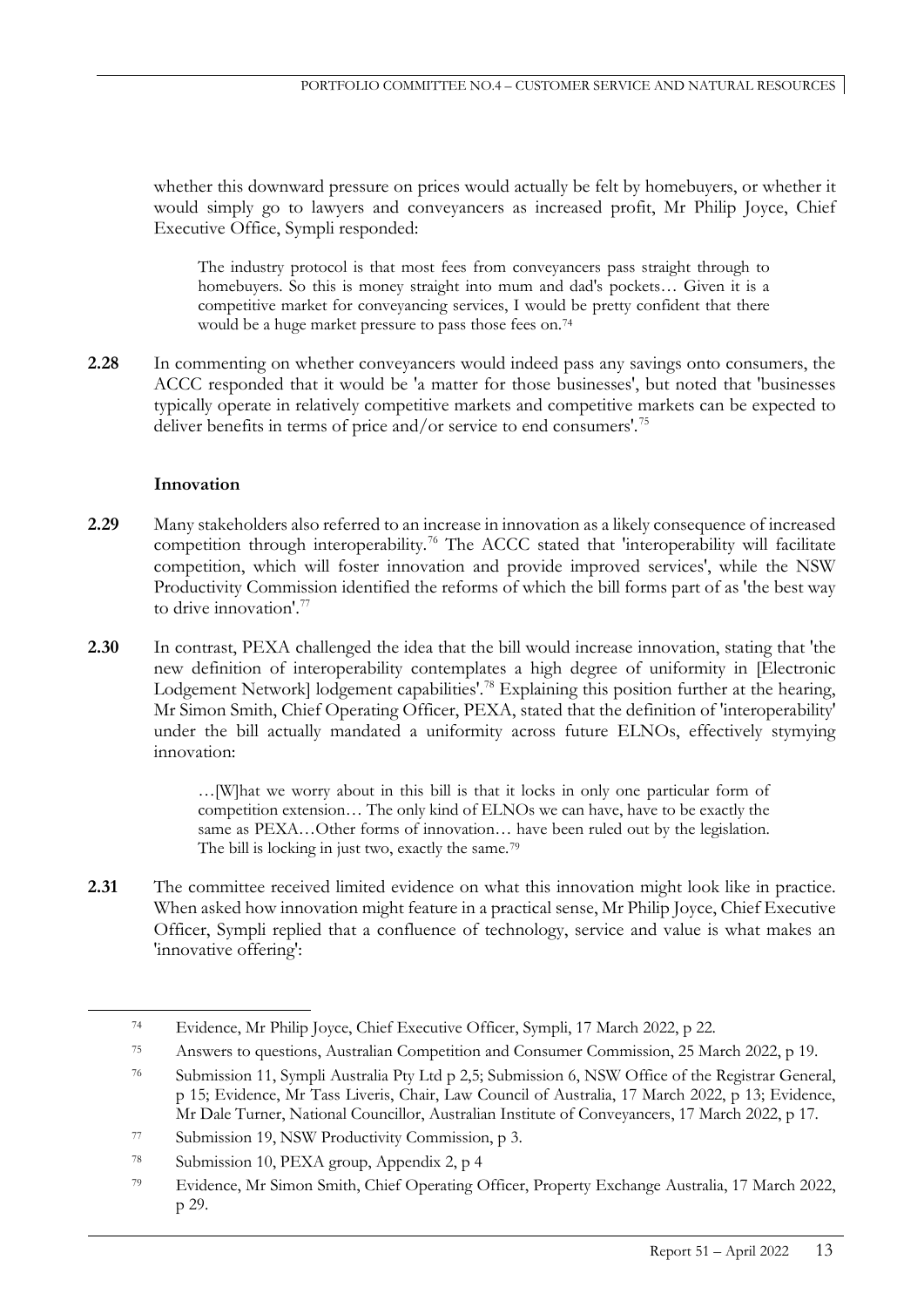whether this downward pressure on prices would actually be felt by homebuyers, or whether it would simply go to lawyers and conveyancers as increased profit, Mr Philip Joyce, Chief Executive Office, Sympli responded:

> The industry protocol is that most fees from conveyancers pass straight through to homebuyers. So this is money straight into mum and dad's pockets… Given it is a competitive market for conveyancing services, I would be pretty confident that there would be a huge market pressure to pass those fees on.[74]

**2.28** In commenting on whether conveyancers would indeed pass any savings onto consumers, the ACCC responded that it would be 'a matter for those businesses', but noted that 'businesses typically operate in relatively competitive markets and competitive markets can be expected to deliver benefits in terms of price and/or service to end consumers'.[75]

### Innovation

**2.29** Many stakeholders also referred to an increase in innovation as a likely consequence of increased competition through interoperability.[76] The ACCC stated that 'interoperability will facilitate competition, which will foster innovation and provide improved services', while the NSW Productivity Commission identified the reforms of which the bill forms part of as 'the best way to drive innovation'.[77]

**2.30** In contrast, PEXA challenged the idea that the bill would increase innovation, stating that 'the new definition of interoperability contemplates a high degree of uniformity in [Electronic Lodgement Network] lodgement capabilities'.[78] Explaining this position further at the hearing, Mr Simon Smith, Chief Operating Officer, PEXA, stated that the definition of 'interoperability' under the bill actually mandated a uniformity across future ELNOs, effectively stymying innovation:

> …[W]hat we worry about in this bill is that it locks in only one particular form of competition extension… The only kind of ELNOs we can have, have to be exactly the same as PEXA…Other forms of innovation… have been ruled out by the legislation. The bill is locking in just two, exactly the same.[79]

**2.31** The committee received limited evidence on what this innovation might look like in practice. When asked how innovation might feature in a practical sense, Mr Philip Joyce, Chief Executive Officer, Sympli replied that a confluence of technology, service and value is what makes an 'innovative offering':

---

74 Evidence, Mr Philip Joyce, Chief Executive Officer, Sympli, 17 March 2022, p 22.

75 Answers to questions, Australian Competition and Consumer Commission, 25 March 2022, p 19.

76 Submission 11, Sympli Australia Pty Ltd p 2,5; Submission 6, NSW Office of the Registrar General, p 15; Evidence, Mr Tass Liveris, Chair, Law Council of Australia, 17 March 2022, p 13; Evidence, Mr Dale Turner, National Councillor, Australian Institute of Conveyancers, 17 March 2022, p 17.

77 Submission 19, NSW Productivity Commission, p 3.

78 Submission 10, PEXA group, Appendix 2, p 4

79 Evidence, Mr Simon Smith, Chief Operating Officer, Property Exchange Australia, 17 March 2022, p 29.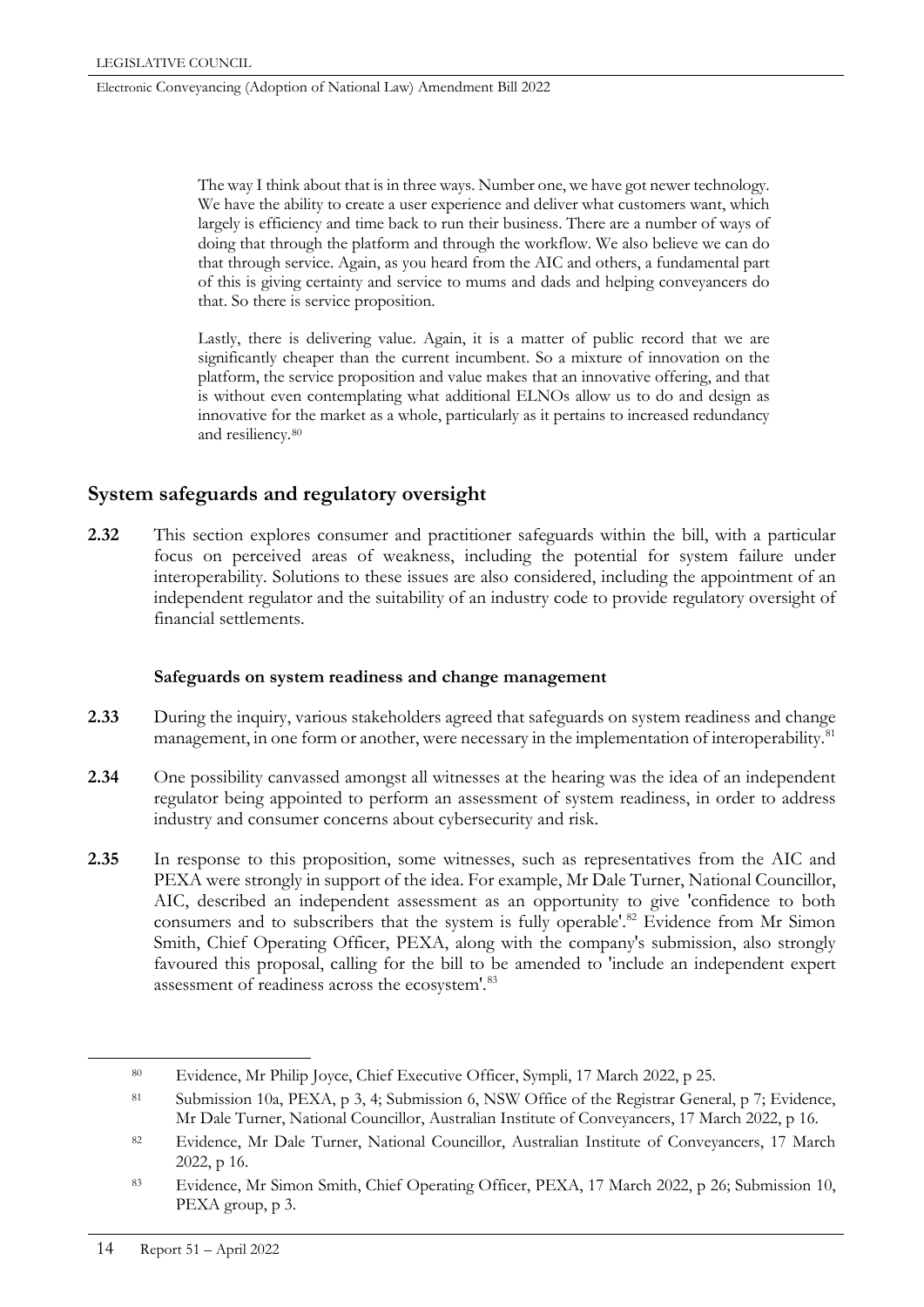> The way I think about that is in three ways. Number one, we have got newer technology. We have the ability to create a user experience and deliver what customers want, which largely is efficiency and time back to run their business. There are a number of ways of doing that through the platform and through the workflow. We also believe we can do that through service. Again, as you heard from the AIC and others, a fundamental part of this is giving certainty and service to mums and dads and helping conveyancers do that. So there is service proposition.
>
> Lastly, there is delivering value. Again, it is a matter of public record that we are significantly cheaper than the current incumbent. So a mixture of innovation on the platform, the service proposition and value makes that an innovative offering, and that is without even contemplating what additional ELNOs allow us to do and design as innovative for the market as a whole, particularly as it pertains to increased redundancy and resiliency.[80]

## System safeguards and regulatory oversight

**2.32** This section explores consumer and practitioner safeguards within the bill, with a particular focus on perceived areas of weakness, including the potential for system failure under interoperability. Solutions to these issues are also considered, including the appointment of an independent regulator and the suitability of an industry code to provide regulatory oversight of financial settlements.

### Safeguards on system readiness and change management

**2.33** During the inquiry, various stakeholders agreed that safeguards on system readiness and change management, in one form or another, were necessary in the implementation of interoperability.[81]

**2.34** One possibility canvassed amongst all witnesses at the hearing was the idea of an independent regulator being appointed to perform an assessment of system readiness, in order to address industry and consumer concerns about cybersecurity and risk.

**2.35** In response to this proposition, some witnesses, such as representatives from the AIC and PEXA were strongly in support of the idea. For example, Mr Dale Turner, National Councillor, AIC, described an independent assessment as an opportunity to give 'confidence to both consumers and to subscribers that the system is fully operable'.[82] Evidence from Mr Simon Smith, Chief Operating Officer, PEXA, along with the company's submission, also strongly favoured this proposal, calling for the bill to be amended to 'include an independent expert assessment of readiness across the ecosystem'.[83]

---

[80] Evidence, Mr Philip Joyce, Chief Executive Officer, Sympli, 17 March 2022, p 25.

[81] Submission 10a, PEXA, p 3, 4; Submission 6, NSW Office of the Registrar General, p 7; Evidence, Mr Dale Turner, National Councillor, Australian Institute of Conveyancers, 17 March 2022, p 16.

[82] Evidence, Mr Dale Turner, National Councillor, Australian Institute of Conveyancers, 17 March 2022, p 16.

[83] Evidence, Mr Simon Smith, Chief Operating Officer, PEXA, 17 March 2022, p 26; Submission 10, PEXA group, p 3.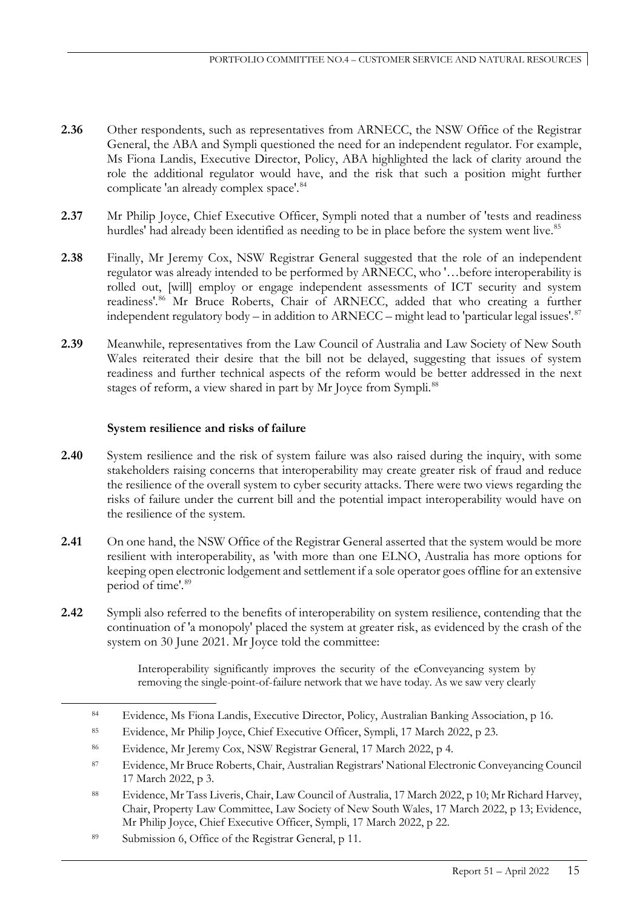**2.36** Other respondents, such as representatives from ARNECC, the NSW Office of the Registrar General, the ABA and Sympli questioned the need for an independent regulator. For example, Ms Fiona Landis, Executive Director, Policy, ABA highlighted the lack of clarity around the role the additional regulator would have, and the risk that such a position might further complicate 'an already complex space'.[84]

**2.37** Mr Philip Joyce, Chief Executive Officer, Sympli noted that a number of 'tests and readiness hurdles' had already been identified as needing to be in place before the system went live.[85]

**2.38** Finally, Mr Jeremy Cox, NSW Registrar General suggested that the role of an independent regulator was already intended to be performed by ARNECC, who '…before interoperability is rolled out, [will] employ or engage independent assessments of ICT security and system readiness'.[86] Mr Bruce Roberts, Chair of ARNECC, added that who creating a further independent regulatory body – in addition to ARNECC – might lead to 'particular legal issues'.[87]

**2.39** Meanwhile, representatives from the Law Council of Australia and Law Society of New South Wales reiterated their desire that the bill not be delayed, suggesting that issues of system readiness and further technical aspects of the reform would be better addressed in the next stages of reform, a view shared in part by Mr Joyce from Sympli.[88]

### System resilience and risks of failure

**2.40** System resilience and the risk of system failure was also raised during the inquiry, with some stakeholders raising concerns that interoperability may create greater risk of fraud and reduce the resilience of the overall system to cyber security attacks. There were two views regarding the risks of failure under the current bill and the potential impact interoperability would have on the resilience of the system.

**2.41** On one hand, the NSW Office of the Registrar General asserted that the system would be more resilient with interoperability, as 'with more than one ELNO, Australia has more options for keeping open electronic lodgement and settlement if a sole operator goes offline for an extensive period of time'.[89]

**2.42** Sympli also referred to the benefits of interoperability on system resilience, contending that the continuation of 'a monopoly' placed the system at greater risk, as evidenced by the crash of the system on 30 June 2021. Mr Joyce told the committee:

> Interoperability significantly improves the security of the eConveyancing system by removing the single-point-of-failure network that we have today. As we saw very clearly

---

[84] Evidence, Ms Fiona Landis, Executive Director, Policy, Australian Banking Association, p 16.

[85] Evidence, Mr Philip Joyce, Chief Executive Officer, Sympli, 17 March 2022, p 23.

[86] Evidence, Mr Jeremy Cox, NSW Registrar General, 17 March 2022, p 4.

[87] Evidence, Mr Bruce Roberts, Chair, Australian Registrars' National Electronic Conveyancing Council 17 March 2022, p 3.

[88] Evidence, Mr Tass Liveris, Chair, Law Council of Australia, 17 March 2022, p 10; Mr Richard Harvey, Chair, Property Law Committee, Law Society of New South Wales, 17 March 2022, p 13; Evidence, Mr Philip Joyce, Chief Executive Officer, Sympli, 17 March 2022, p 22.

[89] Submission 6, Office of the Registrar General, p 11.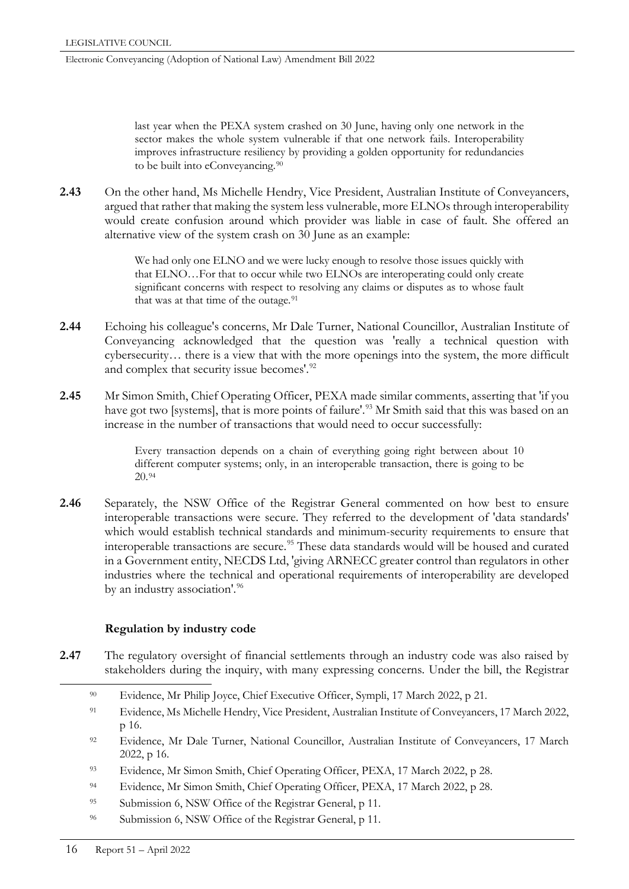> last year when the PEXA system crashed on 30 June, having only one network in the sector makes the whole system vulnerable if that one network fails. Interoperability improves infrastructure resiliency by providing a golden opportunity for redundancies to be built into eConveyancing.[90]

**2.43** On the other hand, Ms Michelle Hendry, Vice President, Australian Institute of Conveyancers, argued that rather that making the system less vulnerable, more ELNOs through interoperability would create confusion around which provider was liable in case of fault. She offered an alternative view of the system crash on 30 June as an example:

> We had only one ELNO and we were lucky enough to resolve those issues quickly with that ELNO…For that to occur while two ELNOs are interoperating could only create significant concerns with respect to resolving any claims or disputes as to whose fault that was at that time of the outage.[91]

**2.44** Echoing his colleague's concerns, Mr Dale Turner, National Councillor, Australian Institute of Conveyancing acknowledged that the question was 'really a technical question with cybersecurity… there is a view that with the more openings into the system, the more difficult and complex that security issue becomes'.[92]

**2.45** Mr Simon Smith, Chief Operating Officer, PEXA made similar comments, asserting that 'if you have got two [systems], that is more points of failure'.[93] Mr Smith said that this was based on an increase in the number of transactions that would need to occur successfully:

> Every transaction depends on a chain of everything going right between about 10 different computer systems; only, in an interoperable transaction, there is going to be 20.[94]

**2.46** Separately, the NSW Office of the Registrar General commented on how best to ensure interoperable transactions were secure. They referred to the development of 'data standards' which would establish technical standards and minimum-security requirements to ensure that interoperable transactions are secure.[95] These data standards would will be housed and curated in a Government entity, NECDS Ltd, 'giving ARNECC greater control than regulators in other industries where the technical and operational requirements of interoperability are developed by an industry association'.[96]

### Regulation by industry code

**2.47** The regulatory oversight of financial settlements through an industry code was also raised by stakeholders during the inquiry, with many expressing concerns. Under the bill, the Registrar

---

[90] Evidence, Mr Philip Joyce, Chief Executive Officer, Sympli, 17 March 2022, p 21.

[91] Evidence, Ms Michelle Hendry, Vice President, Australian Institute of Conveyancers, 17 March 2022, p 16.

[92] Evidence, Mr Dale Turner, National Councillor, Australian Institute of Conveyancers, 17 March 2022, p 16.

[93] Evidence, Mr Simon Smith, Chief Operating Officer, PEXA, 17 March 2022, p 28.

[94] Evidence, Mr Simon Smith, Chief Operating Officer, PEXA, 17 March 2022, p 28.

[95] Submission 6, NSW Office of the Registrar General, p 11.

[96] Submission 6, NSW Office of the Registrar General, p 11.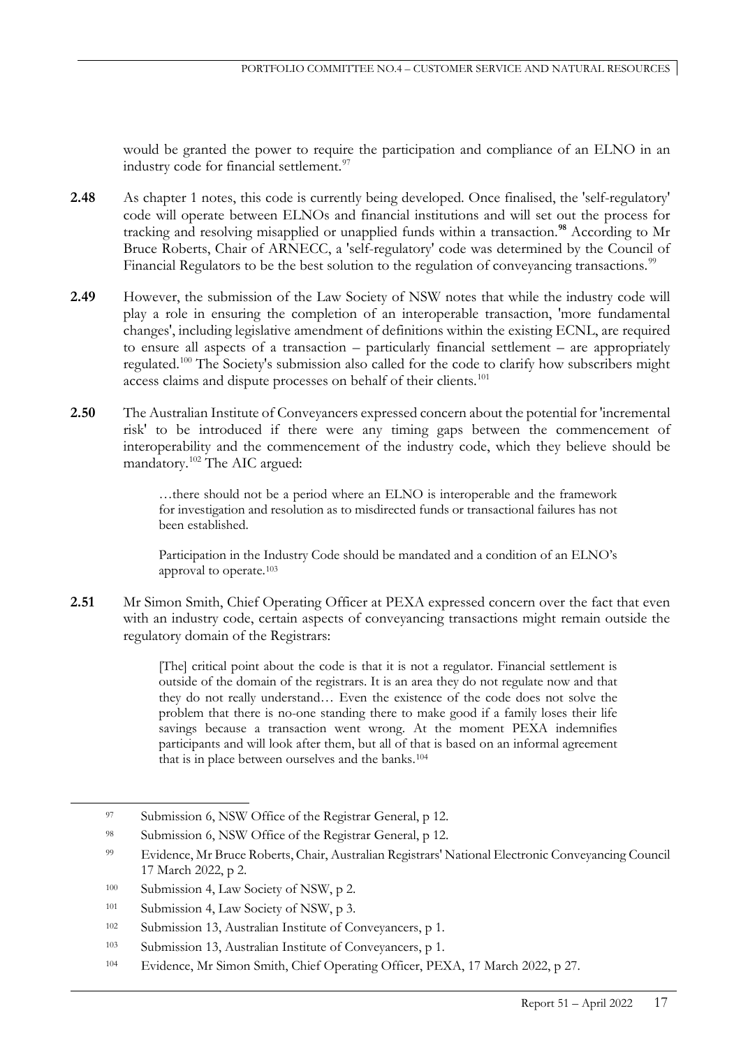would be granted the power to require the participation and compliance of an ELNO in an industry code for financial settlement.[97]

**2.48** As chapter 1 notes, this code is currently being developed. Once finalised, the 'self-regulatory' code will operate between ELNOs and financial institutions and will set out the process for tracking and resolving misapplied or unapplied funds within a transaction.[98] According to Mr Bruce Roberts, Chair of ARNECC, a 'self-regulatory' code was determined by the Council of Financial Regulators to be the best solution to the regulation of conveyancing transactions.[99]

**2.49** However, the submission of the Law Society of NSW notes that while the industry code will play a role in ensuring the completion of an interoperable transaction, 'more fundamental changes', including legislative amendment of definitions within the existing ECNL, are required to ensure all aspects of a transaction – particularly financial settlement – are appropriately regulated.[100] The Society's submission also called for the code to clarify how subscribers might access claims and dispute processes on behalf of their clients.[101]

**2.50** The Australian Institute of Conveyancers expressed concern about the potential for 'incremental risk' to be introduced if there were any timing gaps between the commencement of interoperability and the commencement of the industry code, which they believe should be mandatory.[102] The AIC argued:

> …there should not be a period where an ELNO is interoperable and the framework for investigation and resolution as to misdirected funds or transactional failures has not been established.
>
> Participation in the Industry Code should be mandated and a condition of an ELNO's approval to operate.[103]

**2.51** Mr Simon Smith, Chief Operating Officer at PEXA expressed concern over the fact that even with an industry code, certain aspects of conveyancing transactions might remain outside the regulatory domain of the Registrars:

> [The] critical point about the code is that it is not a regulator. Financial settlement is outside of the domain of the registrars. It is an area they do not regulate now and that they do not really understand… Even the existence of the code does not solve the problem that there is no-one standing there to make good if a family loses their life savings because a transaction went wrong. At the moment PEXA indemnifies participants and will look after them, but all of that is based on an informal agreement that is in place between ourselves and the banks.[104]

---

[97] Submission 6, NSW Office of the Registrar General, p 12.

[98] Submission 6, NSW Office of the Registrar General, p 12.

[99] Evidence, Mr Bruce Roberts, Chair, Australian Registrars' National Electronic Conveyancing Council 17 March 2022, p 2.

[100] Submission 4, Law Society of NSW, p 2.

[101] Submission 4, Law Society of NSW, p 3.

[102] Submission 13, Australian Institute of Conveyancers, p 1.

[103] Submission 13, Australian Institute of Conveyancers, p 1.

[104] Evidence, Mr Simon Smith, Chief Operating Officer, PEXA, 17 March 2022, p 27.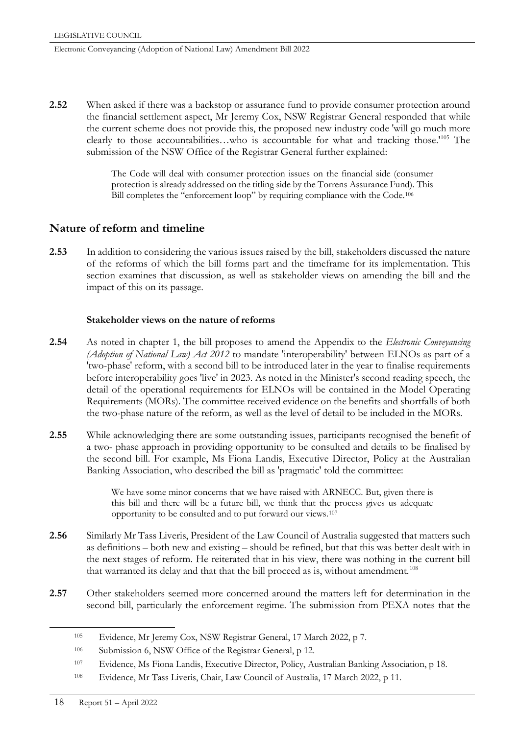**2.52** When asked if there was a backstop or assurance fund to provide consumer protection around the financial settlement aspect, Mr Jeremy Cox, NSW Registrar General responded that while the current scheme does not provide this, the proposed new industry code 'will go much more clearly to those accountabilities…who is accountable for what and tracking those.'[105] The submission of the NSW Office of the Registrar General further explained:

> The Code will deal with consumer protection issues on the financial side (consumer protection is already addressed on the titling side by the Torrens Assurance Fund). This Bill completes the "enforcement loop" by requiring compliance with the Code.[106]

## Nature of reform and timeline

**2.53** In addition to considering the various issues raised by the bill, stakeholders discussed the nature of the reforms of which the bill forms part and the timeframe for its implementation. This section examines that discussion, as well as stakeholder views on amending the bill and the impact of this on its passage.

### Stakeholder views on the nature of reforms

**2.54** As noted in chapter 1, the bill proposes to amend the Appendix to the *Electronic Conveyancing (Adoption of National Law) Act 2012* to mandate 'interoperability' between ELNOs as part of a 'two-phase' reform, with a second bill to be introduced later in the year to finalise requirements before interoperability goes 'live' in 2023. As noted in the Minister's second reading speech, the detail of the operational requirements for ELNOs will be contained in the Model Operating Requirements (MORs). The committee received evidence on the benefits and shortfalls of both the two-phase nature of the reform, as well as the level of detail to be included in the MORs.

**2.55** While acknowledging there are some outstanding issues, participants recognised the benefit of a two- phase approach in providing opportunity to be consulted and details to be finalised by the second bill. For example, Ms Fiona Landis, Executive Director, Policy at the Australian Banking Association, who described the bill as 'pragmatic' told the committee:

> We have some minor concerns that we have raised with ARNECC. But, given there is this bill and there will be a future bill, we think that the process gives us adequate opportunity to be consulted and to put forward our views.[107]

**2.56** Similarly Mr Tass Liveris, President of the Law Council of Australia suggested that matters such as definitions – both new and existing – should be refined, but that this was better dealt with in the next stages of reform. He reiterated that in his view, there was nothing in the current bill that warranted its delay and that that the bill proceed as is, without amendment.[108]

**2.57** Other stakeholders seemed more concerned around the matters left for determination in the second bill, particularly the enforcement regime. The submission from PEXA notes that the

---

[105] Evidence, Mr Jeremy Cox, NSW Registrar General, 17 March 2022, p 7.

[106] Submission 6, NSW Office of the Registrar General, p 12.

[107] Evidence, Ms Fiona Landis, Executive Director, Policy, Australian Banking Association, p 18.

[108] Evidence, Mr Tass Liveris, Chair, Law Council of Australia, 17 March 2022, p 11.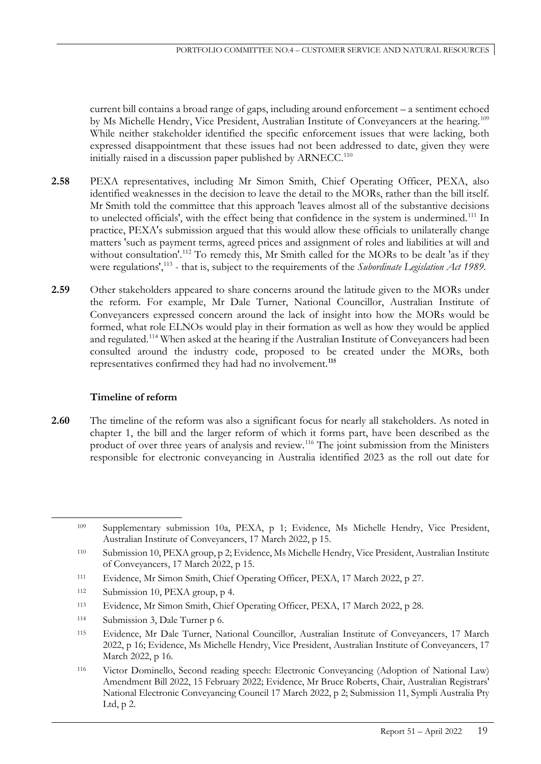current bill contains a broad range of gaps, including around enforcement – a sentiment echoed by Ms Michelle Hendry, Vice President, Australian Institute of Conveyancers at the hearing.[109] While neither stakeholder identified the specific enforcement issues that were lacking, both expressed disappointment that these issues had not been addressed to date, given they were initially raised in a discussion paper published by ARNECC.[110]

**2.58** PEXA representatives, including Mr Simon Smith, Chief Operating Officer, PEXA, also identified weaknesses in the decision to leave the detail to the MORs, rather than the bill itself. Mr Smith told the committee that this approach 'leaves almost all of the substantive decisions to unelected officials', with the effect being that confidence in the system is undermined.[111] In practice, PEXA's submission argued that this would allow these officials to unilaterally change matters 'such as payment terms, agreed prices and assignment of roles and liabilities at will and without consultation'.[112] To remedy this, Mr Smith called for the MORs to be dealt 'as if they were regulations',[113] - that is, subject to the requirements of the *Subordinate Legislation Act 1989*.

**2.59** Other stakeholders appeared to share concerns around the latitude given to the MORs under the reform. For example, Mr Dale Turner, National Councillor, Australian Institute of Conveyancers expressed concern around the lack of insight into how the MORs would be formed, what role ELNOs would play in their formation as well as how they would be applied and regulated.[114] When asked at the hearing if the Australian Institute of Conveyancers had been consulted around the industry code, proposed to be created under the MORs, both representatives confirmed they had had no involvement.[115]

### Timeline of reform

**2.60** The timeline of the reform was also a significant focus for nearly all stakeholders. As noted in chapter 1, the bill and the larger reform of which it forms part, have been described as the product of over three years of analysis and review.[116] The joint submission from the Ministers responsible for electronic conveyancing in Australia identified 2023 as the roll out date for

---

[109] Supplementary submission 10a, PEXA, p 1; Evidence, Ms Michelle Hendry, Vice President, Australian Institute of Conveyancers, 17 March 2022, p 15.

[110] Submission 10, PEXA group, p 2; Evidence, Ms Michelle Hendry, Vice President, Australian Institute of Conveyancers, 17 March 2022, p 15.

[111] Evidence, Mr Simon Smith, Chief Operating Officer, PEXA, 17 March 2022, p 27.

[112] Submission 10, PEXA group, p 4.

[113] Evidence, Mr Simon Smith, Chief Operating Officer, PEXA, 17 March 2022, p 28.

[114] Submission 3, Dale Turner p 6.

[115] Evidence, Mr Dale Turner, National Councillor, Australian Institute of Conveyancers, 17 March 2022, p 16; Evidence, Ms Michelle Hendry, Vice President, Australian Institute of Conveyancers, 17 March 2022, p 16.

[116] Victor Dominello, Second reading speech: Electronic Conveyancing (Adoption of National Law) Amendment Bill 2022, 15 February 2022; Evidence, Mr Bruce Roberts, Chair, Australian Registrars' National Electronic Conveyancing Council 17 March 2022, p 2; Submission 11, Sympli Australia Pty Ltd, p 2.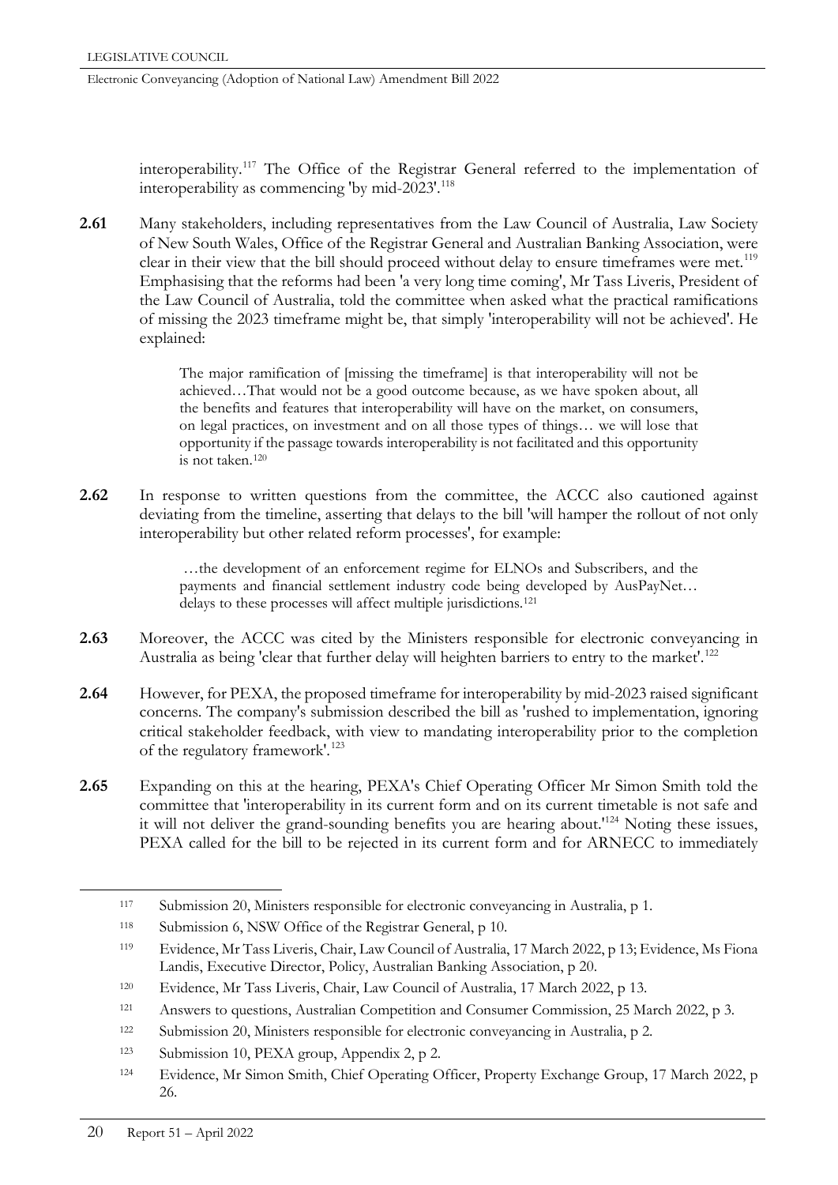interoperability.[117] The Office of the Registrar General referred to the implementation of interoperability as commencing 'by mid-2023'.[118]

**2.61** Many stakeholders, including representatives from the Law Council of Australia, Law Society of New South Wales, Office of the Registrar General and Australian Banking Association, were clear in their view that the bill should proceed without delay to ensure timeframes were met.[119] Emphasising that the reforms had been 'a very long time coming', Mr Tass Liveris, President of the Law Council of Australia, told the committee when asked what the practical ramifications of missing the 2023 timeframe might be, that simply 'interoperability will not be achieved'. He explained:

> The major ramification of [missing the timeframe] is that interoperability will not be achieved…That would not be a good outcome because, as we have spoken about, all the benefits and features that interoperability will have on the market, on consumers, on legal practices, on investment and on all those types of things… we will lose that opportunity if the passage towards interoperability is not facilitated and this opportunity is not taken.[120]

**2.62** In response to written questions from the committee, the ACCC also cautioned against deviating from the timeline, asserting that delays to the bill 'will hamper the rollout of not only interoperability but other related reform processes', for example:

> …the development of an enforcement regime for ELNOs and Subscribers, and the payments and financial settlement industry code being developed by AusPayNet… delays to these processes will affect multiple jurisdictions.[121]

**2.63** Moreover, the ACCC was cited by the Ministers responsible for electronic conveyancing in Australia as being 'clear that further delay will heighten barriers to entry to the market'.[122]

**2.64** However, for PEXA, the proposed timeframe for interoperability by mid-2023 raised significant concerns. The company's submission described the bill as 'rushed to implementation, ignoring critical stakeholder feedback, with view to mandating interoperability prior to the completion of the regulatory framework'.[123]

**2.65** Expanding on this at the hearing, PEXA's Chief Operating Officer Mr Simon Smith told the committee that 'interoperability in its current form and on its current timetable is not safe and it will not deliver the grand-sounding benefits you are hearing about.'[124] Noting these issues, PEXA called for the bill to be rejected in its current form and for ARNECC to immediately

---

[117] Submission 20, Ministers responsible for electronic conveyancing in Australia, p 1.

[118] Submission 6, NSW Office of the Registrar General, p 10.

[119] Evidence, Mr Tass Liveris, Chair, Law Council of Australia, 17 March 2022, p 13; Evidence, Ms Fiona Landis, Executive Director, Policy, Australian Banking Association, p 20.

[120] Evidence, Mr Tass Liveris, Chair, Law Council of Australia, 17 March 2022, p 13.

[121] Answers to questions, Australian Competition and Consumer Commission, 25 March 2022, p 3.

[122] Submission 20, Ministers responsible for electronic conveyancing in Australia, p 2.

[123] Submission 10, PEXA group, Appendix 2, p 2.

[124] Evidence, Mr Simon Smith, Chief Operating Officer, Property Exchange Group, 17 March 2022, p 26.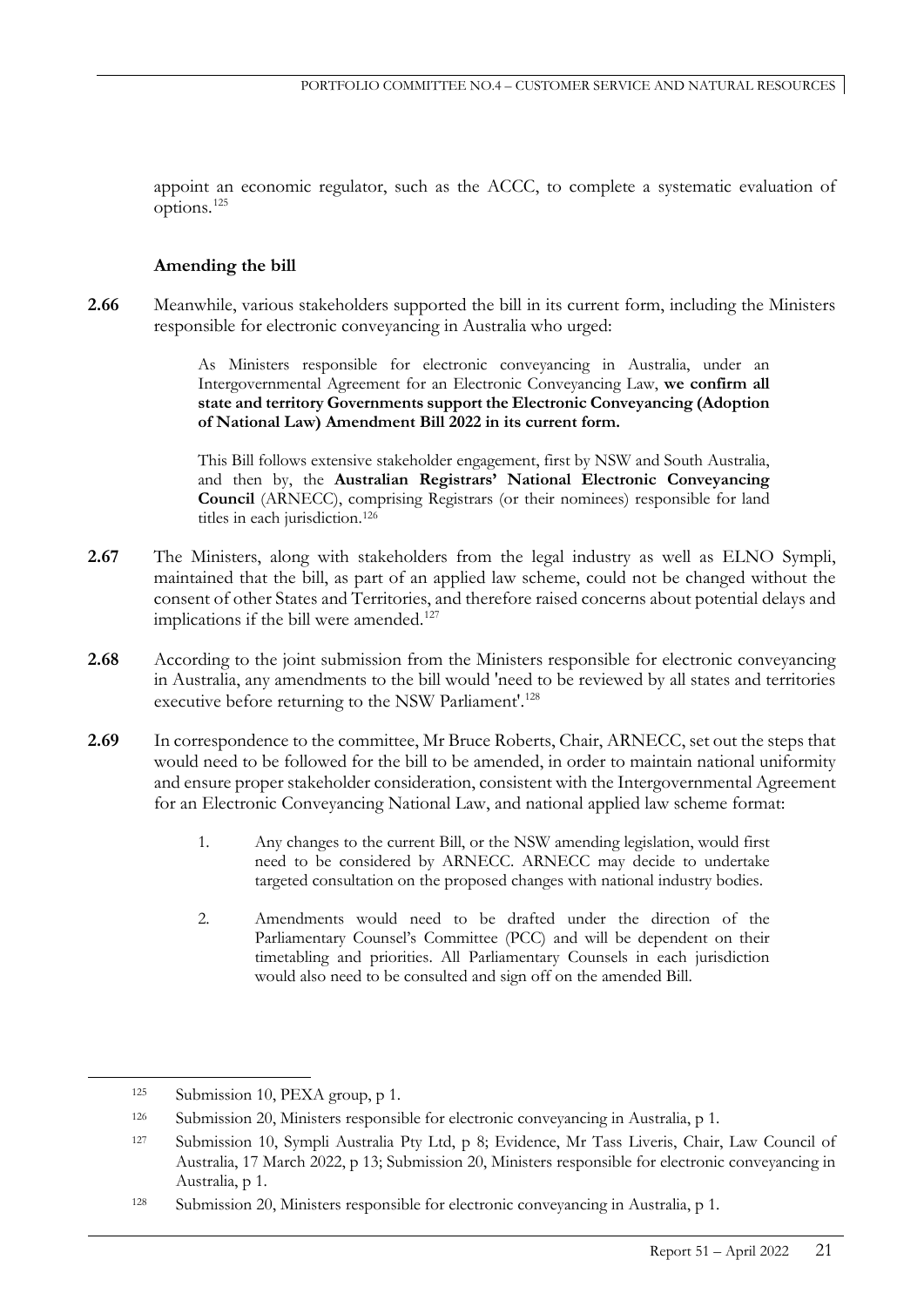appoint an economic regulator, such as the ACCC, to complete a systematic evaluation of options.[125]

### Amending the bill

**2.66** Meanwhile, various stakeholders supported the bill in its current form, including the Ministers responsible for electronic conveyancing in Australia who urged:

> As Ministers responsible for electronic conveyancing in Australia, under an Intergovernmental Agreement for an Electronic Conveyancing Law, **we confirm all state and territory Governments support the Electronic Conveyancing (Adoption of National Law) Amendment Bill 2022 in its current form.**
>
> This Bill follows extensive stakeholder engagement, first by NSW and South Australia, and then by, the **Australian Registrars' National Electronic Conveyancing Council** (ARNECC), comprising Registrars (or their nominees) responsible for land titles in each jurisdiction.[126]

**2.67** The Ministers, along with stakeholders from the legal industry as well as ELNO Sympli, maintained that the bill, as part of an applied law scheme, could not be changed without the consent of other States and Territories, and therefore raised concerns about potential delays and implications if the bill were amended.[127]

**2.68** According to the joint submission from the Ministers responsible for electronic conveyancing in Australia, any amendments to the bill would 'need to be reviewed by all states and territories executive before returning to the NSW Parliament'.[128]

**2.69** In correspondence to the committee, Mr Bruce Roberts, Chair, ARNECC, set out the steps that would need to be followed for the bill to be amended, in order to maintain national uniformity and ensure proper stakeholder consideration, consistent with the Intergovernmental Agreement for an Electronic Conveyancing National Law, and national applied law scheme format:

> 1. Any changes to the current Bill, or the NSW amending legislation, would first need to be considered by ARNECC. ARNECC may decide to undertake targeted consultation on the proposed changes with national industry bodies.
>
> 2. Amendments would need to be drafted under the direction of the Parliamentary Counsel's Committee (PCC) and will be dependent on their timetabling and priorities. All Parliamentary Counsels in each jurisdiction would also need to be consulted and sign off on the amended Bill.

---

125 Submission 10, PEXA group, p 1.

126 Submission 20, Ministers responsible for electronic conveyancing in Australia, p 1.

127 Submission 10, Sympli Australia Pty Ltd, p 8; Evidence, Mr Tass Liveris, Chair, Law Council of Australia, 17 March 2022, p 13; Submission 20, Ministers responsible for electronic conveyancing in Australia, p 1.

128 Submission 20, Ministers responsible for electronic conveyancing in Australia, p 1.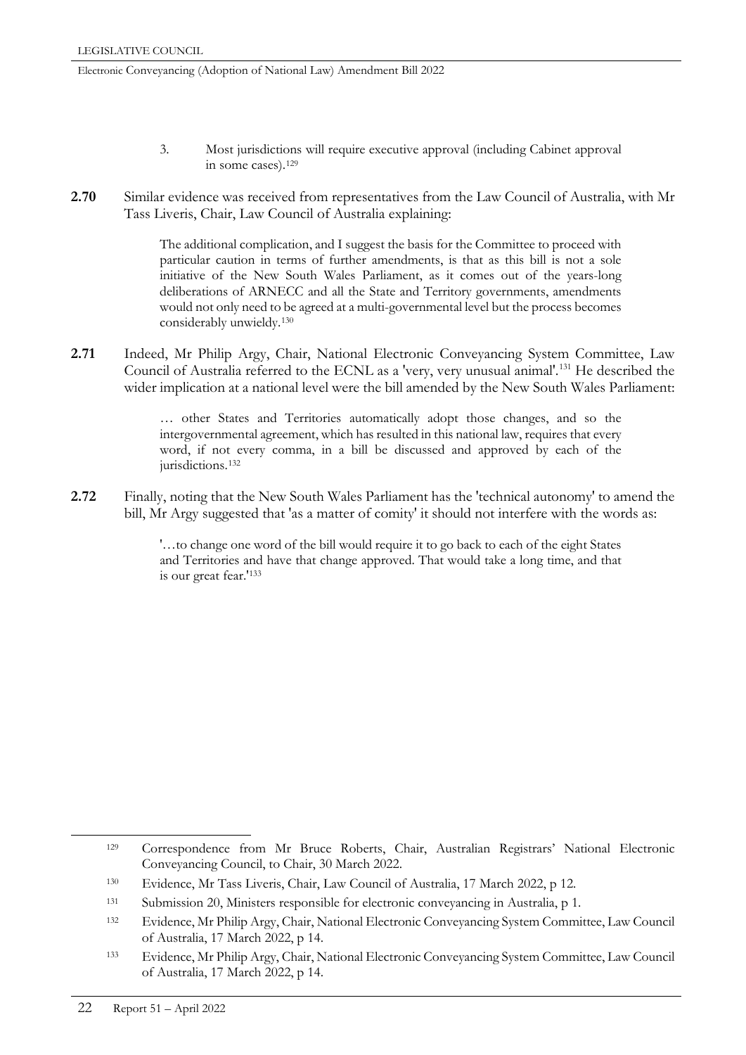3. Most jurisdictions will require executive approval (including Cabinet approval in some cases).[129]

**2.70** Similar evidence was received from representatives from the Law Council of Australia, with Mr Tass Liveris, Chair, Law Council of Australia explaining:

> The additional complication, and I suggest the basis for the Committee to proceed with particular caution in terms of further amendments, is that as this bill is not a sole initiative of the New South Wales Parliament, as it comes out of the years-long deliberations of ARNECC and all the State and Territory governments, amendments would not only need to be agreed at a multi-governmental level but the process becomes considerably unwieldy.[130]

**2.71** Indeed, Mr Philip Argy, Chair, National Electronic Conveyancing System Committee, Law Council of Australia referred to the ECNL as a 'very, very unusual animal'.[131] He described the wider implication at a national level were the bill amended by the New South Wales Parliament:

> … other States and Territories automatically adopt those changes, and so the intergovernmental agreement, which has resulted in this national law, requires that every word, if not every comma, in a bill be discussed and approved by each of the jurisdictions.[132]

**2.72** Finally, noting that the New South Wales Parliament has the 'technical autonomy' to amend the bill, Mr Argy suggested that 'as a matter of comity' it should not interfere with the words as:

> '…to change one word of the bill would require it to go back to each of the eight States and Territories and have that change approved. That would take a long time, and that is our great fear.'[133]

---

[129] Correspondence from Mr Bruce Roberts, Chair, Australian Registrars' National Electronic Conveyancing Council, to Chair, 30 March 2022.

[130] Evidence, Mr Tass Liveris, Chair, Law Council of Australia, 17 March 2022, p 12.

[131] Submission 20, Ministers responsible for electronic conveyancing in Australia, p 1.

[132] Evidence, Mr Philip Argy, Chair, National Electronic Conveyancing System Committee, Law Council of Australia, 17 March 2022, p 14.

[133] Evidence, Mr Philip Argy, Chair, National Electronic Conveyancing System Committee, Law Council of Australia, 17 March 2022, p 14.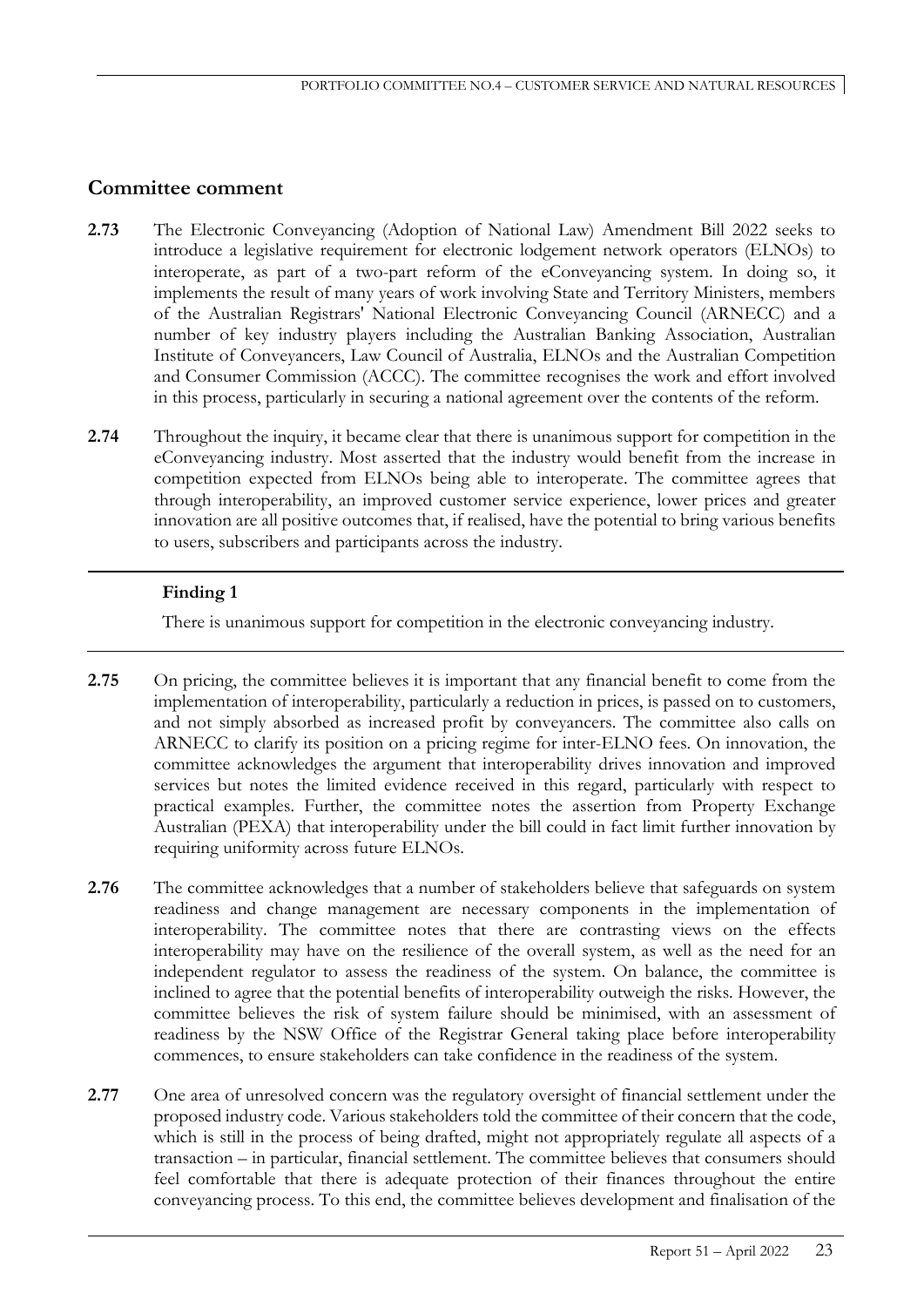## Committee comment

**2.73** The Electronic Conveyancing (Adoption of National Law) Amendment Bill 2022 seeks to introduce a legislative requirement for electronic lodgement network operators (ELNOs) to interoperate, as part of a two-part reform of the eConveyancing system. In doing so, it implements the result of many years of work involving State and Territory Ministers, members of the Australian Registrars' National Electronic Conveyancing Council (ARNECC) and a number of key industry players including the Australian Banking Association, Australian Institute of Conveyancers, Law Council of Australia, ELNOs and the Australian Competition and Consumer Commission (ACCC). The committee recognises the work and effort involved in this process, particularly in securing a national agreement over the contents of the reform.

**2.74** Throughout the inquiry, it became clear that there is unanimous support for competition in the eConveyancing industry. Most asserted that the industry would benefit from the increase in competition expected from ELNOs being able to interoperate. The committee agrees that through interoperability, an improved customer service experience, lower prices and greater innovation are all positive outcomes that, if realised, have the potential to bring various benefits to users, subscribers and participants across the industry.

---

**Finding 1**

There is unanimous support for competition in the electronic conveyancing industry.

---

**2.75** On pricing, the committee believes it is important that any financial benefit to come from the implementation of interoperability, particularly a reduction in prices, is passed on to customers, and not simply absorbed as increased profit by conveyancers. The committee also calls on ARNECC to clarify its position on a pricing regime for inter-ELNO fees. On innovation, the committee acknowledges the argument that interoperability drives innovation and improved services but notes the limited evidence received in this regard, particularly with respect to practical examples. Further, the committee notes the assertion from Property Exchange Australian (PEXA) that interoperability under the bill could in fact limit further innovation by requiring uniformity across future ELNOs.

**2.76** The committee acknowledges that a number of stakeholders believe that safeguards on system readiness and change management are necessary components in the implementation of interoperability. The committee notes that there are contrasting views on the effects interoperability may have on the resilience of the overall system, as well as the need for an independent regulator to assess the readiness of the system. On balance, the committee is inclined to agree that the potential benefits of interoperability outweigh the risks. However, the committee believes the risk of system failure should be minimised, with an assessment of readiness by the NSW Office of the Registrar General taking place before interoperability commences, to ensure stakeholders can take confidence in the readiness of the system.

**2.77** One area of unresolved concern was the regulatory oversight of financial settlement under the proposed industry code. Various stakeholders told the committee of their concern that the code, which is still in the process of being drafted, might not appropriately regulate all aspects of a transaction – in particular, financial settlement. The committee believes that consumers should feel comfortable that there is adequate protection of their finances throughout the entire conveyancing process. To this end, the committee believes development and finalisation of the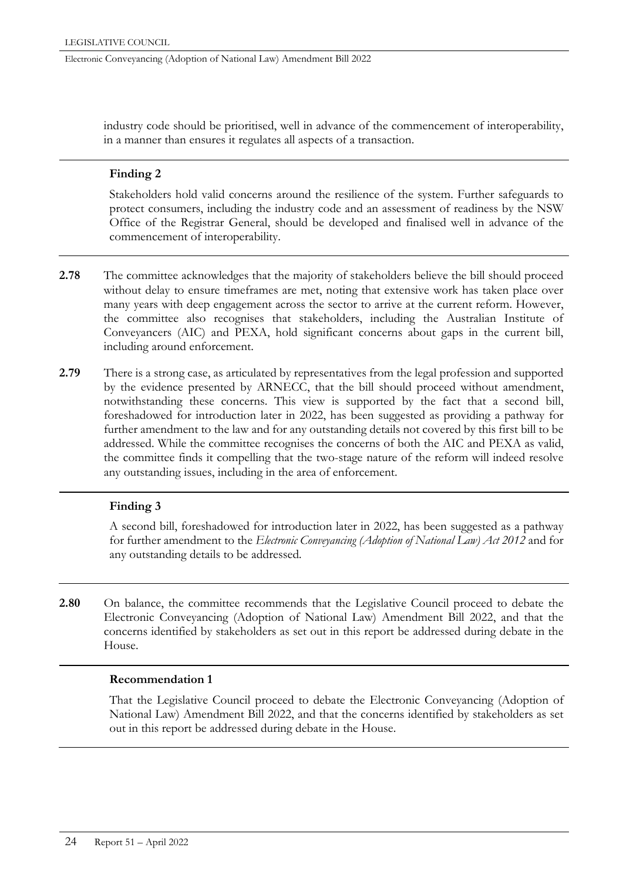industry code should be prioritised, well in advance of the commencement of interoperability, in a manner than ensures it regulates all aspects of a transaction.

---

**Finding 2**

Stakeholders hold valid concerns around the resilience of the system. Further safeguards to protect consumers, including the industry code and an assessment of readiness by the NSW Office of the Registrar General, should be developed and finalised well in advance of the commencement of interoperability.

---

**2.78** The committee acknowledges that the majority of stakeholders believe the bill should proceed without delay to ensure timeframes are met, noting that extensive work has taken place over many years with deep engagement across the sector to arrive at the current reform. However, the committee also recognises that stakeholders, including the Australian Institute of Conveyancers (AIC) and PEXA, hold significant concerns about gaps in the current bill, including around enforcement.

**2.79** There is a strong case, as articulated by representatives from the legal profession and supported by the evidence presented by ARNECC, that the bill should proceed without amendment, notwithstanding these concerns. This view is supported by the fact that a second bill, foreshadowed for introduction later in 2022, has been suggested as providing a pathway for further amendment to the law and for any outstanding details not covered by this first bill to be addressed. While the committee recognises the concerns of both the AIC and PEXA as valid, the committee finds it compelling that the two-stage nature of the reform will indeed resolve any outstanding issues, including in the area of enforcement.

---

**Finding 3**

A second bill, foreshadowed for introduction later in 2022, has been suggested as a pathway for further amendment to the *Electronic Conveyancing (Adoption of National Law) Act 2012* and for any outstanding details to be addressed.

---

**2.80** On balance, the committee recommends that the Legislative Council proceed to debate the Electronic Conveyancing (Adoption of National Law) Amendment Bill 2022, and that the concerns identified by stakeholders as set out in this report be addressed during debate in the House.

---

**Recommendation 1**

That the Legislative Council proceed to debate the Electronic Conveyancing (Adoption of National Law) Amendment Bill 2022, and that the concerns identified by stakeholders as set out in this report be addressed during debate in the House.

---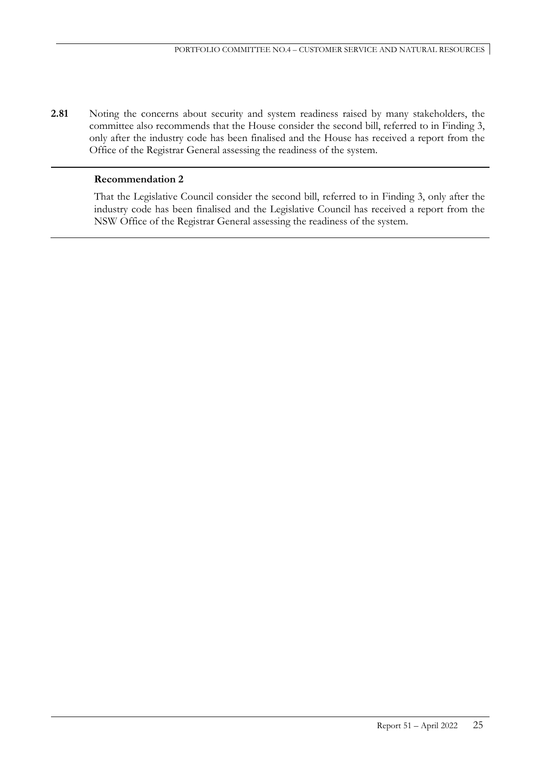**2.81** Noting the concerns about security and system readiness raised by many stakeholders, the committee also recommends that the House consider the second bill, referred to in Finding 3, only after the industry code has been finalised and the House has received a report from the Office of the Registrar General assessing the readiness of the system.

---

**Recommendation 2**

That the Legislative Council consider the second bill, referred to in Finding 3, only after the industry code has been finalised and the Legislative Council has received a report from the NSW Office of the Registrar General assessing the readiness of the system.

---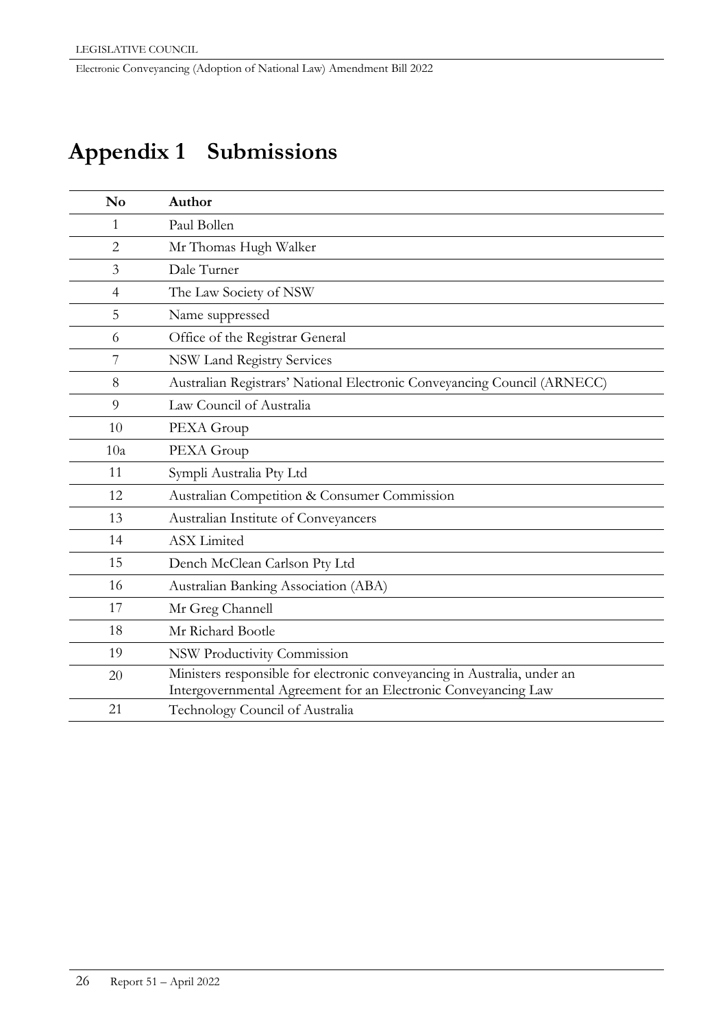# Appendix 1 Submissions

| No | Author |
|---|---|
| 1 | Paul Bollen |
| 2 | Mr Thomas Hugh Walker |
| 3 | Dale Turner |
| 4 | The Law Society of NSW |
| 5 | Name suppressed |
| 6 | Office of the Registrar General |
| 7 | NSW Land Registry Services |
| 8 | Australian Registrars' National Electronic Conveyancing Council (ARNECC) |
| 9 | Law Council of Australia |
| 10 | PEXA Group |
| 10a | PEXA Group |
| 11 | Sympli Australia Pty Ltd |
| 12 | Australian Competition & Consumer Commission |
| 13 | Australian Institute of Conveyancers |
| 14 | ASX Limited |
| 15 | Dench McClean Carlson Pty Ltd |
| 16 | Australian Banking Association (ABA) |
| 17 | Mr Greg Channell |
| 18 | Mr Richard Bootle |
| 19 | NSW Productivity Commission |
| 20 | Ministers responsible for electronic conveyancing in Australia, under an Intergovernmental Agreement for an Electronic Conveyancing Law |
| 21 | Technology Council of Australia |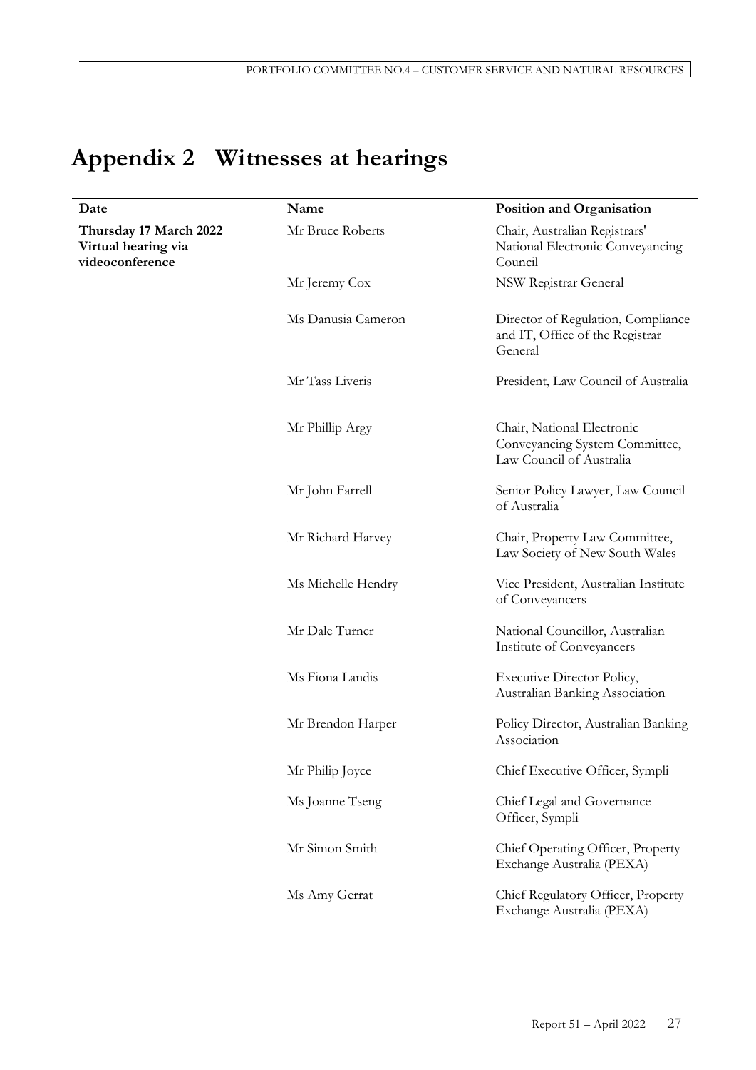# Appendix 2 Witnesses at hearings

| Date | Name | Position and Organisation |
|---|---|---|
| **Thursday 17 March 2022 Virtual hearing via videoconference** | Mr Bruce Roberts | Chair, Australian Registrars' National Electronic Conveyancing Council |
| | Mr Jeremy Cox | NSW Registrar General |
| | Ms Danusia Cameron | Director of Regulation, Compliance and IT, Office of the Registrar General |
| | Mr Tass Liveris | President, Law Council of Australia |
| | Mr Phillip Argy | Chair, National Electronic Conveyancing System Committee, Law Council of Australia |
| | Mr John Farrell | Senior Policy Lawyer, Law Council of Australia |
| | Mr Richard Harvey | Chair, Property Law Committee, Law Society of New South Wales |
| | Ms Michelle Hendry | Vice President, Australian Institute of Conveyancers |
| | Mr Dale Turner | National Councillor, Australian Institute of Conveyancers |
| | Ms Fiona Landis | Executive Director Policy, Australian Banking Association |
| | Mr Brendon Harper | Policy Director, Australian Banking Association |
| | Mr Philip Joyce | Chief Executive Officer, Sympli |
| | Ms Joanne Tseng | Chief Legal and Governance Officer, Sympli |
| | Mr Simon Smith | Chief Operating Officer, Property Exchange Australia (PEXA) |
| | Ms Amy Gerrat | Chief Regulatory Officer, Property Exchange Australia (PEXA) |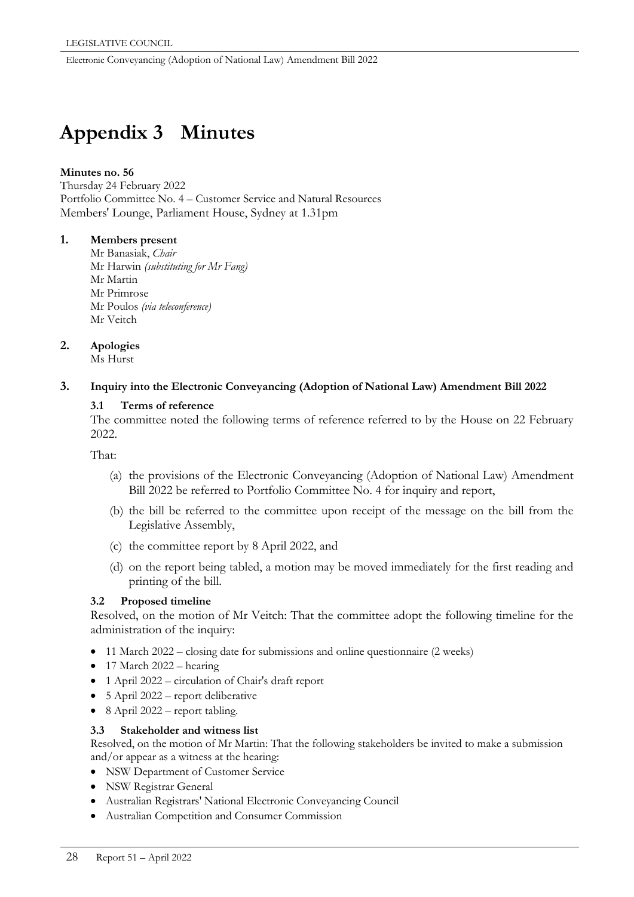# Appendix 3 Minutes

**Minutes no. 56**
Thursday 24 February 2022
Portfolio Committee No. 4 – Customer Service and Natural Resources
Members' Lounge, Parliament House, Sydney at 1.31pm

## 1. Members present

Mr Banasiak, *Chair*
Mr Harwin *(substituting for Mr Fang)*
Mr Martin
Mr Primrose
Mr Poulos *(via teleconference)*
Mr Veitch

## 2. Apologies

Ms Hurst

## 3. Inquiry into the Electronic Conveyancing (Adoption of National Law) Amendment Bill 2022

### 3.1 Terms of reference

The committee noted the following terms of reference referred to by the House on 22 February 2022.

That:

(a) the provisions of the Electronic Conveyancing (Adoption of National Law) Amendment Bill 2022 be referred to Portfolio Committee No. 4 for inquiry and report,

(b) the bill be referred to the committee upon receipt of the message on the bill from the Legislative Assembly,

(c) the committee report by 8 April 2022, and

(d) on the report being tabled, a motion may be moved immediately for the first reading and printing of the bill.

### 3.2 Proposed timeline

Resolved, on the motion of Mr Veitch: That the committee adopt the following timeline for the administration of the inquiry:

- 11 March 2022 – closing date for submissions and online questionnaire (2 weeks)
- 17 March 2022 – hearing
- 1 April 2022 – circulation of Chair's draft report
- 5 April 2022 – report deliberative
- 8 April 2022 – report tabling.

### 3.3 Stakeholder and witness list

Resolved, on the motion of Mr Martin: That the following stakeholders be invited to make a submission and/or appear as a witness at the hearing:

- NSW Department of Customer Service
- NSW Registrar General
- Australian Registrars' National Electronic Conveyancing Council
- Australian Competition and Consumer Commission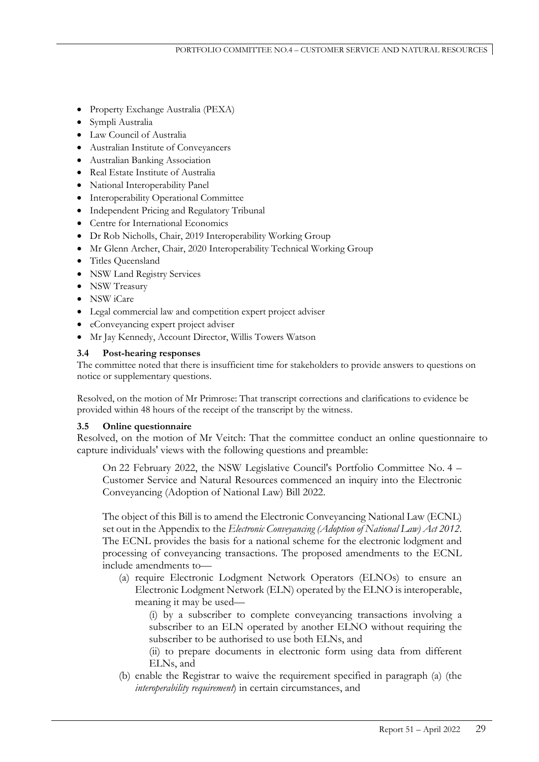- Property Exchange Australia (PEXA)
- Sympli Australia
- Law Council of Australia
- Australian Institute of Conveyancers
- Australian Banking Association
- Real Estate Institute of Australia
- National Interoperability Panel
- Interoperability Operational Committee
- Independent Pricing and Regulatory Tribunal
- Centre for International Economics
- Dr Rob Nicholls, Chair, 2019 Interoperability Working Group
- Mr Glenn Archer, Chair, 2020 Interoperability Technical Working Group
- Titles Queensland
- NSW Land Registry Services
- NSW Treasury
- NSW iCare
- Legal commercial law and competition expert project adviser
- eConveyancing expert project adviser
- Mr Jay Kennedy, Account Director, Willis Towers Watson

**3.4 Post-hearing responses**

The committee noted that there is insufficient time for stakeholders to provide answers to questions on notice or supplementary questions.

Resolved, on the motion of Mr Primrose: That transcript corrections and clarifications to evidence be provided within 48 hours of the receipt of the transcript by the witness.

**3.5 Online questionnaire**

Resolved, on the motion of Mr Veitch: That the committee conduct an online questionnaire to capture individuals' views with the following questions and preamble:

> On 22 February 2022, the NSW Legislative Council's Portfolio Committee No. 4 – Customer Service and Natural Resources commenced an inquiry into the Electronic Conveyancing (Adoption of National Law) Bill 2022.
>
> The object of this Bill is to amend the Electronic Conveyancing National Law (ECNL) set out in the Appendix to the *Electronic Conveyancing (Adoption of National Law) Act 2012*. The ECNL provides the basis for a national scheme for the electronic lodgment and processing of conveyancing transactions. The proposed amendments to the ECNL include amendments to—
>
> (a) require Electronic Lodgment Network Operators (ELNOs) to ensure an Electronic Lodgment Network (ELN) operated by the ELNO is interoperable, meaning it may be used—
>
> (i) by a subscriber to complete conveyancing transactions involving a subscriber to an ELN operated by another ELNO without requiring the subscriber to be authorised to use both ELNs, and
>
> (ii) to prepare documents in electronic form using data from different ELNs, and
>
> (b) enable the Registrar to waive the requirement specified in paragraph (a) (the *interoperability requirement*) in certain circumstances, and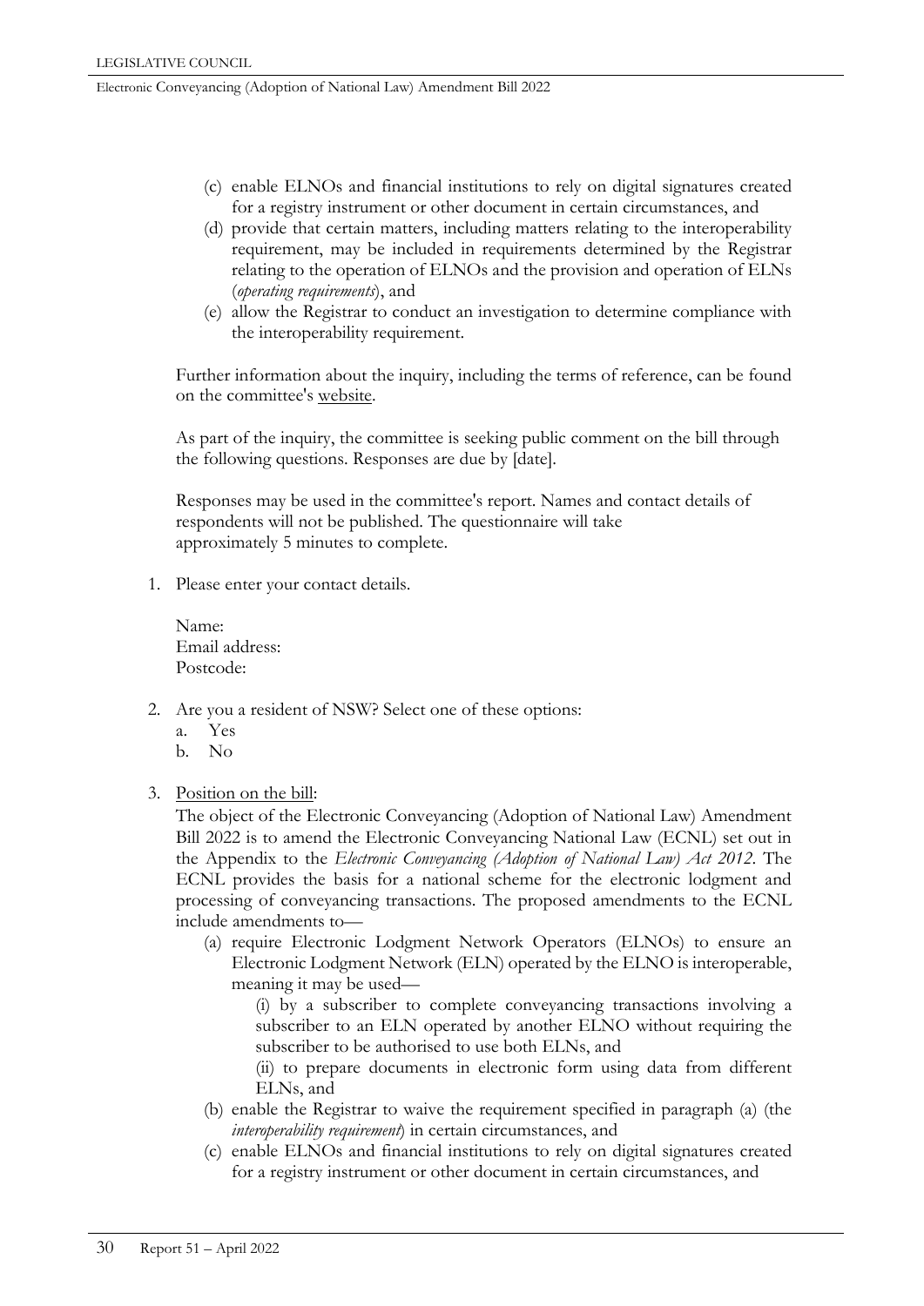(c) enable ELNOs and financial institutions to rely on digital signatures created for a registry instrument or other document in certain circumstances, and

(d) provide that certain matters, including matters relating to the interoperability requirement, may be included in requirements determined by the Registrar relating to the operation of ELNOs and the provision and operation of ELNs (*operating requirements*), and

(e) allow the Registrar to conduct an investigation to determine compliance with the interoperability requirement.

Further information about the inquiry, including the terms of reference, can be found on the committee's website.

As part of the inquiry, the committee is seeking public comment on the bill through the following questions. Responses are due by [date].

Responses may be used in the committee's report. Names and contact details of respondents will not be published. The questionnaire will take approximately 5 minutes to complete.

1. Please enter your contact details.

   Name:
   Email address:
   Postcode:

2. Are you a resident of NSW? Select one of these options:
   a. Yes
   b. No

3. Position on the bill:
   The object of the Electronic Conveyancing (Adoption of National Law) Amendment Bill 2022 is to amend the Electronic Conveyancing National Law (ECNL) set out in the Appendix to the *Electronic Conveyancing (Adoption of National Law) Act 2012*. The ECNL provides the basis for a national scheme for the electronic lodgment and processing of conveyancing transactions. The proposed amendments to the ECNL include amendments to—

   (a) require Electronic Lodgment Network Operators (ELNOs) to ensure an Electronic Lodgment Network (ELN) operated by the ELNO is interoperable, meaning it may be used—

   (i) by a subscriber to complete conveyancing transactions involving a subscriber to an ELN operated by another ELNO without requiring the subscriber to be authorised to use both ELNs, and

   (ii) to prepare documents in electronic form using data from different ELNs, and

   (b) enable the Registrar to waive the requirement specified in paragraph (a) (the *interoperability requirement*) in certain circumstances, and

   (c) enable ELNOs and financial institutions to rely on digital signatures created for a registry instrument or other document in certain circumstances, and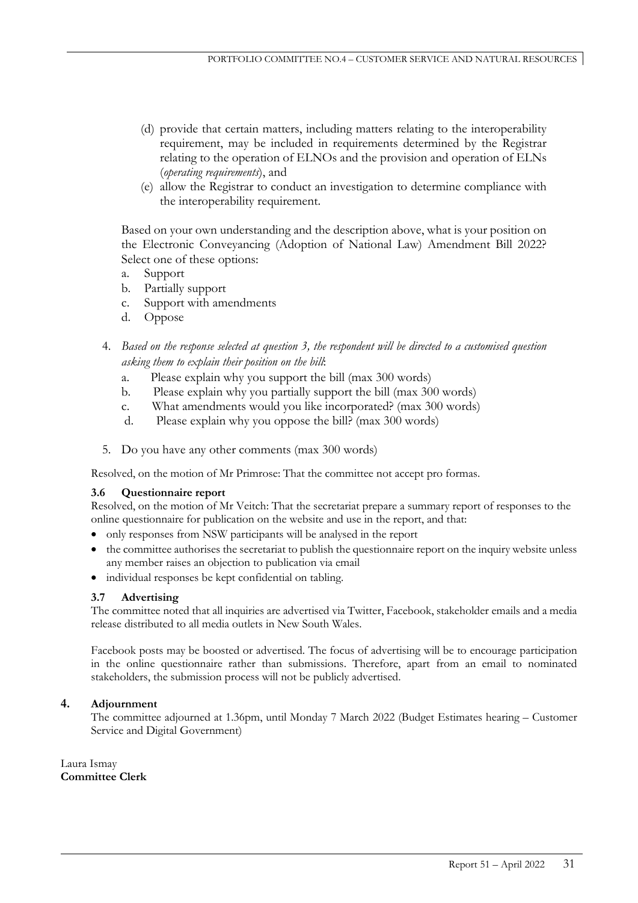(d) provide that certain matters, including matters relating to the interoperability requirement, may be included in requirements determined by the Registrar relating to the operation of ELNOs and the provision and operation of ELNs (*operating requirements*), and

(e) allow the Registrar to conduct an investigation to determine compliance with the interoperability requirement.

Based on your own understanding and the description above, what is your position on the Electronic Conveyancing (Adoption of National Law) Amendment Bill 2022? Select one of these options:

a. Support
b. Partially support
c. Support with amendments
d. Oppose

4. *Based on the response selected at question 3, the respondent will be directed to a customised question asking them to explain their position on the bill*:
   a. Please explain why you support the bill (max 300 words)
   b. Please explain why you partially support the bill (max 300 words)
   c. What amendments would you like incorporated? (max 300 words)
   d. Please explain why you oppose the bill? (max 300 words)

5. Do you have any other comments (max 300 words)

Resolved, on the motion of Mr Primrose: That the committee not accept pro formas.

### 3.6 Questionnaire report

Resolved, on the motion of Mr Veitch: That the secretariat prepare a summary report of responses to the online questionnaire for publication on the website and use in the report, and that:

- only responses from NSW participants will be analysed in the report
- the committee authorises the secretariat to publish the questionnaire report on the inquiry website unless any member raises an objection to publication via email
- individual responses be kept confidential on tabling.

### 3.7 Advertising

The committee noted that all inquiries are advertised via Twitter, Facebook, stakeholder emails and a media release distributed to all media outlets in New South Wales.

Facebook posts may be boosted or advertised. The focus of advertising will be to encourage participation in the online questionnaire rather than submissions. Therefore, apart from an email to nominated stakeholders, the submission process will not be publicly advertised.

## 4. Adjournment

The committee adjourned at 1.36pm, until Monday 7 March 2022 (Budget Estimates hearing – Customer Service and Digital Government)

Laura Ismay
**Committee Clerk**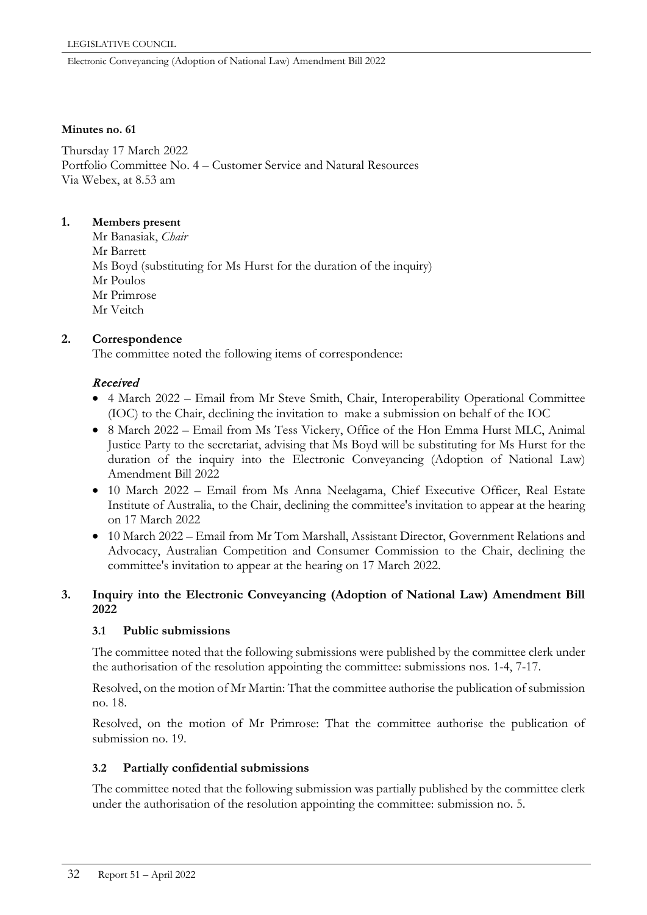**Minutes no. 61**

Thursday 17 March 2022
Portfolio Committee No. 4 – Customer Service and Natural Resources
Via Webex, at 8.53 am

**1. Members present**

Mr Banasiak, *Chair*
Mr Barrett
Ms Boyd (substituting for Ms Hurst for the duration of the inquiry)
Mr Poulos
Mr Primrose
Mr Veitch

**2. Correspondence**

The committee noted the following items of correspondence:

*Received*

- 4 March 2022 – Email from Mr Steve Smith, Chair, Interoperability Operational Committee (IOC) to the Chair, declining the invitation to make a submission on behalf of the IOC
- 8 March 2022 – Email from Ms Tess Vickery, Office of the Hon Emma Hurst MLC, Animal Justice Party to the secretariat, advising that Ms Boyd will be substituting for Ms Hurst for the duration of the inquiry into the Electronic Conveyancing (Adoption of National Law) Amendment Bill 2022
- 10 March 2022 – Email from Ms Anna Neelagama, Chief Executive Officer, Real Estate Institute of Australia, to the Chair, declining the committee's invitation to appear at the hearing on 17 March 2022
- 10 March 2022 – Email from Mr Tom Marshall, Assistant Director, Government Relations and Advocacy, Australian Competition and Consumer Commission to the Chair, declining the committee's invitation to appear at the hearing on 17 March 2022.

**3. Inquiry into the Electronic Conveyancing (Adoption of National Law) Amendment Bill 2022**

**3.1 Public submissions**

The committee noted that the following submissions were published by the committee clerk under the authorisation of the resolution appointing the committee: submissions nos. 1-4, 7-17.

Resolved, on the motion of Mr Martin: That the committee authorise the publication of submission no. 18.

Resolved, on the motion of Mr Primrose: That the committee authorise the publication of submission no. 19.

**3.2 Partially confidential submissions**

The committee noted that the following submission was partially published by the committee clerk under the authorisation of the resolution appointing the committee: submission no. 5.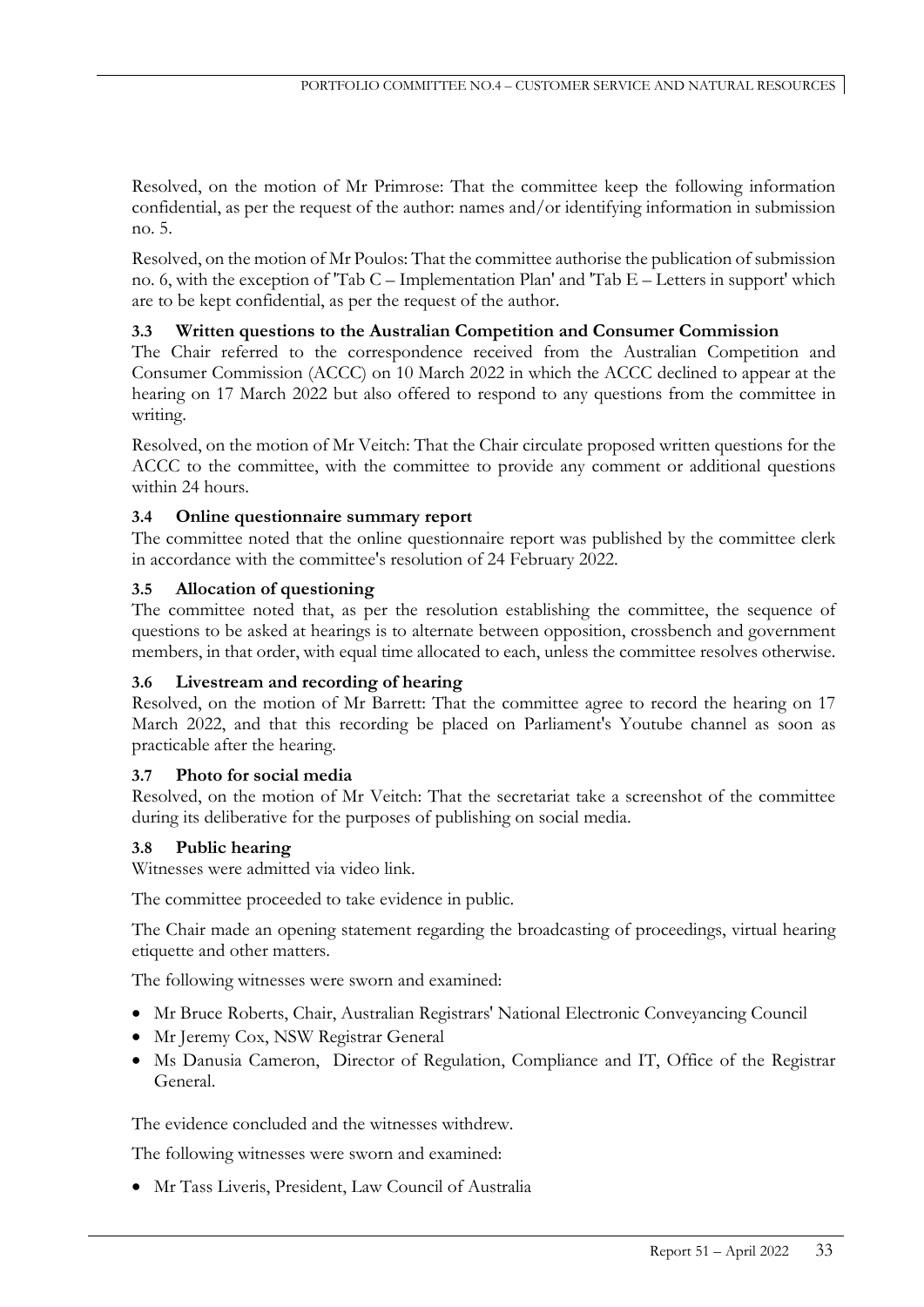Resolved, on the motion of Mr Primrose: That the committee keep the following information confidential, as per the request of the author: names and/or identifying information in submission no. 5.

Resolved, on the motion of Mr Poulos: That the committee authorise the publication of submission no. 6, with the exception of 'Tab C – Implementation Plan' and 'Tab E – Letters in support' which are to be kept confidential, as per the request of the author.

### 3.3 Written questions to the Australian Competition and Consumer Commission

The Chair referred to the correspondence received from the Australian Competition and Consumer Commission (ACCC) on 10 March 2022 in which the ACCC declined to appear at the hearing on 17 March 2022 but also offered to respond to any questions from the committee in writing.

Resolved, on the motion of Mr Veitch: That the Chair circulate proposed written questions for the ACCC to the committee, with the committee to provide any comment or additional questions within 24 hours.

### 3.4 Online questionnaire summary report

The committee noted that the online questionnaire report was published by the committee clerk in accordance with the committee's resolution of 24 February 2022.

### 3.5 Allocation of questioning

The committee noted that, as per the resolution establishing the committee, the sequence of questions to be asked at hearings is to alternate between opposition, crossbench and government members, in that order, with equal time allocated to each, unless the committee resolves otherwise.

### 3.6 Livestream and recording of hearing

Resolved, on the motion of Mr Barrett: That the committee agree to record the hearing on 17 March 2022, and that this recording be placed on Parliament's Youtube channel as soon as practicable after the hearing.

### 3.7 Photo for social media

Resolved, on the motion of Mr Veitch: That the secretariat take a screenshot of the committee during its deliberative for the purposes of publishing on social media.

### 3.8 Public hearing

Witnesses were admitted via video link.

The committee proceeded to take evidence in public.

The Chair made an opening statement regarding the broadcasting of proceedings, virtual hearing etiquette and other matters.

The following witnesses were sworn and examined:

- Mr Bruce Roberts, Chair, Australian Registrars' National Electronic Conveyancing Council
- Mr Jeremy Cox, NSW Registrar General
- Ms Danusia Cameron, Director of Regulation, Compliance and IT, Office of the Registrar General.

The evidence concluded and the witnesses withdrew.

The following witnesses were sworn and examined:

- Mr Tass Liveris, President, Law Council of Australia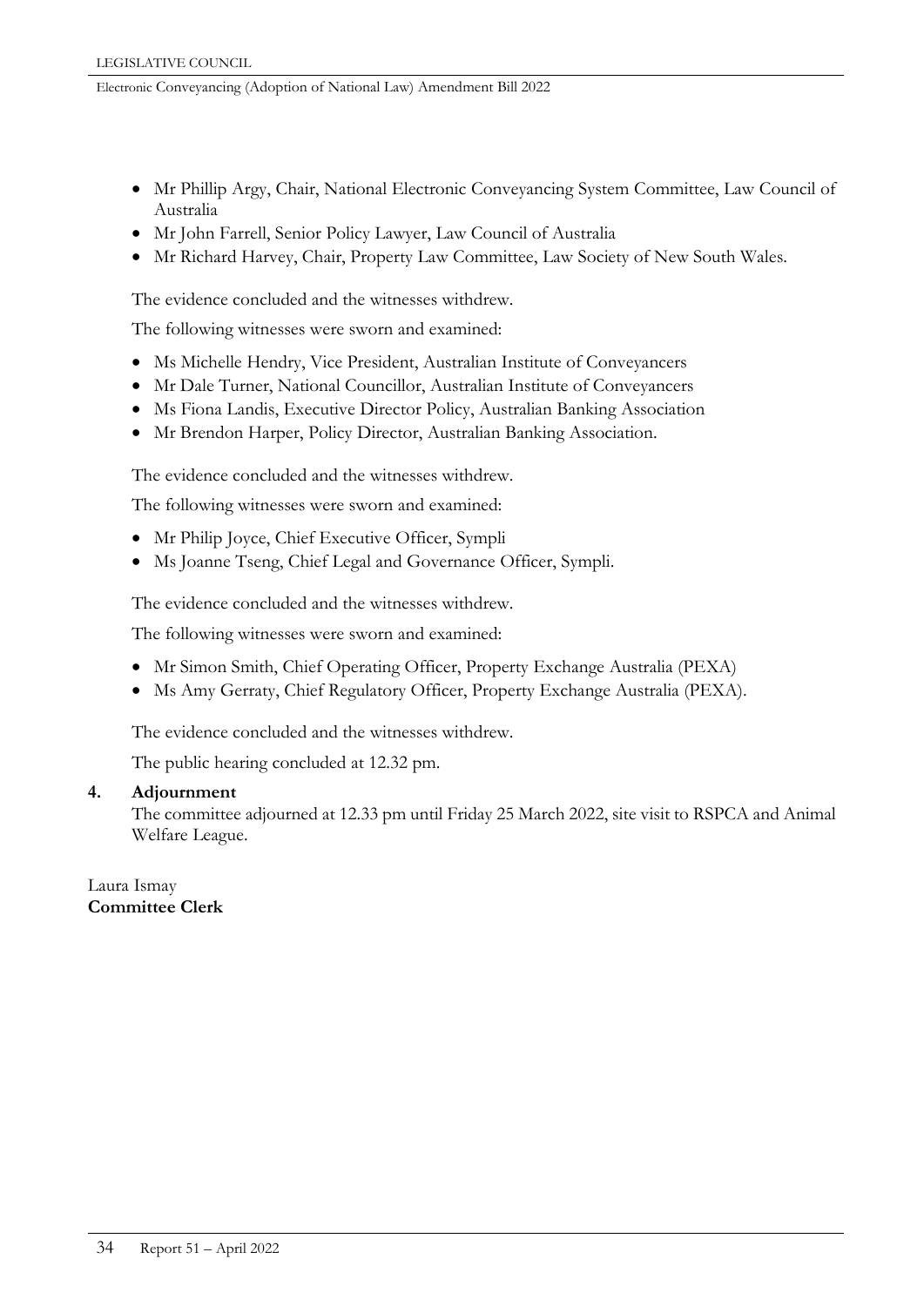- Mr Phillip Argy, Chair, National Electronic Conveyancing System Committee, Law Council of Australia
- Mr John Farrell, Senior Policy Lawyer, Law Council of Australia
- Mr Richard Harvey, Chair, Property Law Committee, Law Society of New South Wales.

The evidence concluded and the witnesses withdrew.

The following witnesses were sworn and examined:

- Ms Michelle Hendry, Vice President, Australian Institute of Conveyancers
- Mr Dale Turner, National Councillor, Australian Institute of Conveyancers
- Ms Fiona Landis, Executive Director Policy, Australian Banking Association
- Mr Brendon Harper, Policy Director, Australian Banking Association.

The evidence concluded and the witnesses withdrew.

The following witnesses were sworn and examined:

- Mr Philip Joyce, Chief Executive Officer, Sympli
- Ms Joanne Tseng, Chief Legal and Governance Officer, Sympli.

The evidence concluded and the witnesses withdrew.

The following witnesses were sworn and examined:

- Mr Simon Smith, Chief Operating Officer, Property Exchange Australia (PEXA)
- Ms Amy Gerraty, Chief Regulatory Officer, Property Exchange Australia (PEXA).

The evidence concluded and the witnesses withdrew.

The public hearing concluded at 12.32 pm.

**4. Adjournment**

The committee adjourned at 12.33 pm until Friday 25 March 2022, site visit to RSPCA and Animal Welfare League.

Laura Ismay
**Committee Clerk**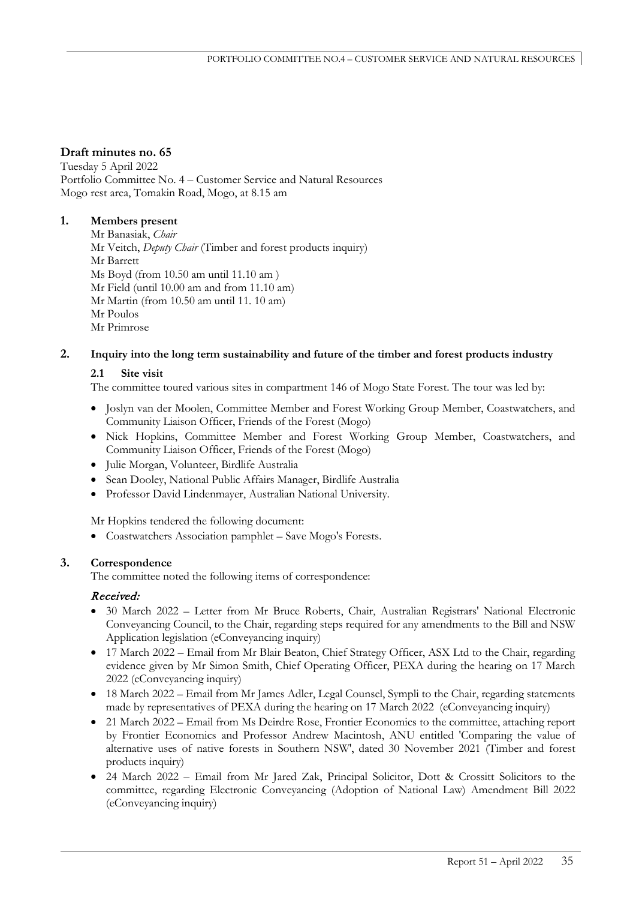## Draft minutes no. 65

Tuesday 5 April 2022
Portfolio Committee No. 4 – Customer Service and Natural Resources
Mogo rest area, Tomakin Road, Mogo, at 8.15 am

### 1. Members present

Mr Banasiak, *Chair*
Mr Veitch, *Deputy Chair* (Timber and forest products inquiry)
Mr Barrett
Ms Boyd (from 10.50 am until 11.10 am )
Mr Field (until 10.00 am and from 11.10 am)
Mr Martin (from 10.50 am until 11. 10 am)
Mr Poulos
Mr Primrose

### 2. Inquiry into the long term sustainability and future of the timber and forest products industry

#### 2.1 Site visit

The committee toured various sites in compartment 146 of Mogo State Forest. The tour was led by:

- Joslyn van der Moolen, Committee Member and Forest Working Group Member, Coastwatchers, and Community Liaison Officer, Friends of the Forest (Mogo)
- Nick Hopkins, Committee Member and Forest Working Group Member, Coastwatchers, and Community Liaison Officer, Friends of the Forest (Mogo)
- Julie Morgan, Volunteer, Birdlife Australia
- Sean Dooley, National Public Affairs Manager, Birdlife Australia
- Professor David Lindenmayer, Australian National University.

Mr Hopkins tendered the following document:

- Coastwatchers Association pamphlet – Save Mogo's Forests.

### 3. Correspondence

The committee noted the following items of correspondence:

***Received:***

- 30 March 2022 – Letter from Mr Bruce Roberts, Chair, Australian Registrars' National Electronic Conveyancing Council, to the Chair, regarding steps required for any amendments to the Bill and NSW Application legislation (eConveyancing inquiry)
- 17 March 2022 – Email from Mr Blair Beaton, Chief Strategy Officer, ASX Ltd to the Chair, regarding evidence given by Mr Simon Smith, Chief Operating Officer, PEXA during the hearing on 17 March 2022 (eConveyancing inquiry)
- 18 March 2022 – Email from Mr James Adler, Legal Counsel, Sympli to the Chair, regarding statements made by representatives of PEXA during the hearing on 17 March 2022 (eConveyancing inquiry)
- 21 March 2022 – Email from Ms Deirdre Rose, Frontier Economics to the committee, attaching report by Frontier Economics and Professor Andrew Macintosh, ANU entitled 'Comparing the value of alternative uses of native forests in Southern NSW', dated 30 November 2021 (Timber and forest products inquiry)
- 24 March 2022 – Email from Mr Jared Zak, Principal Solicitor, Dott & Crossitt Solicitors to the committee, regarding Electronic Conveyancing (Adoption of National Law) Amendment Bill 2022 (eConveyancing inquiry)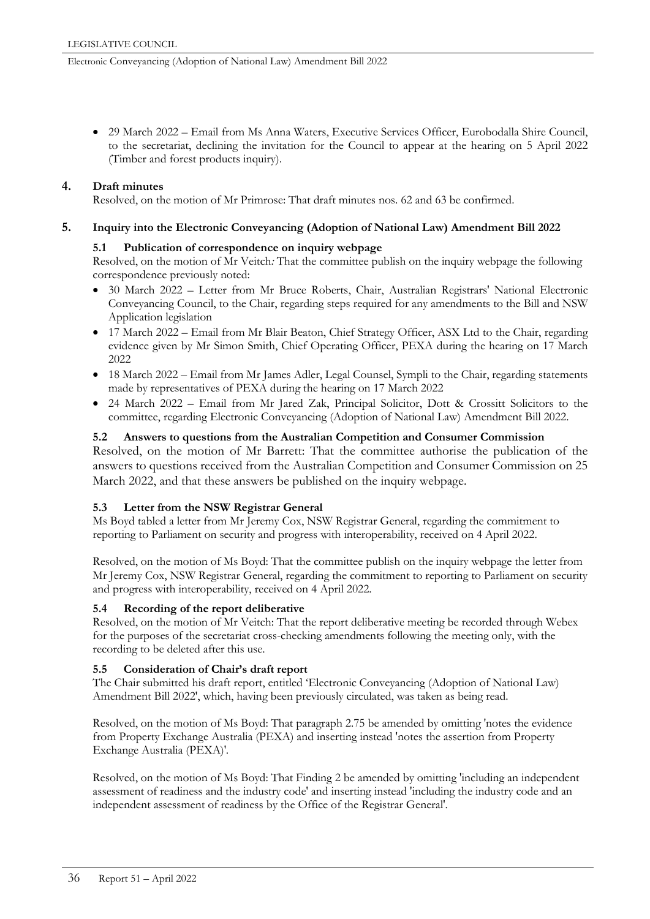- 29 March 2022 – Email from Ms Anna Waters, Executive Services Officer, Eurobodalla Shire Council, to the secretariat, declining the invitation for the Council to appear at the hearing on 5 April 2022 (Timber and forest products inquiry).

## 4. Draft minutes

Resolved, on the motion of Mr Primrose: That draft minutes nos. 62 and 63 be confirmed.

## 5. Inquiry into the Electronic Conveyancing (Adoption of National Law) Amendment Bill 2022

### 5.1 Publication of correspondence on inquiry webpage

Resolved, on the motion of Mr Veitch*:* That the committee publish on the inquiry webpage the following correspondence previously noted:

- 30 March 2022 – Letter from Mr Bruce Roberts, Chair, Australian Registrars' National Electronic Conveyancing Council, to the Chair, regarding steps required for any amendments to the Bill and NSW Application legislation
- 17 March 2022 – Email from Mr Blair Beaton, Chief Strategy Officer, ASX Ltd to the Chair, regarding evidence given by Mr Simon Smith, Chief Operating Officer, PEXA during the hearing on 17 March 2022
- 18 March 2022 – Email from Mr James Adler, Legal Counsel, Sympli to the Chair, regarding statements made by representatives of PEXA during the hearing on 17 March 2022
- 24 March 2022 – Email from Mr Jared Zak, Principal Solicitor, Dott & Crossitt Solicitors to the committee, regarding Electronic Conveyancing (Adoption of National Law) Amendment Bill 2022.

### 5.2 Answers to questions from the Australian Competition and Consumer Commission

Resolved, on the motion of Mr Barrett: That the committee authorise the publication of the answers to questions received from the Australian Competition and Consumer Commission on 25 March 2022, and that these answers be published on the inquiry webpage.

### 5.3 Letter from the NSW Registrar General

Ms Boyd tabled a letter from Mr Jeremy Cox, NSW Registrar General, regarding the commitment to reporting to Parliament on security and progress with interoperability, received on 4 April 2022.

Resolved, on the motion of Ms Boyd: That the committee publish on the inquiry webpage the letter from Mr Jeremy Cox, NSW Registrar General, regarding the commitment to reporting to Parliament on security and progress with interoperability, received on 4 April 2022.

### 5.4 Recording of the report deliberative

Resolved, on the motion of Mr Veitch: That the report deliberative meeting be recorded through Webex for the purposes of the secretariat cross-checking amendments following the meeting only, with the recording to be deleted after this use.

### 5.5 Consideration of Chair's draft report

The Chair submitted his draft report, entitled 'Electronic Conveyancing (Adoption of National Law) Amendment Bill 2022', which, having been previously circulated, was taken as being read.

Resolved, on the motion of Ms Boyd: That paragraph 2.75 be amended by omitting 'notes the evidence from Property Exchange Australia (PEXA) and inserting instead 'notes the assertion from Property Exchange Australia (PEXA)'.

Resolved, on the motion of Ms Boyd: That Finding 2 be amended by omitting 'including an independent assessment of readiness and the industry code' and inserting instead 'including the industry code and an independent assessment of readiness by the Office of the Registrar General'.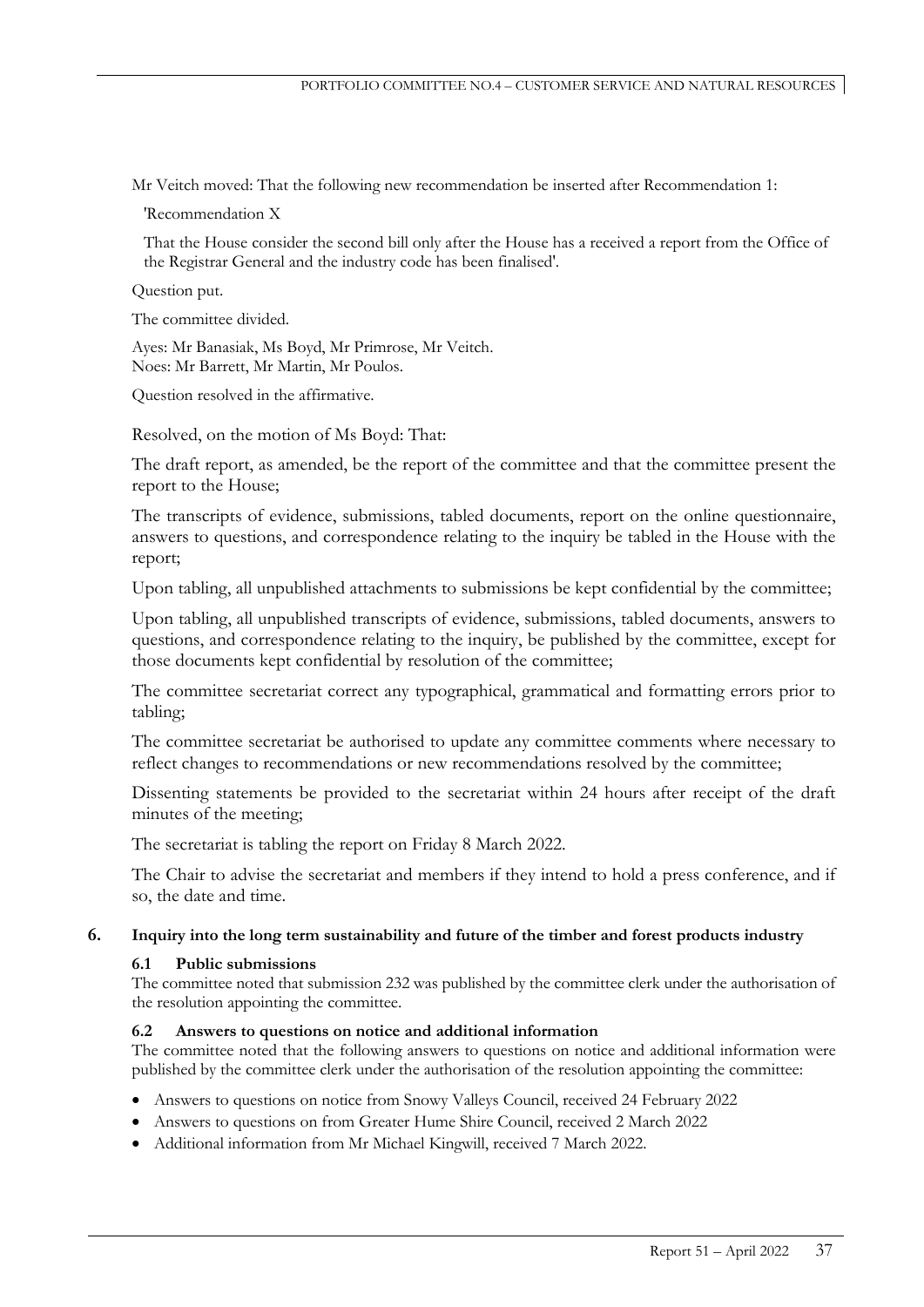Mr Veitch moved: That the following new recommendation be inserted after Recommendation 1:

'Recommendation X

That the House consider the second bill only after the House has a received a report from the Office of the Registrar General and the industry code has been finalised'.

Question put.

The committee divided.

Ayes: Mr Banasiak, Ms Boyd, Mr Primrose, Mr Veitch.
Noes: Mr Barrett, Mr Martin, Mr Poulos.

Question resolved in the affirmative.

Resolved, on the motion of Ms Boyd: That:

The draft report, as amended, be the report of the committee and that the committee present the report to the House;

The transcripts of evidence, submissions, tabled documents, report on the online questionnaire, answers to questions, and correspondence relating to the inquiry be tabled in the House with the report;

Upon tabling, all unpublished attachments to submissions be kept confidential by the committee;

Upon tabling, all unpublished transcripts of evidence, submissions, tabled documents, answers to questions, and correspondence relating to the inquiry, be published by the committee, except for those documents kept confidential by resolution of the committee;

The committee secretariat correct any typographical, grammatical and formatting errors prior to tabling;

The committee secretariat be authorised to update any committee comments where necessary to reflect changes to recommendations or new recommendations resolved by the committee;

Dissenting statements be provided to the secretariat within 24 hours after receipt of the draft minutes of the meeting;

The secretariat is tabling the report on Friday 8 March 2022.

The Chair to advise the secretariat and members if they intend to hold a press conference, and if so, the date and time.

## 6. Inquiry into the long term sustainability and future of the timber and forest products industry

### 6.1 Public submissions

The committee noted that submission 232 was published by the committee clerk under the authorisation of the resolution appointing the committee.

### 6.2 Answers to questions on notice and additional information

The committee noted that the following answers to questions on notice and additional information were published by the committee clerk under the authorisation of the resolution appointing the committee:

- Answers to questions on notice from Snowy Valleys Council, received 24 February 2022
- Answers to questions on from Greater Hume Shire Council, received 2 March 2022
- Additional information from Mr Michael Kingwill, received 7 March 2022.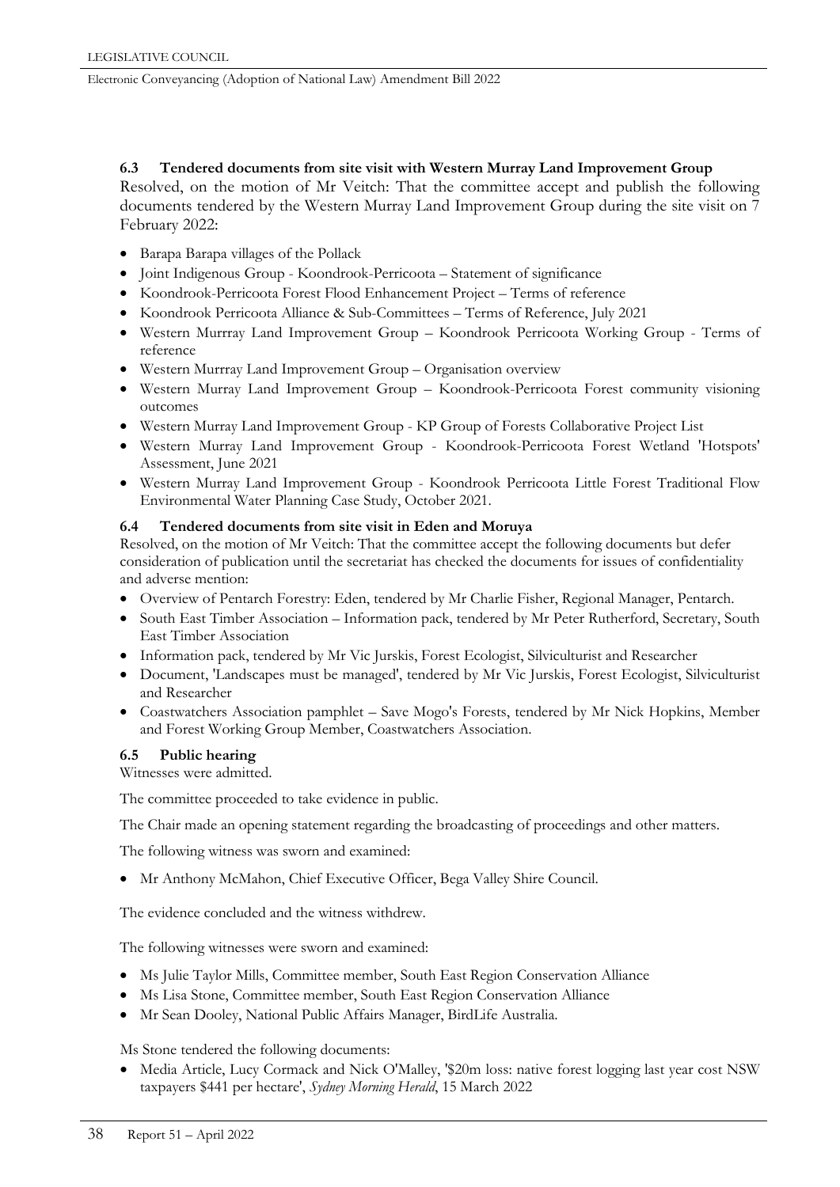### 6.3 Tendered documents from site visit with Western Murray Land Improvement Group

Resolved, on the motion of Mr Veitch: That the committee accept and publish the following documents tendered by the Western Murray Land Improvement Group during the site visit on 7 February 2022:

- Barapa Barapa villages of the Pollack
- Joint Indigenous Group - Koondrook-Perricoota – Statement of significance
- Koondrook-Perricoota Forest Flood Enhancement Project – Terms of reference
- Koondrook Perricoota Alliance & Sub-Committees – Terms of Reference, July 2021
- Western Murrray Land Improvement Group – Koondrook Perricoota Working Group - Terms of reference
- Western Murrray Land Improvement Group – Organisation overview
- Western Murray Land Improvement Group – Koondrook-Perricoota Forest community visioning outcomes
- Western Murray Land Improvement Group - KP Group of Forests Collaborative Project List
- Western Murray Land Improvement Group - Koondrook-Perricoota Forest Wetland 'Hotspots' Assessment, June 2021
- Western Murray Land Improvement Group - Koondrook Perricoota Little Forest Traditional Flow Environmental Water Planning Case Study, October 2021.

### 6.4 Tendered documents from site visit in Eden and Moruya

Resolved, on the motion of Mr Veitch: That the committee accept the following documents but defer consideration of publication until the secretariat has checked the documents for issues of confidentiality and adverse mention:

- Overview of Pentarch Forestry: Eden, tendered by Mr Charlie Fisher, Regional Manager, Pentarch.
- South East Timber Association – Information pack, tendered by Mr Peter Rutherford, Secretary, South East Timber Association
- Information pack, tendered by Mr Vic Jurskis, Forest Ecologist, Silviculturist and Researcher
- Document, 'Landscapes must be managed', tendered by Mr Vic Jurskis, Forest Ecologist, Silviculturist and Researcher
- Coastwatchers Association pamphlet – Save Mogo's Forests, tendered by Mr Nick Hopkins, Member and Forest Working Group Member, Coastwatchers Association.

### 6.5 Public hearing

Witnesses were admitted.

The committee proceeded to take evidence in public.

The Chair made an opening statement regarding the broadcasting of proceedings and other matters.

The following witness was sworn and examined:

- Mr Anthony McMahon, Chief Executive Officer, Bega Valley Shire Council.

The evidence concluded and the witness withdrew.

The following witnesses were sworn and examined:

- Ms Julie Taylor Mills, Committee member, South East Region Conservation Alliance
- Ms Lisa Stone, Committee member, South East Region Conservation Alliance
- Mr Sean Dooley, National Public Affairs Manager, BirdLife Australia.

Ms Stone tendered the following documents:

- Media Article, Lucy Cormack and Nick O'Malley, '$20m loss: native forest logging last year cost NSW taxpayers $441 per hectare', *Sydney Morning Herald*, 15 March 2022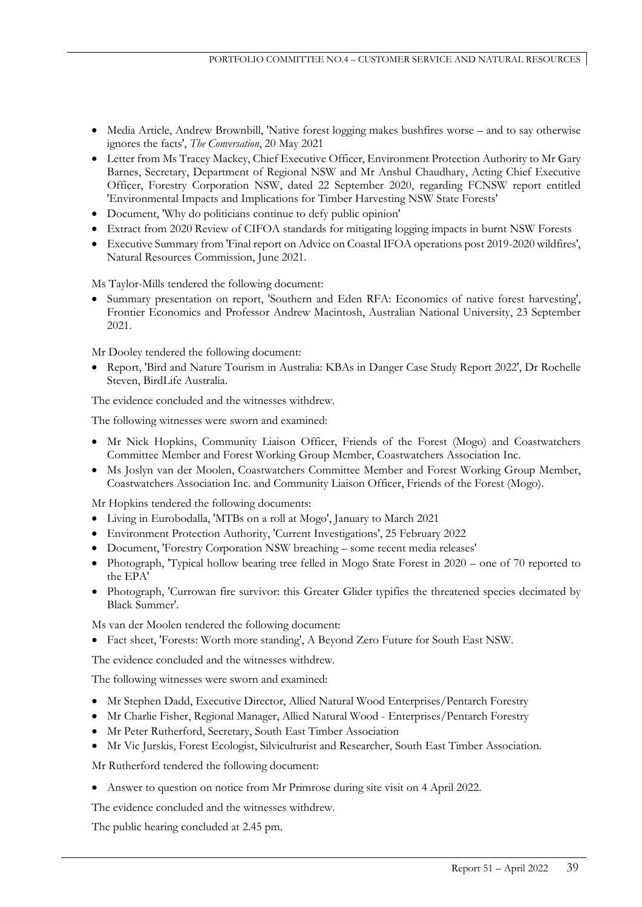- Media Article, Andrew Brownbill, 'Native forest logging makes bushfires worse – and to say otherwise ignores the facts', *The Conversation*, 20 May 2021
- Letter from Ms Tracey Mackey, Chief Executive Officer, Environment Protection Authority to Mr Gary Barnes, Secretary, Department of Regional NSW and Mr Anshul Chaudhary, Acting Chief Executive Officer, Forestry Corporation NSW, dated 22 September 2020, regarding FCNSW report entitled 'Environmental Impacts and Implications for Timber Harvesting NSW State Forests'
- Document, 'Why do politicians continue to defy public opinion'
- Extract from 2020 Review of CIFOA standards for mitigating logging impacts in burnt NSW Forests
- Executive Summary from 'Final report on Advice on Coastal IFOA operations post 2019-2020 wildfires', Natural Resources Commission, June 2021.

Ms Taylor-Mills tendered the following document:

- Summary presentation on report, 'Southern and Eden RFA: Economics of native forest harvesting', Frontier Economics and Professor Andrew Macintosh, Australian National University, 23 September 2021.

Mr Dooley tendered the following document:

- Report, 'Bird and Nature Tourism in Australia: KBAs in Danger Case Study Report 2022', Dr Rochelle Steven, BirdLife Australia.

The evidence concluded and the witnesses withdrew.

The following witnesses were sworn and examined:

- Mr Nick Hopkins, Community Liaison Officer, Friends of the Forest (Mogo) and Coastwatchers Committee Member and Forest Working Group Member, Coastwatchers Association Inc.
- Ms Joslyn van der Moolen, Coastwatchers Committee Member and Forest Working Group Member, Coastwatchers Association Inc. and Community Liaison Officer, Friends of the Forest (Mogo).

Mr Hopkins tendered the following documents:

- Living in Eurobodalla, 'MTBs on a roll at Mogo', January to March 2021
- Environment Protection Authority, 'Current Investigations', 25 February 2022
- Document, 'Forestry Corporation NSW breaching – some recent media releases'
- Photograph, 'Typical hollow bearing tree felled in Mogo State Forest in 2020 – one of 70 reported to the EPA'
- Photograph, 'Currowan fire survivor: this Greater Glider typifies the threatened species decimated by Black Summer'.

Ms van der Moolen tendered the following document:

- Fact sheet, 'Forests: Worth more standing', A Beyond Zero Future for South East NSW.

The evidence concluded and the witnesses withdrew.

The following witnesses were sworn and examined:

- Mr Stephen Dadd, Executive Director, Allied Natural Wood Enterprises/Pentarch Forestry
- Mr Charlie Fisher, Regional Manager, Allied Natural Wood - Enterprises/Pentarch Forestry
- Mr Peter Rutherford, Secretary, South East Timber Association
- Mr Vic Jurskis, Forest Ecologist, Silviculturist and Researcher, South East Timber Association.

Mr Rutherford tendered the following document:

- Answer to question on notice from Mr Primrose during site visit on 4 April 2022.

The evidence concluded and the witnesses withdrew.

The public hearing concluded at 2.45 pm.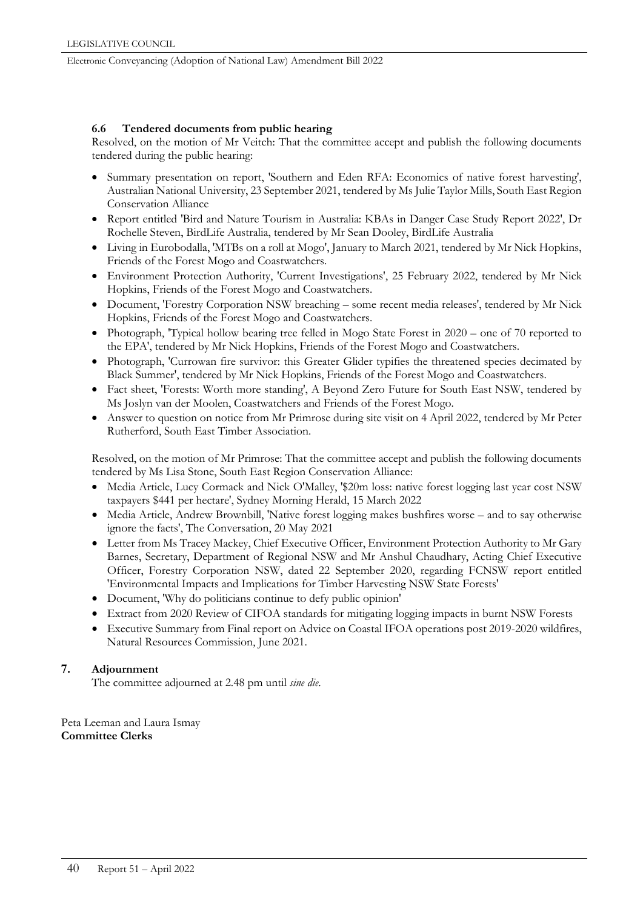### 6.6 Tendered documents from public hearing

Resolved, on the motion of Mr Veitch: That the committee accept and publish the following documents tendered during the public hearing:

- Summary presentation on report, 'Southern and Eden RFA: Economics of native forest harvesting', Australian National University, 23 September 2021, tendered by Ms Julie Taylor Mills, South East Region Conservation Alliance
- Report entitled 'Bird and Nature Tourism in Australia: KBAs in Danger Case Study Report 2022', Dr Rochelle Steven, BirdLife Australia, tendered by Mr Sean Dooley, BirdLife Australia
- Living in Eurobodalla, 'MTBs on a roll at Mogo', January to March 2021, tendered by Mr Nick Hopkins, Friends of the Forest Mogo and Coastwatchers.
- Environment Protection Authority, 'Current Investigations', 25 February 2022, tendered by Mr Nick Hopkins, Friends of the Forest Mogo and Coastwatchers.
- Document, 'Forestry Corporation NSW breaching – some recent media releases', tendered by Mr Nick Hopkins, Friends of the Forest Mogo and Coastwatchers.
- Photograph, 'Typical hollow bearing tree felled in Mogo State Forest in 2020 – one of 70 reported to the EPA', tendered by Mr Nick Hopkins, Friends of the Forest Mogo and Coastwatchers.
- Photograph, 'Currowan fire survivor: this Greater Glider typifies the threatened species decimated by Black Summer', tendered by Mr Nick Hopkins, Friends of the Forest Mogo and Coastwatchers.
- Fact sheet, 'Forests: Worth more standing', A Beyond Zero Future for South East NSW, tendered by Ms Joslyn van der Moolen, Coastwatchers and Friends of the Forest Mogo.
- Answer to question on notice from Mr Primrose during site visit on 4 April 2022, tendered by Mr Peter Rutherford, South East Timber Association.

Resolved, on the motion of Mr Primrose: That the committee accept and publish the following documents tendered by Ms Lisa Stone, South East Region Conservation Alliance:

- Media Article, Lucy Cormack and Nick O'Malley, '$20m loss: native forest logging last year cost NSW taxpayers $441 per hectare', Sydney Morning Herald, 15 March 2022
- Media Article, Andrew Brownbill, 'Native forest logging makes bushfires worse – and to say otherwise ignore the facts', The Conversation, 20 May 2021
- Letter from Ms Tracey Mackey, Chief Executive Officer, Environment Protection Authority to Mr Gary Barnes, Secretary, Department of Regional NSW and Mr Anshul Chaudhary, Acting Chief Executive Officer, Forestry Corporation NSW, dated 22 September 2020, regarding FCNSW report entitled 'Environmental Impacts and Implications for Timber Harvesting NSW State Forests'
- Document, 'Why do politicians continue to defy public opinion'
- Extract from 2020 Review of CIFOA standards for mitigating logging impacts in burnt NSW Forests
- Executive Summary from Final report on Advice on Coastal IFOA operations post 2019-2020 wildfires, Natural Resources Commission, June 2021.

## 7. Adjournment

The committee adjourned at 2.48 pm until *sine die*.

Peta Leeman and Laura Ismay
**Committee Clerks**